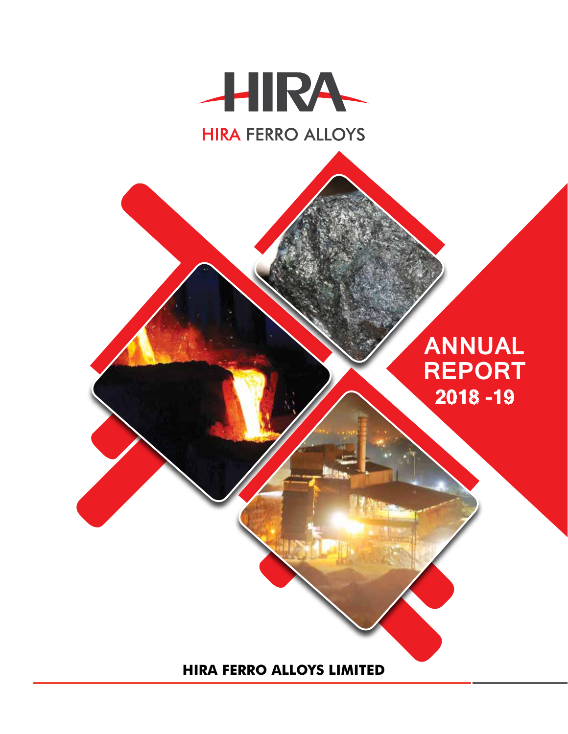HIRA

HIRA FERRO ALLOYS

# ANNUAL REPORT 2018 -19

**HIRA FERRO ALLOYS LIMITED**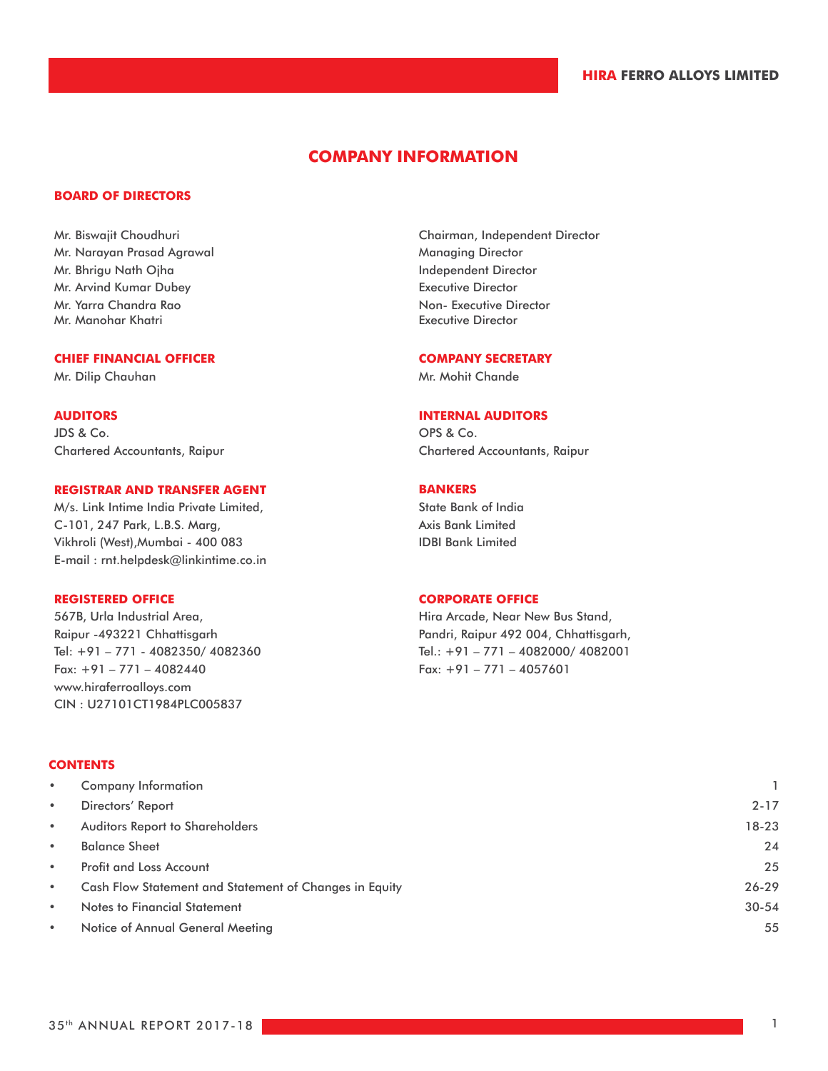# COMPANY INFORMATION

## BOARD OF DIRECTORS

| | |
|---|---|
| Mr. Biswajit Choudhuri | Chairman, Independent Director |
| Mr. Narayan Prasad Agrawal | Managing Director |
| Mr. Bhrigu Nath Ojha | Independent Director |
| Mr. Arvind Kumar Dubey | Executive Director |
| Mr. Yarra Chandra Rao | Non- Executive Director |
| Mr. Manohar Khatri | Executive Director |

## CHIEF FINANCIAL OFFICER

Mr. Dilip Chauhan

## COMPANY SECRETARY

Mr. Mohit Chande

## AUDITORS

JDS & Co.
Chartered Accountants, Raipur

## INTERNAL AUDITORS

OPS & Co.
Chartered Accountants, Raipur

## REGISTRAR AND TRANSFER AGENT

M/s. Link Intime India Private Limited,
C-101, 247 Park, L.B.S. Marg,
Vikhroli (West),Mumbai - 400 083
E-mail : rnt.helpdesk@linkintime.co.in

## BANKERS

State Bank of India
Axis Bank Limited
IDBI Bank Limited

## REGISTERED OFFICE

567B, Urla Industrial Area,
Raipur -493221 Chhattisgarh
Tel: +91 – 771 - 4082350/ 4082360
Fax: +91 – 771 – 4082440
www.hiraferroalloys.com
CIN : U27101CT1984PLC005837

## CORPORATE OFFICE

Hira Arcade, Near New Bus Stand,
Pandri, Raipur 492 004, Chhattisgarh,
Tel.: +91 – 771 – 4082000/ 4082001
Fax: +91 – 771 – 4057601

## CONTENTS

| | |
|---|---|
| • Company Information | 1 |
| • Directors' Report | 2-17 |
| • Auditors Report to Shareholders | 18-23 |
| • Balance Sheet | 24 |
| • Profit and Loss Account | 25 |
| • Cash Flow Statement and Statement of Changes in Equity | 26-29 |
| • Notes to Financial Statement | 30-54 |
| • Notice of Annual General Meeting | 55 |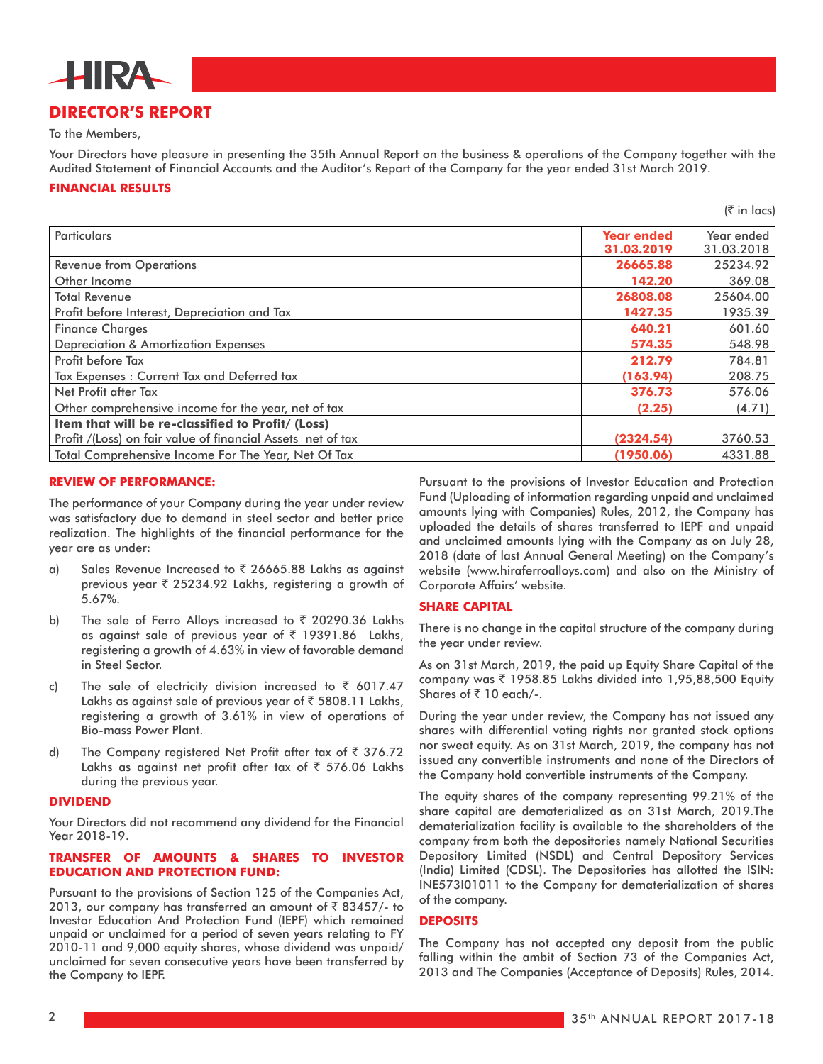# DIRECTOR'S REPORT

To the Members,

Your Directors have pleasure in presenting the 35th Annual Report on the business & operations of the Company together with the Audited Statement of Financial Accounts and the Auditor's Report of the Company for the year ended 31st March 2019.

## FINANCIAL RESULTS

(₹ in lacs)

| Particulars | Year ended 31.03.2019 | Year ended 31.03.2018 |
|---|---|---|
| Revenue from Operations | 26665.88 | 25234.92 |
| Other Income | 142.20 | 369.08 |
| Total Revenue | 26808.08 | 25604.00 |
| Profit before Interest, Depreciation and Tax | 1427.35 | 1935.39 |
| Finance Charges | 640.21 | 601.60 |
| Depreciation & Amortization Expenses | 574.35 | 548.98 |
| Profit before Tax | 212.79 | 784.81 |
| Tax Expenses : Current Tax and Deferred tax | (163.94) | 208.75 |
| Net Profit after Tax | 376.73 | 576.06 |
| Other comprehensive income for the year, net of tax | (2.25) | (4.71) |
| **Item that will be re-classified to Profit/ (Loss)** | | |
| Profit /(Loss) on fair value of financial Assets net of tax | (2324.54) | 3760.53 |
| Total Comprehensive Income For The Year, Net Of Tax | (1950.06) | 4331.88 |

## REVIEW OF PERFORMANCE:

The performance of your Company during the year under review was satisfactory due to demand in steel sector and better price realization. The highlights of the financial performance for the year are as under:

a) Sales Revenue Increased to ₹ 26665.88 Lakhs as against previous year ₹ 25234.92 Lakhs, registering a growth of 5.67%.

b) The sale of Ferro Alloys increased to ₹ 20290.36 Lakhs as against sale of previous year of ₹ 19391.86 Lakhs, registering a growth of 4.63% in view of favorable demand in Steel Sector.

c) The sale of electricity division increased to ₹ 6017.47 Lakhs as against sale of previous year of ₹ 5808.11 Lakhs, registering a growth of 3.61% in view of operations of Bio-mass Power Plant.

d) The Company registered Net Profit after tax of ₹ 376.72 Lakhs as against net profit after tax of ₹ 576.06 Lakhs during the previous year.

## DIVIDEND

Your Directors did not recommend any dividend for the Financial Year 2018-19.

## TRANSFER OF AMOUNTS & SHARES TO INVESTOR EDUCATION AND PROTECTION FUND:

Pursuant to the provisions of Section 125 of the Companies Act, 2013, our company has transferred an amount of ₹ 83457/- to Investor Education And Protection Fund (IEPF) which remained unpaid or unclaimed for a period of seven years relating to FY 2010-11 and 9,000 equity shares, whose dividend was unpaid/ unclaimed for seven consecutive years have been transferred by the Company to IEPF.

Pursuant to the provisions of Investor Education and Protection Fund (Uploading of information regarding unpaid and unclaimed amounts lying with Companies) Rules, 2012, the Company has uploaded the details of shares transferred to IEPF and unpaid and unclaimed amounts lying with the Company as on July 28, 2018 (date of last Annual General Meeting) on the Company's website (www.hiraferroalloys.com) and also on the Ministry of Corporate Affairs' website.

## SHARE CAPITAL

There is no change in the capital structure of the company during the year under review.

As on 31st March, 2019, the paid up Equity Share Capital of the company was ₹ 1958.85 Lakhs divided into 1,95,88,500 Equity Shares of ₹ 10 each/-.

During the year under review, the Company has not issued any shares with differential voting rights nor granted stock options nor sweat equity. As on 31st March, 2019, the company has not issued any convertible instruments and none of the Directors of the Company hold convertible instruments of the Company.

The equity shares of the company representing 99.21% of the share capital are dematerialized as on 31st March, 2019.The dematerialization facility is available to the shareholders of the company from both the depositories namely National Securities Depository Limited (NSDL) and Central Depository Services (India) Limited (CDSL). The Depositories has allotted the ISIN: INE573I01011 to the Company for dematerialization of shares of the company.

## DEPOSITS

The Company has not accepted any deposit from the public falling within the ambit of Section 73 of the Companies Act, 2013 and The Companies (Acceptance of Deposits) Rules, 2014.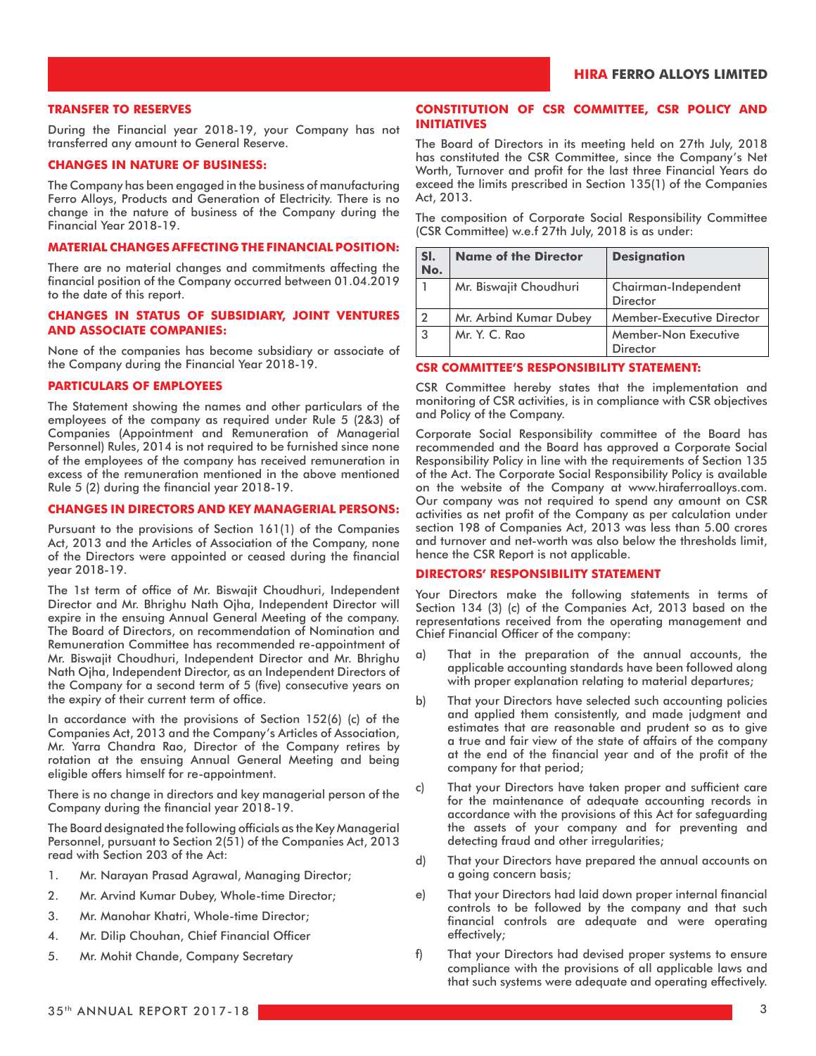## TRANSFER TO RESERVES

During the Financial year 2018-19, your Company has not transferred any amount to General Reserve.

## CHANGES IN NATURE OF BUSINESS:

The Company has been engaged in the business of manufacturing Ferro Alloys, Products and Generation of Electricity. There is no change in the nature of business of the Company during the Financial Year 2018-19.

## MATERIAL CHANGES AFFECTING THE FINANCIAL POSITION:

There are no material changes and commitments affecting the financial position of the Company occurred between 01.04.2019 to the date of this report.

## CHANGES IN STATUS OF SUBSIDIARY, JOINT VENTURES AND ASSOCIATE COMPANIES:

None of the companies has become subsidiary or associate of the Company during the Financial Year 2018-19.

## PARTICULARS OF EMPLOYEES

The Statement showing the names and other particulars of the employees of the company as required under Rule 5 (2&3) of Companies (Appointment and Remuneration of Managerial Personnel) Rules, 2014 is not required to be furnished since none of the employees of the company has received remuneration in excess of the remuneration mentioned in the above mentioned Rule 5 (2) during the financial year 2018-19.

## CHANGES IN DIRECTORS AND KEY MANAGERIAL PERSONS:

Pursuant to the provisions of Section 161(1) of the Companies Act, 2013 and the Articles of Association of the Company, none of the Directors were appointed or ceased during the financial year 2018-19.

The 1st term of office of Mr. Biswajit Choudhuri, Independent Director and Mr. Bhrighu Nath Ojha, Independent Director will expire in the ensuing Annual General Meeting of the company. The Board of Directors, on recommendation of Nomination and Remuneration Committee has recommended re-appointment of Mr. Biswajit Choudhuri, Independent Director and Mr. Bhrighu Nath Ojha, Independent Director, as an Independent Directors of the Company for a second term of 5 (five) consecutive years on the expiry of their current term of office.

In accordance with the provisions of Section 152(6) (c) of the Companies Act, 2013 and the Company's Articles of Association, Mr. Yarra Chandra Rao, Director of the Company retires by rotation at the ensuing Annual General Meeting and being eligible offers himself for re-appointment.

There is no change in directors and key managerial person of the Company during the financial year 2018-19.

The Board designated the following officials as the Key Managerial Personnel, pursuant to Section 2(51) of the Companies Act, 2013 read with Section 203 of the Act:

1. Mr. Narayan Prasad Agrawal, Managing Director;
2. Mr. Arvind Kumar Dubey, Whole-time Director;
3. Mr. Manohar Khatri, Whole-time Director;
4. Mr. Dilip Chouhan, Chief Financial Officer
5. Mr. Mohit Chande, Company Secretary

## CONSTITUTION OF CSR COMMITTEE, CSR POLICY AND INITIATIVES

The Board of Directors in its meeting held on 27th July, 2018 has constituted the CSR Committee, since the Company's Net Worth, Turnover and profit for the last three Financial Years do exceed the limits prescribed in Section 135(1) of the Companies Act, 2013.

The composition of Corporate Social Responsibility Committee (CSR Committee) w.e.f 27th July, 2018 is as under:

| Sl. No. | Name of the Director | Designation |
|---|---|---|
| 1 | Mr. Biswajit Choudhuri | Chairman-Independent Director |
| 2 | Mr. Arbind Kumar Dubey | Member-Executive Director |
| 3 | Mr. Y. C. Rao | Member-Non Executive Director |

## CSR COMMITTEE'S RESPONSIBILITY STATEMENT:

CSR Committee hereby states that the implementation and monitoring of CSR activities, is in compliance with CSR objectives and Policy of the Company.

Corporate Social Responsibility committee of the Board has recommended and the Board has approved a Corporate Social Responsibility Policy in line with the requirements of Section 135 of the Act. The Corporate Social Responsibility Policy is available on the website of the Company at www.hiraferroalloys.com. Our company was not required to spend any amount on CSR activities as net profit of the Company as per calculation under section 198 of Companies Act, 2013 was less than 5.00 crores and turnover and net-worth was also below the thresholds limit, hence the CSR Report is not applicable.

## DIRECTORS' RESPONSIBILITY STATEMENT

Your Directors make the following statements in terms of Section 134 (3) (c) of the Companies Act, 2013 based on the representations received from the operating management and Chief Financial Officer of the company:

a) That in the preparation of the annual accounts, the applicable accounting standards have been followed along with proper explanation relating to material departures;

b) That your Directors have selected such accounting policies and applied them consistently, and made judgment and estimates that are reasonable and prudent so as to give a true and fair view of the state of affairs of the company at the end of the financial year and of the profit of the company for that period;

c) That your Directors have taken proper and sufficient care for the maintenance of adequate accounting records in accordance with the provisions of this Act for safeguarding the assets of your company and for preventing and detecting fraud and other irregularities;

d) That your Directors have prepared the annual accounts on a going concern basis;

e) That your Directors had laid down proper internal financial controls to be followed by the company and that such financial controls are adequate and were operating effectively;

f) That your Directors had devised proper systems to ensure compliance with the provisions of all applicable laws and that such systems were adequate and operating effectively.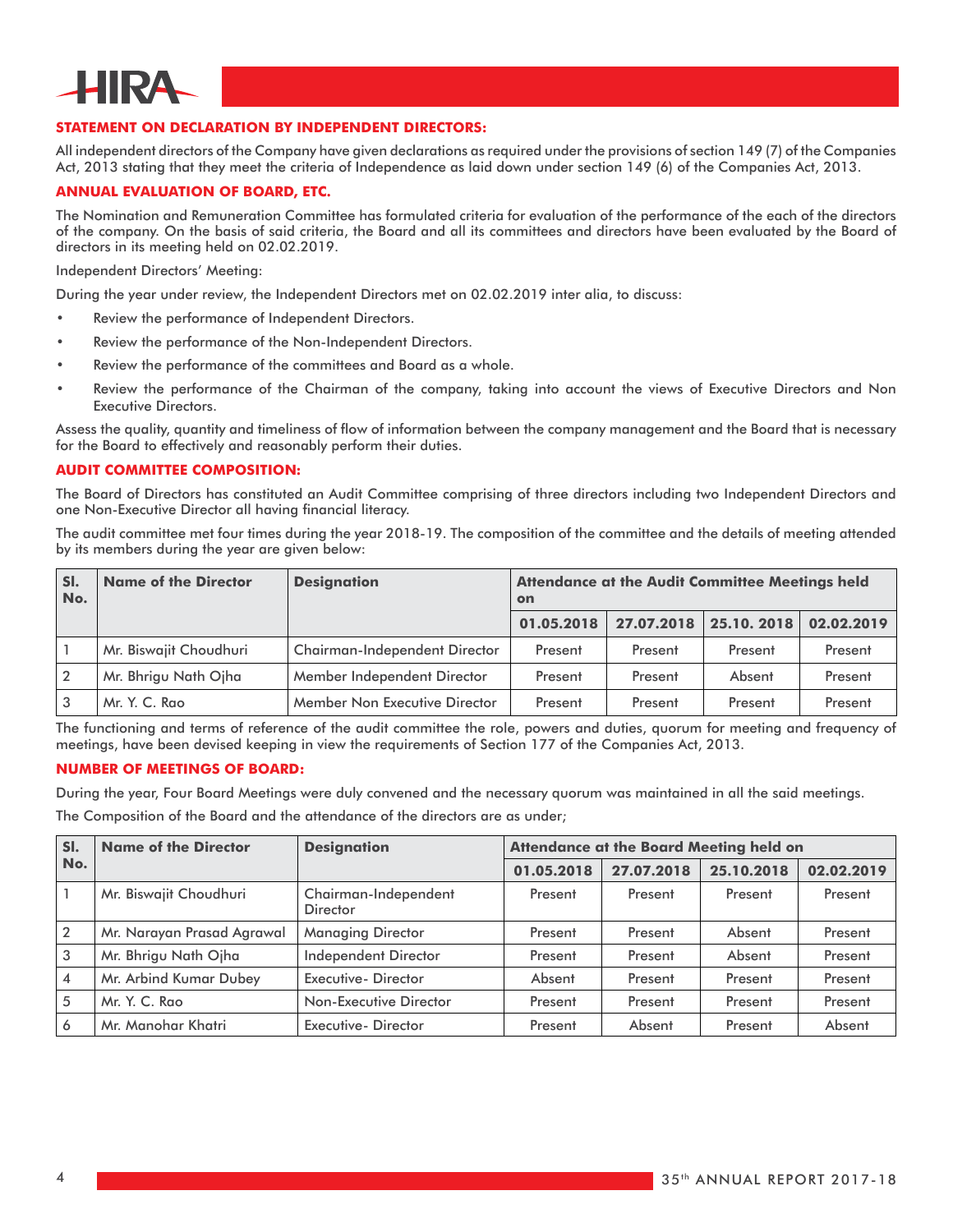## STATEMENT ON DECLARATION BY INDEPENDENT DIRECTORS:

All independent directors of the Company have given declarations as required under the provisions of section 149 (7) of the Companies Act, 2013 stating that they meet the criteria of Independence as laid down under section 149 (6) of the Companies Act, 2013.

## ANNUAL EVALUATION OF BOARD, ETC.

The Nomination and Remuneration Committee has formulated criteria for evaluation of the performance of the each of the directors of the company. On the basis of said criteria, the Board and all its committees and directors have been evaluated by the Board of directors in its meeting held on 02.02.2019.

Independent Directors' Meeting:

During the year under review, the Independent Directors met on 02.02.2019 inter alia, to discuss:

- Review the performance of Independent Directors.
- Review the performance of the Non-Independent Directors.
- Review the performance of the committees and Board as a whole.
- Review the performance of the Chairman of the company, taking into account the views of Executive Directors and Non Executive Directors.

Assess the quality, quantity and timeliness of flow of information between the company management and the Board that is necessary for the Board to effectively and reasonably perform their duties.

## AUDIT COMMITTEE COMPOSITION:

The Board of Directors has constituted an Audit Committee comprising of three directors including two Independent Directors and one Non-Executive Director all having financial literacy.

The audit committee met four times during the year 2018-19. The composition of the committee and the details of meeting attended by its members during the year are given below:

| Sl. No. | Name of the Director | Designation | Attendance at the Audit Committee Meetings held on | | | |
|---|---|---|---|---|---|---|
| | | | 01.05.2018 | 27.07.2018 | 25.10. 2018 | 02.02.2019 |
| 1 | Mr. Biswajit Choudhuri | Chairman-Independent Director | Present | Present | Present | Present |
| 2 | Mr. Bhrigu Nath Ojha | Member Independent Director | Present | Present | Absent | Present |
| 3 | Mr. Y. C. Rao | Member Non Executive Director | Present | Present | Present | Present |

The functioning and terms of reference of the audit committee the role, powers and duties, quorum for meeting and frequency of meetings, have been devised keeping in view the requirements of Section 177 of the Companies Act, 2013.

## NUMBER OF MEETINGS OF BOARD:

During the year, Four Board Meetings were duly convened and the necessary quorum was maintained in all the said meetings.

The Composition of the Board and the attendance of the directors are as under;

| Sl. No. | Name of the Director | Designation | Attendance at the Board Meeting held on | | | |
|---|---|---|---|---|---|---|
| | | | 01.05.2018 | 27.07.2018 | 25.10.2018 | 02.02.2019 |
| 1 | Mr. Biswajit Choudhuri | Chairman-Independent Director | Present | Present | Present | Present |
| 2 | Mr. Narayan Prasad Agrawal | Managing Director | Present | Present | Absent | Present |
| 3 | Mr. Bhrigu Nath Ojha | Independent Director | Present | Present | Absent | Present |
| 4 | Mr. Arbind Kumar Dubey | Executive- Director | Absent | Present | Present | Present |
| 5 | Mr. Y. C. Rao | Non-Executive Director | Present | Present | Present | Present |
| 6 | Mr. Manohar Khatri | Executive- Director | Present | Absent | Present | Absent |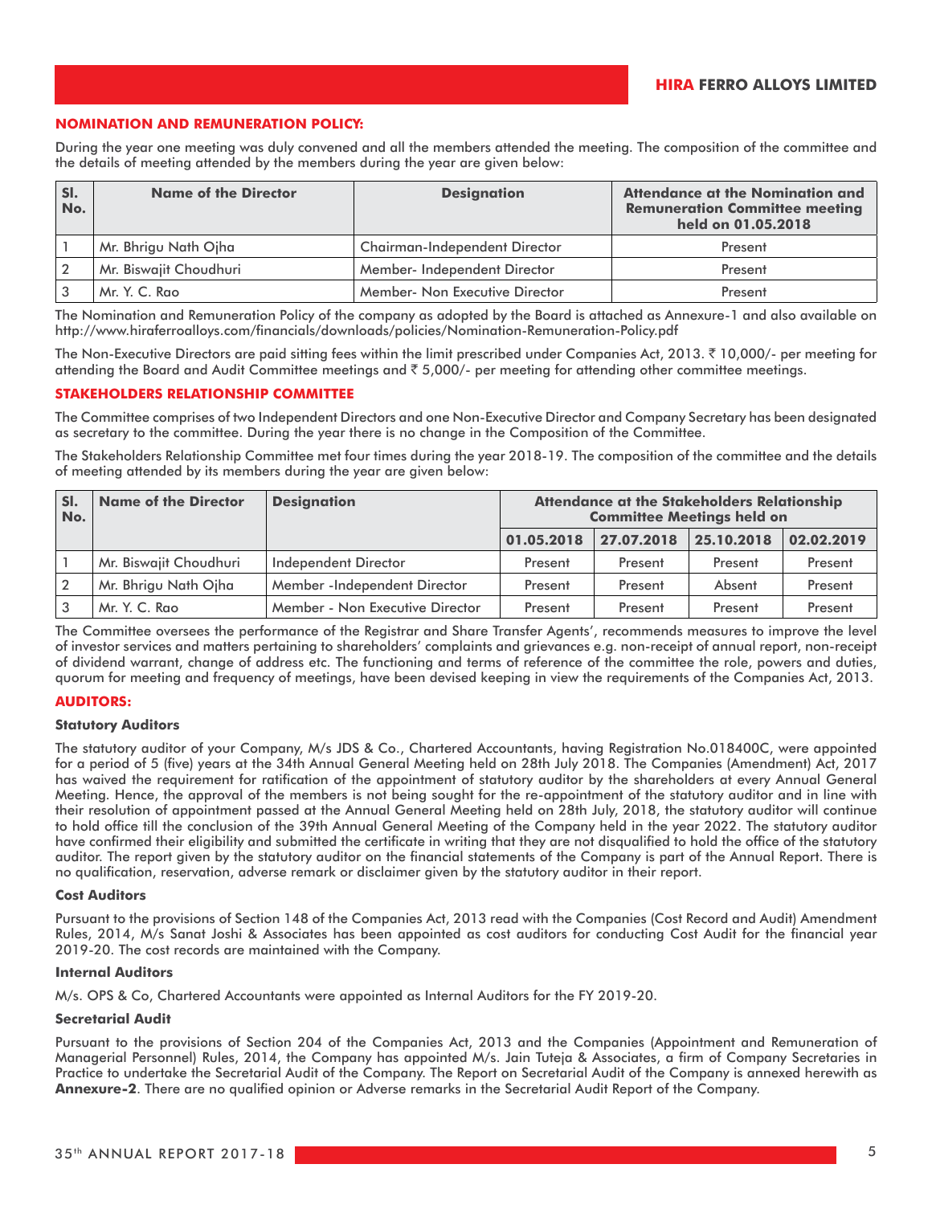## NOMINATION AND REMUNERATION POLICY:

During the year one meeting was duly convened and all the members attended the meeting. The composition of the committee and the details of meeting attended by the members during the year are given below:

| Sl. No. | Name of the Director | Designation | Attendance at the Nomination and Remuneration Committee meeting held on 01.05.2018 |
|---|---|---|---|
| 1 | Mr. Bhrigu Nath Ojha | Chairman-Independent Director | Present |
| 2 | Mr. Biswajit Choudhuri | Member- Independent Director | Present |
| 3 | Mr. Y. C. Rao | Member- Non Executive Director | Present |

The Nomination and Remuneration Policy of the company as adopted by the Board is attached as Annexure-1 and also available on http://www.hiraferroalloys.com/financials/downloads/policies/Nomination-Remuneration-Policy.pdf

The Non-Executive Directors are paid sitting fees within the limit prescribed under Companies Act, 2013. ₹ 10,000/- per meeting for attending the Board and Audit Committee meetings and ₹ 5,000/- per meeting for attending other committee meetings.

## STAKEHOLDERS RELATIONSHIP COMMITTEE

The Committee comprises of two Independent Directors and one Non-Executive Director and Company Secretary has been designated as secretary to the committee. During the year there is no change in the Composition of the Committee.

The Stakeholders Relationship Committee met four times during the year 2018-19. The composition of the committee and the details of meeting attended by its members during the year are given below:

| Sl. No. | Name of the Director | Designation | Attendance at the Stakeholders Relationship Committee Meetings held on | | | |
|---|---|---|---|---|---|---|
| | | | 01.05.2018 | 27.07.2018 | 25.10.2018 | 02.02.2019 |
| 1 | Mr. Biswajit Choudhuri | Independent Director | Present | Present | Present | Present |
| 2 | Mr. Bhrigu Nath Ojha | Member -Independent Director | Present | Present | Absent | Present |
| 3 | Mr. Y. C. Rao | Member - Non Executive Director | Present | Present | Present | Present |

The Committee oversees the performance of the Registrar and Share Transfer Agents', recommends measures to improve the level of investor services and matters pertaining to shareholders' complaints and grievances e.g. non-receipt of annual report, non-receipt of dividend warrant, change of address etc. The functioning and terms of reference of the committee the role, powers and duties, quorum for meeting and frequency of meetings, have been devised keeping in view the requirements of the Companies Act, 2013.

## AUDITORS:

### Statutory Auditors

The statutory auditor of your Company, M/s JDS & Co., Chartered Accountants, having Registration No.018400C, were appointed for a period of 5 (five) years at the 34th Annual General Meeting held on 28th July 2018. The Companies (Amendment) Act, 2017 has waived the requirement for ratification of the appointment of statutory auditor by the shareholders at every Annual General Meeting. Hence, the approval of the members is not being sought for the re-appointment of the statutory auditor and in line with their resolution of appointment passed at the Annual General Meeting held on 28th July, 2018, the statutory auditor will continue to hold office till the conclusion of the 39th Annual General Meeting of the Company held in the year 2022. The statutory auditor have confirmed their eligibility and submitted the certificate in writing that they are not disqualified to hold the office of the statutory auditor. The report given by the statutory auditor on the financial statements of the Company is part of the Annual Report. There is no qualification, reservation, adverse remark or disclaimer given by the statutory auditor in their report.

### Cost Auditors

Pursuant to the provisions of Section 148 of the Companies Act, 2013 read with the Companies (Cost Record and Audit) Amendment Rules, 2014, M/s Sanat Joshi & Associates has been appointed as cost auditors for conducting Cost Audit for the financial year 2019-20. The cost records are maintained with the Company.

### Internal Auditors

M/s. OPS & Co, Chartered Accountants were appointed as Internal Auditors for the FY 2019-20.

### Secretarial Audit

Pursuant to the provisions of Section 204 of the Companies Act, 2013 and the Companies (Appointment and Remuneration of Managerial Personnel) Rules, 2014, the Company has appointed M/s. Jain Tuteja & Associates, a firm of Company Secretaries in Practice to undertake the Secretarial Audit of the Company. The Report on Secretarial Audit of the Company is annexed herewith as **Annexure-2**. There are no qualified opinion or Adverse remarks in the Secretarial Audit Report of the Company.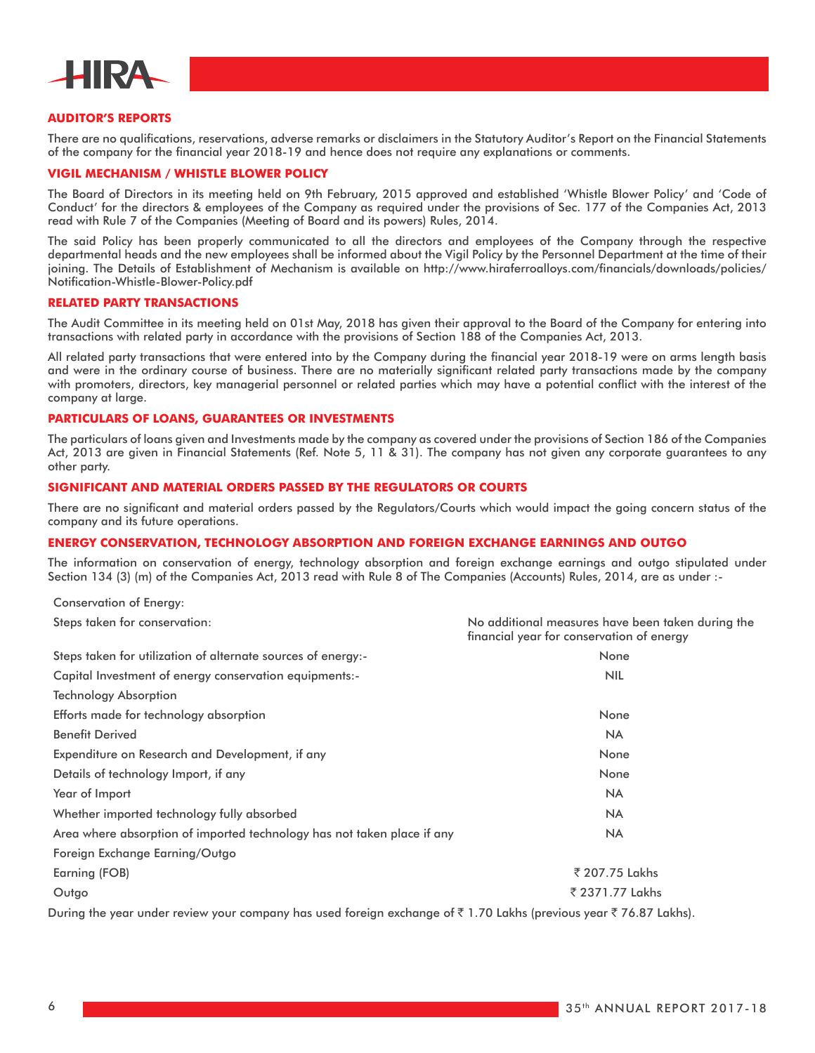## AUDITOR'S REPORTS

There are no qualifications, reservations, adverse remarks or disclaimers in the Statutory Auditor's Report on the Financial Statements of the company for the financial year 2018-19 and hence does not require any explanations or comments.

## VIGIL MECHANISM / WHISTLE BLOWER POLICY

The Board of Directors in its meeting held on 9th February, 2015 approved and established 'Whistle Blower Policy' and 'Code of Conduct' for the directors & employees of the Company as required under the provisions of Sec. 177 of the Companies Act, 2013 read with Rule 7 of the Companies (Meeting of Board and its powers) Rules, 2014.

The said Policy has been properly communicated to all the directors and employees of the Company through the respective departmental heads and the new employees shall be informed about the Vigil Policy by the Personnel Department at the time of their joining. The Details of Establishment of Mechanism is available on http://www.hiraferroalloys.com/financials/downloads/policies/Notification-Whistle-Blower-Policy.pdf

## RELATED PARTY TRANSACTIONS

The Audit Committee in its meeting held on 01st May, 2018 has given their approval to the Board of the Company for entering into transactions with related party in accordance with the provisions of Section 188 of the Companies Act, 2013.

All related party transactions that were entered into by the Company during the financial year 2018-19 were on arms length basis and were in the ordinary course of business. There are no materially significant related party transactions made by the company with promoters, directors, key managerial personnel or related parties which may have a potential conflict with the interest of the company at large.

## PARTICULARS OF LOANS, GUARANTEES OR INVESTMENTS

The particulars of loans given and Investments made by the company as covered under the provisions of Section 186 of the Companies Act, 2013 are given in Financial Statements (Ref. Note 5, 11 & 31). The company has not given any corporate guarantees to any other party.

## SIGNIFICANT AND MATERIAL ORDERS PASSED BY THE REGULATORS OR COURTS

There are no significant and material orders passed by the Regulators/Courts which would impact the going concern status of the company and its future operations.

## ENERGY CONSERVATION, TECHNOLOGY ABSORPTION AND FOREIGN EXCHANGE EARNINGS AND OUTGO

The information on conservation of energy, technology absorption and foreign exchange earnings and outgo stipulated under Section 134 (3) (m) of the Companies Act, 2013 read with Rule 8 of The Companies (Accounts) Rules, 2014, are as under :-

| | |
|---|---|
| Conservation of Energy: | |
| Steps taken for conservation: | No additional measures have been taken during the financial year for conservation of energy |
| Steps taken for utilization of alternate sources of energy:- | None |
| Capital Investment of energy conservation equipments:- | NIL |
| Technology Absorption | |
| Efforts made for technology absorption | None |
| Benefit Derived | NA |
| Expenditure on Research and Development, if any | None |
| Details of technology Import, if any | None |
| Year of Import | NA |
| Whether imported technology fully absorbed | NA |
| Area where absorption of imported technology has not taken place if any | NA |
| Foreign Exchange Earning/Outgo | |
| Earning (FOB) | ₹ 207.75 Lakhs |
| Outgo | ₹ 2371.77 Lakhs |

During the year under review your company has used foreign exchange of ₹ 1.70 Lakhs (previous year ₹ 76.87 Lakhs).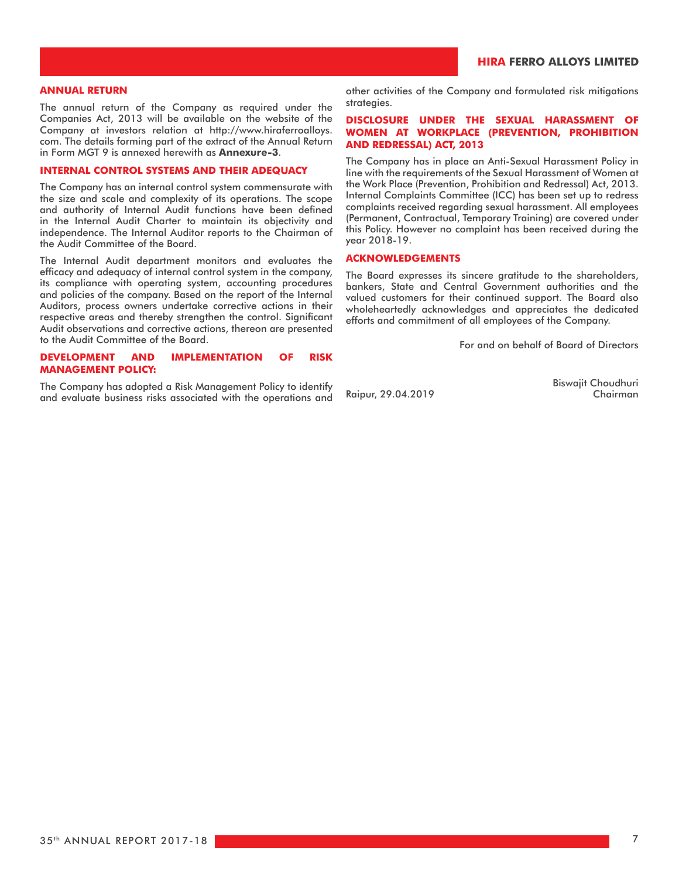## ANNUAL RETURN

The annual return of the Company as required under the Companies Act, 2013 will be available on the website of the Company at investors relation at http://www.hiraferroalloys.com. The details forming part of the extract of the Annual Return in Form MGT 9 is annexed herewith as **Annexure-3**.

## INTERNAL CONTROL SYSTEMS AND THEIR ADEQUACY

The Company has an internal control system commensurate with the size and scale and complexity of its operations. The scope and authority of Internal Audit functions have been defined in the Internal Audit Charter to maintain its objectivity and independence. The Internal Auditor reports to the Chairman of the Audit Committee of the Board.

The Internal Audit department monitors and evaluates the efficacy and adequacy of internal control system in the company, its compliance with operating system, accounting procedures and policies of the company. Based on the report of the Internal Auditors, process owners undertake corrective actions in their respective areas and thereby strengthen the control. Significant Audit observations and corrective actions, thereon are presented to the Audit Committee of the Board.

## DEVELOPMENT AND IMPLEMENTATION OF RISK MANAGEMENT POLICY:

The Company has adopted a Risk Management Policy to identify and evaluate business risks associated with the operations and other activities of the Company and formulated risk mitigations strategies.

## DISCLOSURE UNDER THE SEXUAL HARASSMENT OF WOMEN AT WORKPLACE (PREVENTION, PROHIBITION AND REDRESSAL) ACT, 2013

The Company has in place an Anti-Sexual Harassment Policy in line with the requirements of the Sexual Harassment of Women at the Work Place (Prevention, Prohibition and Redressal) Act, 2013. Internal Complaints Committee (ICC) has been set up to redress complaints received regarding sexual harassment. All employees (Permanent, Contractual, Temporary Training) are covered under this Policy. However no complaint has been received during the year 2018-19.

## ACKNOWLEDGEMENTS

The Board expresses its sincere gratitude to the shareholders, bankers, State and Central Government authorities and the valued customers for their continued support. The Board also wholeheartedly acknowledges and appreciates the dedicated efforts and commitment of all employees of the Company.

For and on behalf of Board of Directors

Raipur, 29.04.2019

Biswajit Choudhuri
Chairman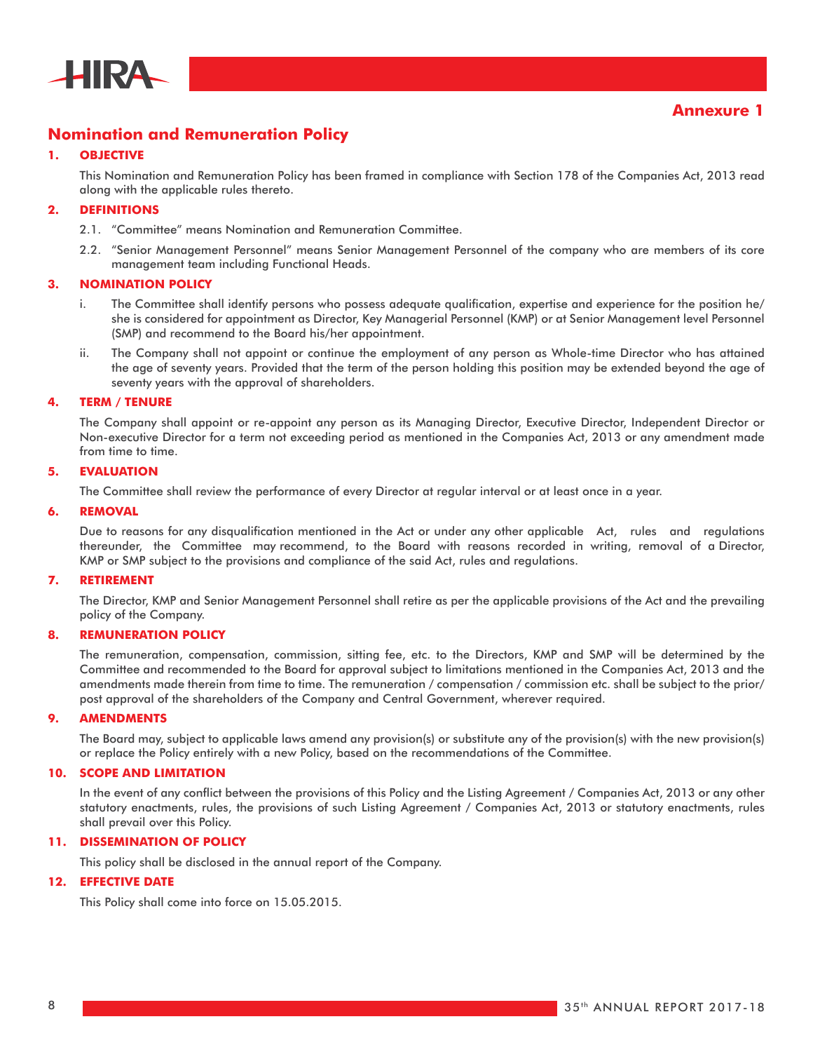**Annexure 1**

# Nomination and Remuneration Policy

## 1. OBJECTIVE

This Nomination and Remuneration Policy has been framed in compliance with Section 178 of the Companies Act, 2013 read along with the applicable rules thereto.

## 2. DEFINITIONS

2.1. "Committee" means Nomination and Remuneration Committee.

2.2. "Senior Management Personnel" means Senior Management Personnel of the company who are members of its core management team including Functional Heads.

## 3. NOMINATION POLICY

i. The Committee shall identify persons who possess adequate qualification, expertise and experience for the position he/ she is considered for appointment as Director, Key Managerial Personnel (KMP) or at Senior Management level Personnel (SMP) and recommend to the Board his/her appointment.

ii. The Company shall not appoint or continue the employment of any person as Whole-time Director who has attained the age of seventy years. Provided that the term of the person holding this position may be extended beyond the age of seventy years with the approval of shareholders.

## 4. TERM / TENURE

The Company shall appoint or re-appoint any person as its Managing Director, Executive Director, Independent Director or Non-executive Director for a term not exceeding period as mentioned in the Companies Act, 2013 or any amendment made from time to time.

## 5. EVALUATION

The Committee shall review the performance of every Director at regular interval or at least once in a year.

## 6. REMOVAL

Due to reasons for any disqualification mentioned in the Act or under any other applicable Act, rules and regulations thereunder, the Committee may recommend, to the Board with reasons recorded in writing, removal of a Director, KMP or SMP subject to the provisions and compliance of the said Act, rules and regulations.

## 7. RETIREMENT

The Director, KMP and Senior Management Personnel shall retire as per the applicable provisions of the Act and the prevailing policy of the Company.

## 8. REMUNERATION POLICY

The remuneration, compensation, commission, sitting fee, etc. to the Directors, KMP and SMP will be determined by the Committee and recommended to the Board for approval subject to limitations mentioned in the Companies Act, 2013 and the amendments made therein from time to time. The remuneration / compensation / commission etc. shall be subject to the prior/ post approval of the shareholders of the Company and Central Government, wherever required.

## 9. AMENDMENTS

The Board may, subject to applicable laws amend any provision(s) or substitute any of the provision(s) with the new provision(s) or replace the Policy entirely with a new Policy, based on the recommendations of the Committee.

## 10. SCOPE AND LIMITATION

In the event of any conflict between the provisions of this Policy and the Listing Agreement / Companies Act, 2013 or any other statutory enactments, rules, the provisions of such Listing Agreement / Companies Act, 2013 or statutory enactments, rules shall prevail over this Policy.

## 11. DISSEMINATION OF POLICY

This policy shall be disclosed in the annual report of the Company.

## 12. EFFECTIVE DATE

This Policy shall come into force on 15.05.2015.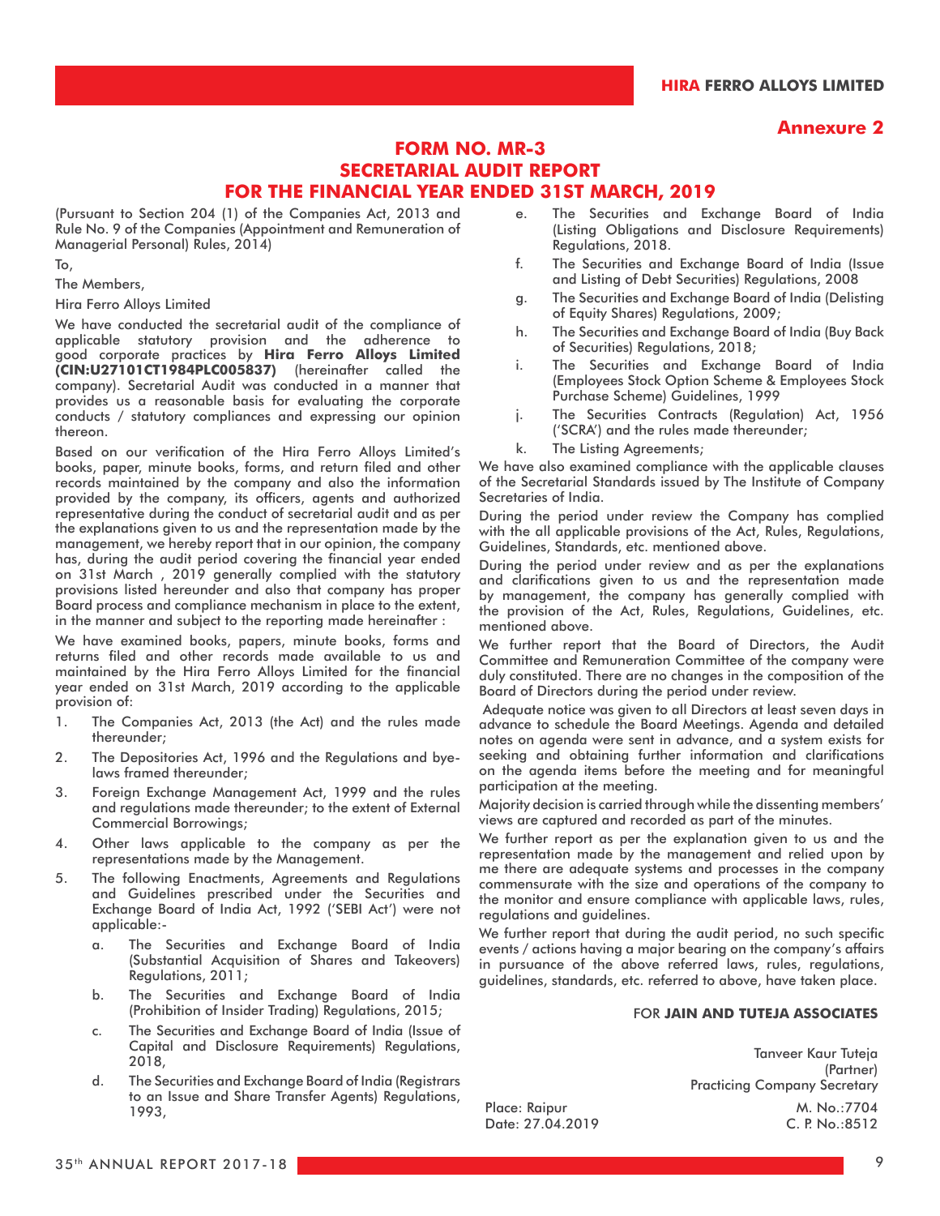Annexure 2

# FORM NO. MR-3
# SECRETARIAL AUDIT REPORT
# FOR THE FINANCIAL YEAR ENDED 31ST MARCH, 2019

(Pursuant to Section 204 (1) of the Companies Act, 2013 and Rule No. 9 of the Companies (Appointment and Remuneration of Managerial Personal) Rules, 2014)

To,

The Members,

Hira Ferro Alloys Limited

We have conducted the secretarial audit of the compliance of applicable statutory provision and the adherence to good corporate practices by **Hira Ferro Alloys Limited (CIN:U27101CT1984PLC005837)** (hereinafter called the company). Secretarial Audit was conducted in a manner that provides us a reasonable basis for evaluating the corporate conducts / statutory compliances and expressing our opinion thereon.

Based on our verification of the Hira Ferro Alloys Limited's books, paper, minute books, forms, and return filed and other records maintained by the company and also the information provided by the company, its officers, agents and authorized representative during the conduct of secretarial audit and as per the explanations given to us and the representation made by the management, we hereby report that in our opinion, the company has, during the audit period covering the financial year ended on 31st March , 2019 generally complied with the statutory provisions listed hereunder and also that company has proper Board process and compliance mechanism in place to the extent, in the manner and subject to the reporting made hereinafter :

We have examined books, papers, minute books, forms and returns filed and other records made available to us and maintained by the Hira Ferro Alloys Limited for the financial year ended on 31st March, 2019 according to the applicable provision of:

1. The Companies Act, 2013 (the Act) and the rules made thereunder;
2. The Depositories Act, 1996 and the Regulations and bye-laws framed thereunder;
3. Foreign Exchange Management Act, 1999 and the rules and regulations made thereunder; to the extent of External Commercial Borrowings;
4. Other laws applicable to the company as per the representations made by the Management.
5. The following Enactments, Agreements and Regulations and Guidelines prescribed under the Securities and Exchange Board of India Act, 1992 ('SEBI Act') were not applicable:-
   a. The Securities and Exchange Board of India (Substantial Acquisition of Shares and Takeovers) Regulations, 2011;
   b. The Securities and Exchange Board of India (Prohibition of Insider Trading) Regulations, 2015;
   c. The Securities and Exchange Board of India (Issue of Capital and Disclosure Requirements) Regulations, 2018,
   d. The Securities and Exchange Board of India (Registrars to an Issue and Share Transfer Agents) Regulations, 1993,
   e. The Securities and Exchange Board of India (Listing Obligations and Disclosure Requirements) Regulations, 2018.
   f. The Securities and Exchange Board of India (Issue and Listing of Debt Securities) Regulations, 2008
   g. The Securities and Exchange Board of India (Delisting of Equity Shares) Regulations, 2009;
   h. The Securities and Exchange Board of India (Buy Back of Securities) Regulations, 2018;
   i. The Securities and Exchange Board of India (Employees Stock Option Scheme & Employees Stock Purchase Scheme) Guidelines, 1999
   j. The Securities Contracts (Regulation) Act, 1956 ('SCRA') and the rules made thereunder;
   k. The Listing Agreements;

We have also examined compliance with the applicable clauses of the Secretarial Standards issued by The Institute of Company Secretaries of India.

During the period under review the Company has complied with the all applicable provisions of the Act, Rules, Regulations, Guidelines, Standards, etc. mentioned above.

During the period under review and as per the explanations and clarifications given to us and the representation made by management, the company has generally complied with the provision of the Act, Rules, Regulations, Guidelines, etc. mentioned above.

We further report that the Board of Directors, the Audit Committee and Remuneration Committee of the company were duly constituted. There are no changes in the composition of the Board of Directors during the period under review.

Adequate notice was given to all Directors at least seven days in advance to schedule the Board Meetings. Agenda and detailed notes on agenda were sent in advance, and a system exists for seeking and obtaining further information and clarifications on the agenda items before the meeting and for meaningful participation at the meeting.

Majority decision is carried through while the dissenting members' views are captured and recorded as part of the minutes.

We further report as per the explanation given to us and the representation made by the management and relied upon by me there are adequate systems and processes in the company commensurate with the size and operations of the company to the monitor and ensure compliance with applicable laws, rules, regulations and guidelines.

We further report that during the audit period, no such specific events / actions having a major bearing on the company's affairs in pursuance of the above referred laws, rules, regulations, guidelines, standards, etc. referred to above, have taken place.

FOR **JAIN AND TUTEJA ASSOCIATES**

Tanveer Kaur Tuteja
(Partner)
Practicing Company Secretary
M. No.:7704
C. P. No.:8512

Place: Raipur
Date: 27.04.2019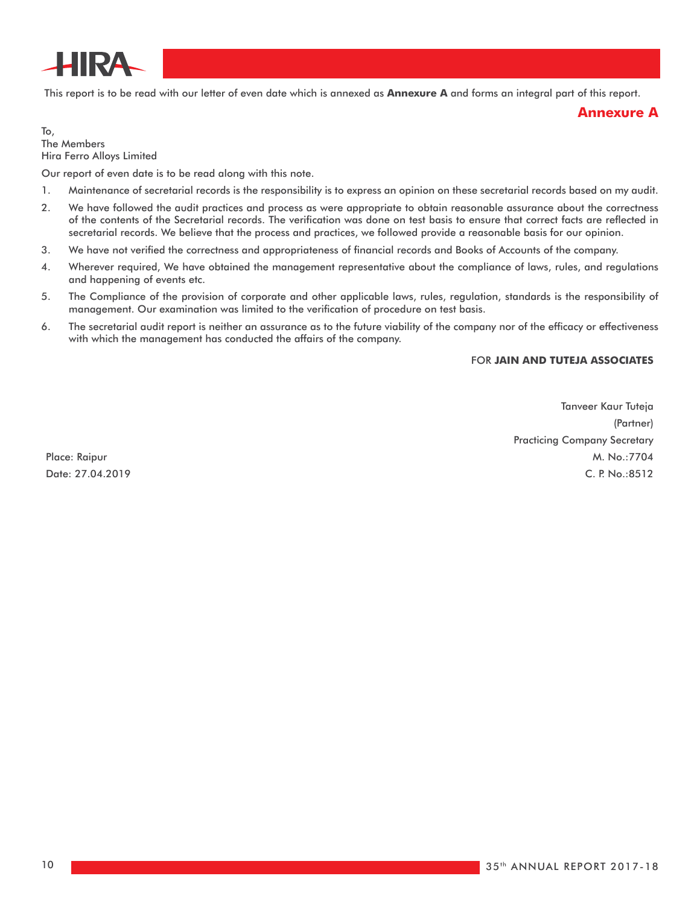This report is to be read with our letter of even date which is annexed as **Annexure A** and forms an integral part of this report.

## Annexure A

To,
The Members
Hira Ferro Alloys Limited

Our report of even date is to be read along with this note.

1. Maintenance of secretarial records is the responsibility is to express an opinion on these secretarial records based on my audit.
2. We have followed the audit practices and process as were appropriate to obtain reasonable assurance about the correctness of the contents of the Secretarial records. The verification was done on test basis to ensure that correct facts are reflected in secretarial records. We believe that the process and practices, we followed provide a reasonable basis for our opinion.
3. We have not verified the correctness and appropriateness of financial records and Books of Accounts of the company.
4. Wherever required, We have obtained the management representative about the compliance of laws, rules, and regulations and happening of events etc.
5. The Compliance of the provision of corporate and other applicable laws, rules, regulation, standards is the responsibility of management. Our examination was limited to the verification of procedure on test basis.
6. The secretarial audit report is neither an assurance as to the future viability of the company nor of the efficacy or effectiveness with which the management has conducted the affairs of the company.

FOR **JAIN AND TUTEJA ASSOCIATES**

Tanveer Kaur Tuteja
(Partner)
Practicing Company Secretary
M. No.:7704
C. P. No.:8512

Place: Raipur
Date: 27.04.2019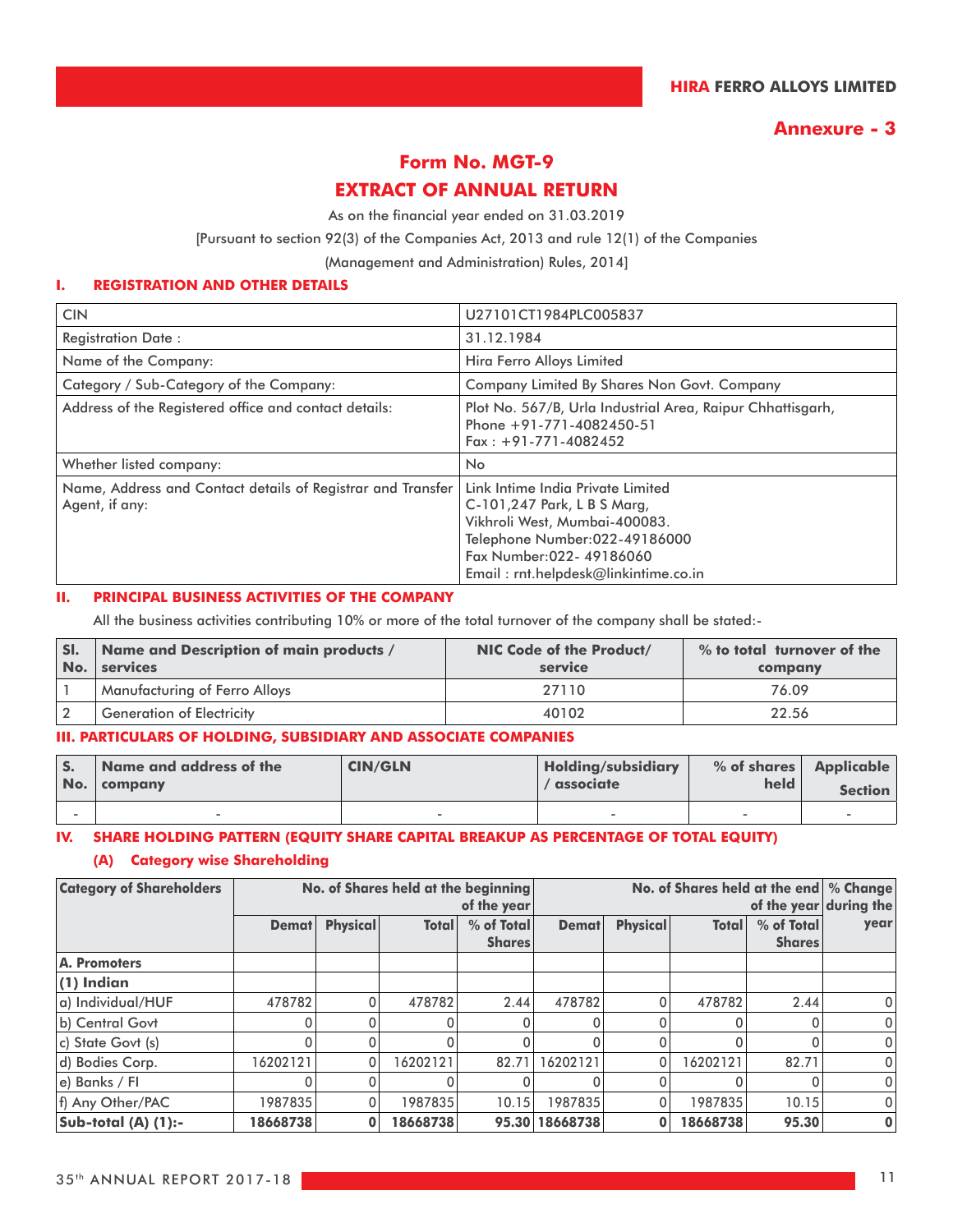# Annexure - 3

## Form No. MGT-9

## EXTRACT OF ANNUAL RETURN

As on the financial year ended on 31.03.2019

[Pursuant to section 92(3) of the Companies Act, 2013 and rule 12(1) of the Companies

(Management and Administration) Rules, 2014]

### I. REGISTRATION AND OTHER DETAILS

| | |
|---|---|
| CIN | U27101CT1984PLC005837 |
| Registration Date : | 31.12.1984 |
| Name of the Company: | Hira Ferro Alloys Limited |
| Category / Sub-Category of the Company: | Company Limited By Shares Non Govt. Company |
| Address of the Registered office and contact details: | Plot No. 567/B, Urla Industrial Area, Raipur Chhattisgarh, Phone +91-771-4082450-51 Fax : +91-771-4082452 |
| Whether listed company: | No |
| Name, Address and Contact details of Registrar and Transfer Agent, if any: | Link Intime India Private Limited C-101,247 Park, L B S Marg, Vikhroli West, Mumbai-400083. Telephone Number:022-49186000 Fax Number:022- 49186060 Email : rnt.helpdesk@linkintime.co.in |

### II. PRINCIPAL BUSINESS ACTIVITIES OF THE COMPANY

All the business activities contributing 10% or more of the total turnover of the company shall be stated:-

| Sl. No. | Name and Description of main products / services | NIC Code of the Product/ service | % to total turnover of the company |
|---|---|---|---|
| 1 | Manufacturing of Ferro Alloys | 27110 | 76.09 |
| 2 | Generation of Electricity | 40102 | 22.56 |

### III. PARTICULARS OF HOLDING, SUBSIDIARY AND ASSOCIATE COMPANIES

| S. No. | Name and address of the company | CIN/GLN | Holding/subsidiary / associate | % of shares held | Applicable Section |
|---|---|---|---|---|---|
| - | - | - | - | - | - |

### IV. SHARE HOLDING PATTERN (EQUITY SHARE CAPITAL BREAKUP AS PERCENTAGE OF TOTAL EQUITY)

#### (A) Category wise Shareholding

| Category of Shareholders | No. of Shares held at the beginning of the year | | | | No. of Shares held at the end of the year | | | | % Change during the year |
|---|---|---|---|---|---|---|---|---|---|
| | Demat | Physical | Total | % of Total Shares | Demat | Physical | Total | % of Total Shares | |
| **A. Promoters** | | | | | | | | | |
| **(1) Indian** | | | | | | | | | |
| a) Individual/HUF | 478782 | 0 | 478782 | 2.44 | 478782 | 0 | 478782 | 2.44 | 0 |
| b) Central Govt | 0 | 0 | 0 | 0 | 0 | 0 | 0 | 0 | 0 |
| c) State Govt (s) | 0 | 0 | 0 | 0 | 0 | 0 | 0 | 0 | 0 |
| d) Bodies Corp. | 16202121 | 0 | 16202121 | 82.71 | 16202121 | 0 | 16202121 | 82.71 | 0 |
| e) Banks / FI | 0 | 0 | 0 | 0 | 0 | 0 | 0 | 0 | 0 |
| f) Any Other/PAC | 1987835 | 0 | 1987835 | 10.15 | 1987835 | 0 | 1987835 | 10.15 | 0 |
| **Sub-total (A) (1):-** | **18668738** | **0** | **18668738** | **95.30** | **18668738** | **0** | **18668738** | **95.30** | **0** |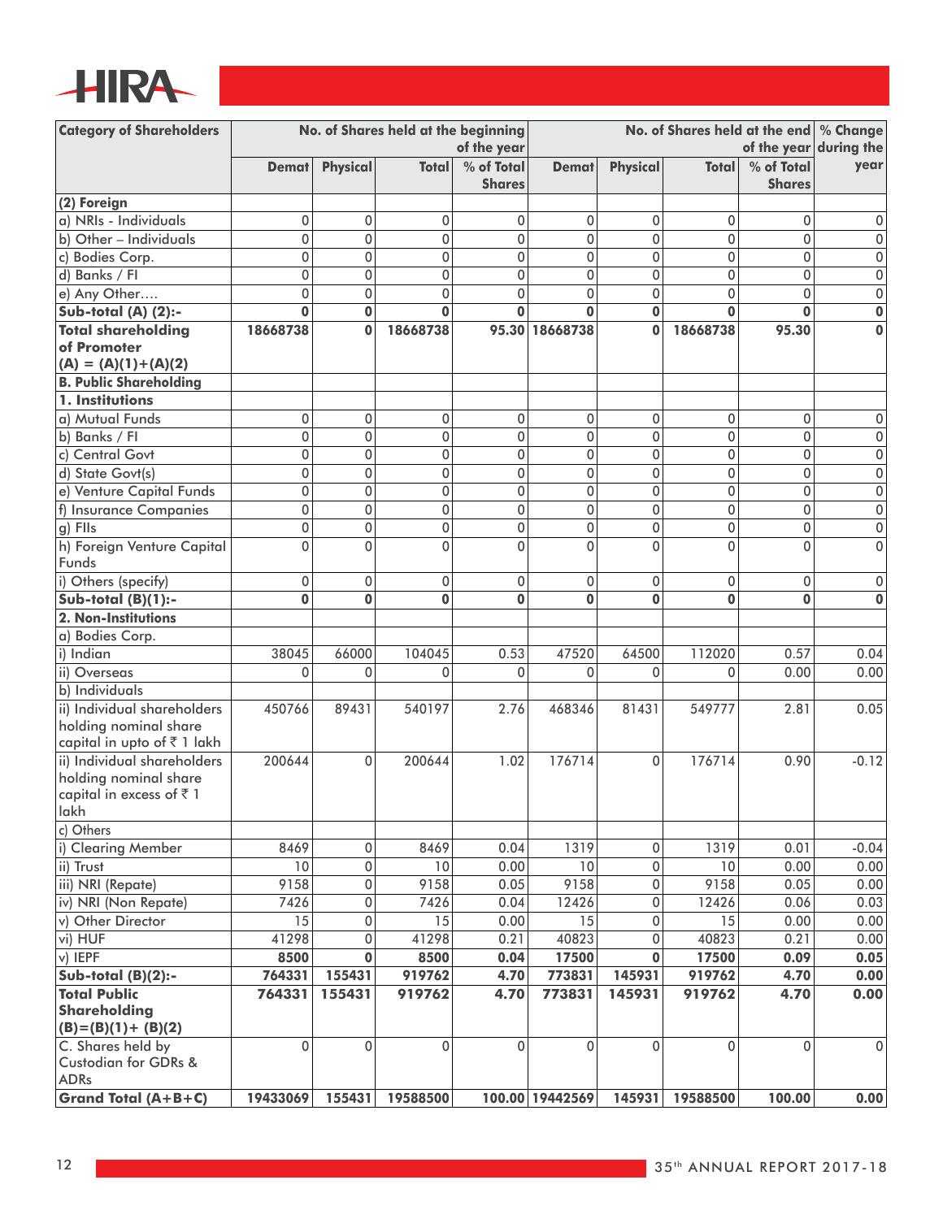| Category of Shareholders | No. of Shares held at the beginning of the year | | | | No. of Shares held at the end of the year | | | | % Change during the year |
|---|---|---|---|---|---|---|---|---|---|
| | Demat | Physical | Total | % of Total Shares | Demat | Physical | Total | % of Total Shares | |
| **(2) Foreign** | | | | | | | | | |
| a) NRIs - Individuals | 0 | 0 | 0 | 0 | 0 | 0 | 0 | 0 | 0 |
| b) Other – Individuals | 0 | 0 | 0 | 0 | 0 | 0 | 0 | 0 | 0 |
| c) Bodies Corp. | 0 | 0 | 0 | 0 | 0 | 0 | 0 | 0 | 0 |
| d) Banks / FI | 0 | 0 | 0 | 0 | 0 | 0 | 0 | 0 | 0 |
| e) Any Other.... | 0 | 0 | 0 | 0 | 0 | 0 | 0 | 0 | 0 |
| **Sub-total (A) (2):-** | **0** | **0** | **0** | **0** | **0** | **0** | **0** | **0** | **0** |
| **Total shareholding of Promoter (A) = (A)(1)+(A)(2)** | **18668738** | **0** | **18668738** | **95.30** | **18668738** | **0** | **18668738** | **95.30** | **0** |
| **B. Public Shareholding** | | | | | | | | | |
| **1. Institutions** | | | | | | | | | |
| a) Mutual Funds | 0 | 0 | 0 | 0 | 0 | 0 | 0 | 0 | 0 |
| b) Banks / FI | 0 | 0 | 0 | 0 | 0 | 0 | 0 | 0 | 0 |
| c) Central Govt | 0 | 0 | 0 | 0 | 0 | 0 | 0 | 0 | 0 |
| d) State Govt(s) | 0 | 0 | 0 | 0 | 0 | 0 | 0 | 0 | 0 |
| e) Venture Capital Funds | 0 | 0 | 0 | 0 | 0 | 0 | 0 | 0 | 0 |
| f) Insurance Companies | 0 | 0 | 0 | 0 | 0 | 0 | 0 | 0 | 0 |
| g) FIIs | 0 | 0 | 0 | 0 | 0 | 0 | 0 | 0 | 0 |
| h) Foreign Venture Capital Funds | 0 | 0 | 0 | 0 | 0 | 0 | 0 | 0 | 0 |
| i) Others (specify) | 0 | 0 | 0 | 0 | 0 | 0 | 0 | 0 | 0 |
| **Sub-total (B)(1):-** | **0** | **0** | **0** | **0** | **0** | **0** | **0** | **0** | **0** |
| **2. Non-Institutions** | | | | | | | | | |
| a) Bodies Corp. | | | | | | | | | |
| i) Indian | 38045 | 66000 | 104045 | 0.53 | 47520 | 64500 | 112020 | 0.57 | 0.04 |
| ii) Overseas | 0 | 0 | 0 | 0 | 0 | 0 | 0 | 0.00 | 0.00 |
| b) Individuals | | | | | | | | | |
| ii) Individual shareholders holding nominal share capital in upto of ₹ 1 lakh | 450766 | 89431 | 540197 | 2.76 | 468346 | 81431 | 549777 | 2.81 | 0.05 |
| ii) Individual shareholders holding nominal share capital in excess of ₹ 1 lakh | 200644 | 0 | 200644 | 1.02 | 176714 | 0 | 176714 | 0.90 | -0.12 |
| c) Others | | | | | | | | | |
| i) Clearing Member | 8469 | 0 | 8469 | 0.04 | 1319 | 0 | 1319 | 0.01 | -0.04 |
| ii) Trust | 10 | 0 | 10 | 0.00 | 10 | 0 | 10 | 0.00 | 0.00 |
| iii) NRI (Repate) | 9158 | 0 | 9158 | 0.05 | 9158 | 0 | 9158 | 0.05 | 0.00 |
| iv) NRI (Non Repate) | 7426 | 0 | 7426 | 0.04 | 12426 | 0 | 12426 | 0.06 | 0.03 |
| v) Other Director | 15 | 0 | 15 | 0.00 | 15 | 0 | 15 | 0.00 | 0.00 |
| vi) HUF | 41298 | 0 | 41298 | 0.21 | 40823 | 0 | 40823 | 0.21 | 0.00 |
| v) IEPF | **8500** | **0** | **8500** | **0.04** | **17500** | **0** | **17500** | **0.09** | **0.05** |
| **Sub-total (B)(2):-** | **764331** | **155431** | **919762** | **4.70** | **773831** | **145931** | **919762** | **4.70** | **0.00** |
| **Total Public Shareholding (B)=(B)(1)+ (B)(2)** | **764331** | **155431** | **919762** | **4.70** | **773831** | **145931** | **919762** | **4.70** | **0.00** |
| C. Shares held by Custodian for GDRs & ADRs | 0 | 0 | 0 | 0 | 0 | 0 | 0 | 0 | 0 |
| **Grand Total (A+B+C)** | **19433069** | **155431** | **19588500** | **100.00** | **19442569** | **145931** | **19588500** | **100.00** | **0.00** |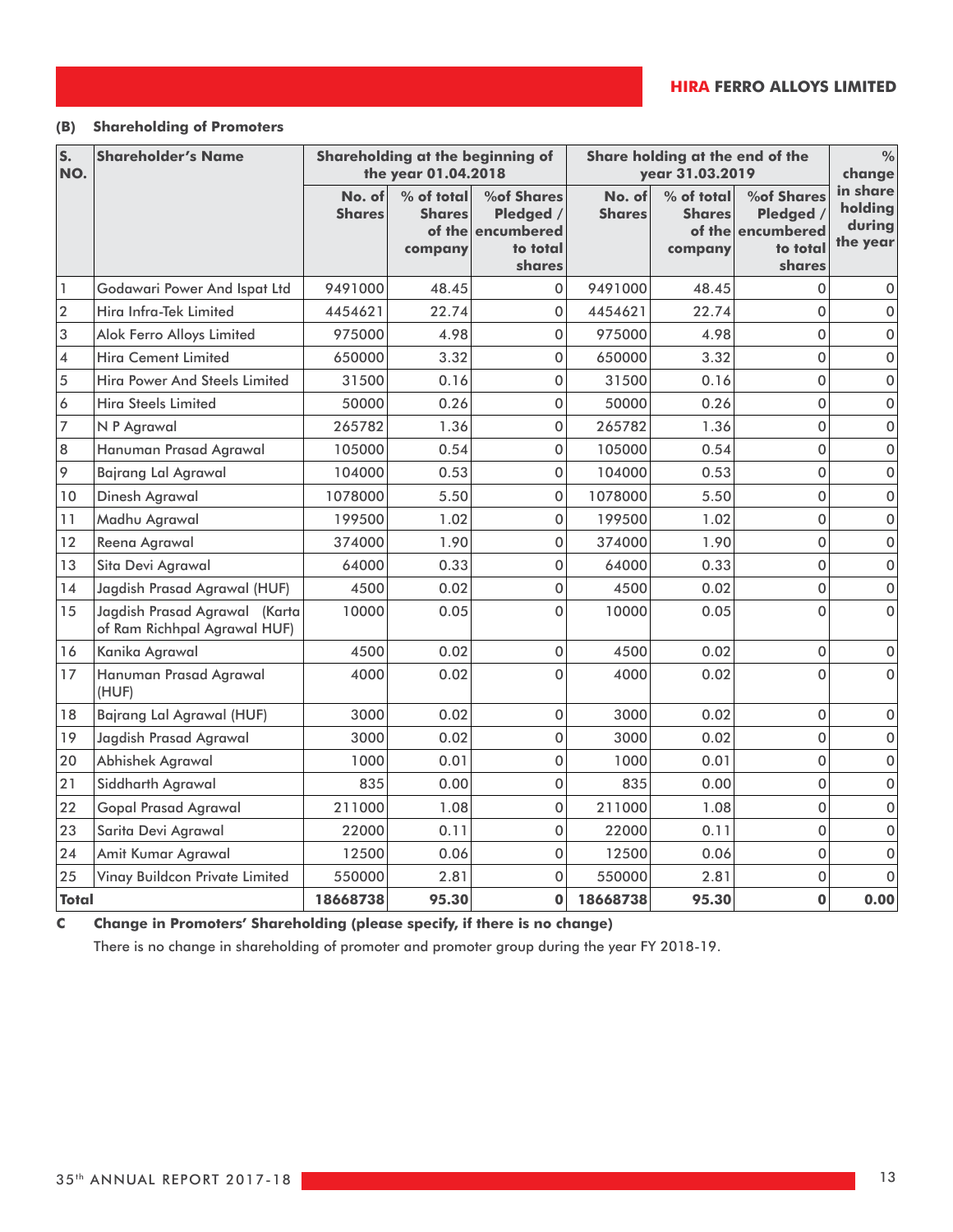**(B) Shareholding of Promoters**

| S. NO. | Shareholder's Name | Shareholding at the beginning of the year 01.04.2018 | | | Share holding at the end of the year 31.03.2019 | | | % change in share holding during the year |
|---|---|---|---|---|---|---|---|---|
| | | No. of Shares | % of total Shares of the company | %of Shares Pledged / encumbered to total shares | No. of Shares | % of total Shares of the company | %of Shares Pledged / encumbered to total shares | |
| 1 | Godawari Power And Ispat Ltd | 9491000 | 48.45 | 0 | 9491000 | 48.45 | 0 | 0 |
| 2 | Hira Infra-Tek Limited | 4454621 | 22.74 | 0 | 4454621 | 22.74 | 0 | 0 |
| 3 | Alok Ferro Alloys Limited | 975000 | 4.98 | 0 | 975000 | 4.98 | 0 | 0 |
| 4 | Hira Cement Limited | 650000 | 3.32 | 0 | 650000 | 3.32 | 0 | 0 |
| 5 | Hira Power And Steels Limited | 31500 | 0.16 | 0 | 31500 | 0.16 | 0 | 0 |
| 6 | Hira Steels Limited | 50000 | 0.26 | 0 | 50000 | 0.26 | 0 | 0 |
| 7 | N P Agrawal | 265782 | 1.36 | 0 | 265782 | 1.36 | 0 | 0 |
| 8 | Hanuman Prasad Agrawal | 105000 | 0.54 | 0 | 105000 | 0.54 | 0 | 0 |
| 9 | Bajrang Lal Agrawal | 104000 | 0.53 | 0 | 104000 | 0.53 | 0 | 0 |
| 10 | Dinesh Agrawal | 1078000 | 5.50 | 0 | 1078000 | 5.50 | 0 | 0 |
| 11 | Madhu Agrawal | 199500 | 1.02 | 0 | 199500 | 1.02 | 0 | 0 |
| 12 | Reena Agrawal | 374000 | 1.90 | 0 | 374000 | 1.90 | 0 | 0 |
| 13 | Sita Devi Agrawal | 64000 | 0.33 | 0 | 64000 | 0.33 | 0 | 0 |
| 14 | Jagdish Prasad Agrawal (HUF) | 4500 | 0.02 | 0 | 4500 | 0.02 | 0 | 0 |
| 15 | Jagdish Prasad Agrawal (Karta of Ram Richhpal Agrawal HUF) | 10000 | 0.05 | 0 | 10000 | 0.05 | 0 | 0 |
| 16 | Kanika Agrawal | 4500 | 0.02 | 0 | 4500 | 0.02 | 0 | 0 |
| 17 | Hanuman Prasad Agrawal (HUF) | 4000 | 0.02 | 0 | 4000 | 0.02 | 0 | 0 |
| 18 | Bajrang Lal Agrawal (HUF) | 3000 | 0.02 | 0 | 3000 | 0.02 | 0 | 0 |
| 19 | Jagdish Prasad Agrawal | 3000 | 0.02 | 0 | 3000 | 0.02 | 0 | 0 |
| 20 | Abhishek Agrawal | 1000 | 0.01 | 0 | 1000 | 0.01 | 0 | 0 |
| 21 | Siddharth Agrawal | 835 | 0.00 | 0 | 835 | 0.00 | 0 | 0 |
| 22 | Gopal Prasad Agrawal | 211000 | 1.08 | 0 | 211000 | 1.08 | 0 | 0 |
| 23 | Sarita Devi Agrawal | 22000 | 0.11 | 0 | 22000 | 0.11 | 0 | 0 |
| 24 | Amit Kumar Agrawal | 12500 | 0.06 | 0 | 12500 | 0.06 | 0 | 0 |
| 25 | Vinay Buildcon Private Limited | 550000 | 2.81 | 0 | 550000 | 2.81 | 0 | 0 |
| **Total** | | **18668738** | **95.30** | **0** | **18668738** | **95.30** | **0** | **0.00** |

**C Change in Promoters' Shareholding (please specify, if there is no change)**

There is no change in shareholding of promoter and promoter group during the year FY 2018-19.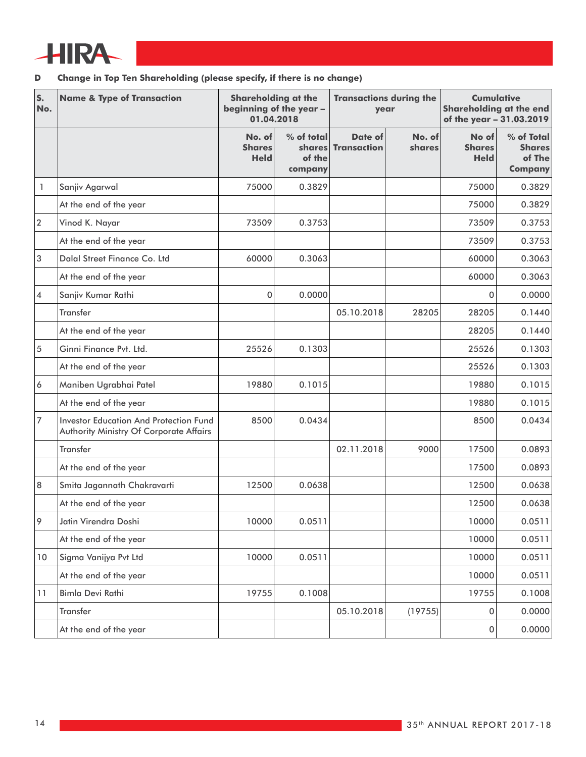**D Change in Top Ten Shareholding (please specify, if there is no change)**

| S. No. | Name & Type of Transaction | Shareholding at the beginning of the year – 01.04.2018 | | Transactions during the year | | Cumulative Shareholding at the end of the year – 31.03.2019 | |
|---|---|---|---|---|---|---|---|
| | | No. of Shares Held | % of total shares of the company | Date of Transaction | No. of shares | No of Shares Held | % of Total Shares of The Company |
| 1 | Sanjiv Agarwal | 75000 | 0.3829 | | | 75000 | 0.3829 |
| | At the end of the year | | | | | 75000 | 0.3829 |
| 2 | Vinod K. Nayar | 73509 | 0.3753 | | | 73509 | 0.3753 |
| | At the end of the year | | | | | 73509 | 0.3753 |
| 3 | Dalal Street Finance Co. Ltd | 60000 | 0.3063 | | | 60000 | 0.3063 |
| | At the end of the year | | | | | 60000 | 0.3063 |
| 4 | Sanjiv Kumar Rathi | 0 | 0.0000 | | | 0 | 0.0000 |
| | Transfer | | | 05.10.2018 | 28205 | 28205 | 0.1440 |
| | At the end of the year | | | | | 28205 | 0.1440 |
| 5 | Ginni Finance Pvt. Ltd. | 25526 | 0.1303 | | | 25526 | 0.1303 |
| | At the end of the year | | | | | 25526 | 0.1303 |
| 6 | Maniben Ugrabhai Patel | 19880 | 0.1015 | | | 19880 | 0.1015 |
| | At the end of the year | | | | | 19880 | 0.1015 |
| 7 | Investor Education And Protection Fund Authority Ministry Of Corporate Affairs | 8500 | 0.0434 | | | 8500 | 0.0434 |
| | Transfer | | | 02.11.2018 | 9000 | 17500 | 0.0893 |
| | At the end of the year | | | | | 17500 | 0.0893 |
| 8 | Smita Jagannath Chakravarti | 12500 | 0.0638 | | | 12500 | 0.0638 |
| | At the end of the year | | | | | 12500 | 0.0638 |
| 9 | Jatin Virendra Doshi | 10000 | 0.0511 | | | 10000 | 0.0511 |
| | At the end of the year | | | | | 10000 | 0.0511 |
| 10 | Sigma Vanijya Pvt Ltd | 10000 | 0.0511 | | | 10000 | 0.0511 |
| | At the end of the year | | | | | 10000 | 0.0511 |
| 11 | Bimla Devi Rathi | 19755 | 0.1008 | | | 19755 | 0.1008 |
| | Transfer | | | 05.10.2018 | (19755) | 0 | 0.0000 |
| | At the end of the year | | | | | 0 | 0.0000 |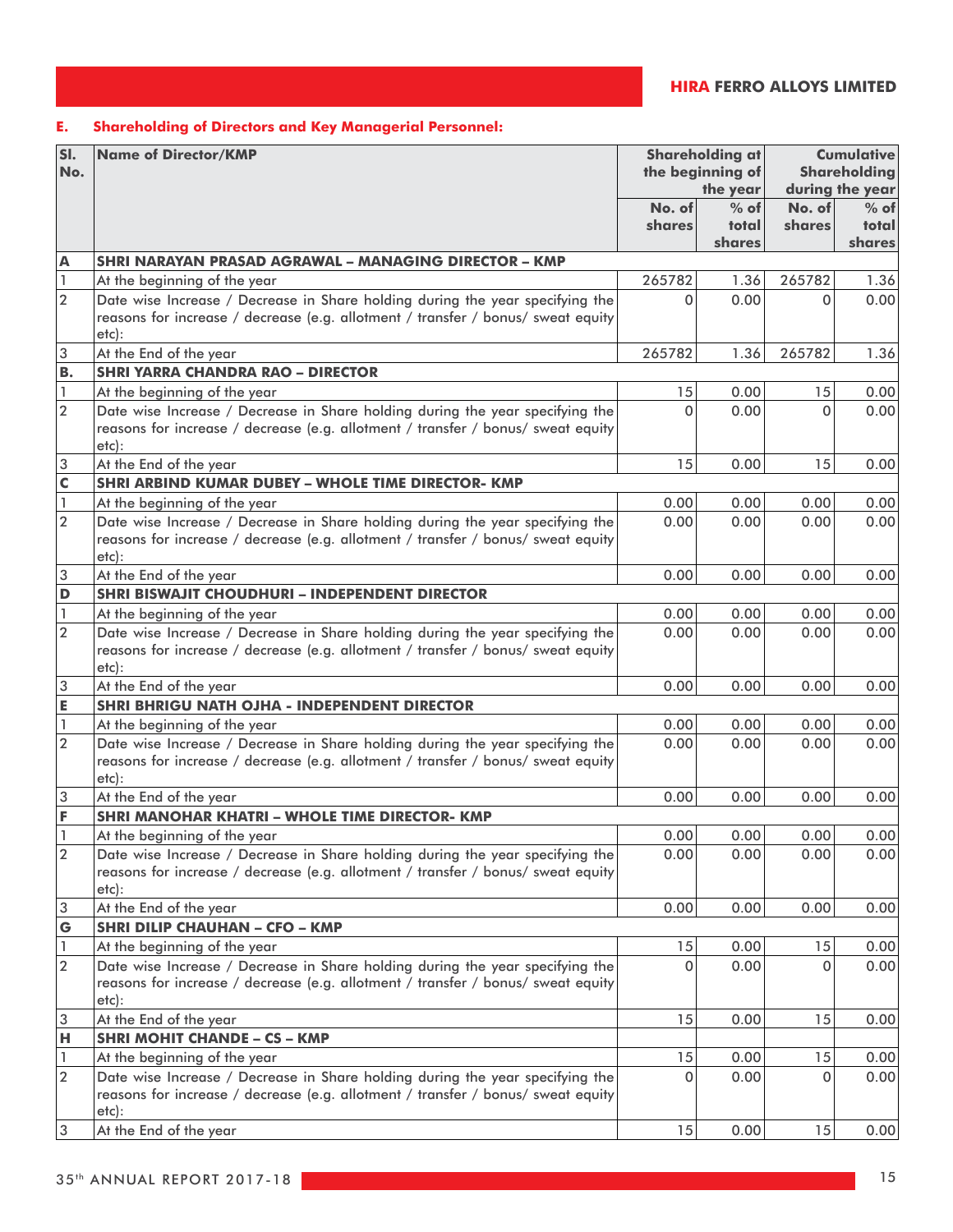**E. Shareholding of Directors and Key Managerial Personnel:**

| Sl. No. | Name of Director/KMP | Shareholding at the beginning of the year | | Cumulative Shareholding during the year | |
|---|---|---|---|---|---|
| | | No. of shares | % of total shares | No. of shares | % of total shares |
| **A** | **SHRI NARAYAN PRASAD AGRAWAL – MANAGING DIRECTOR – KMP** | | | | |
| 1 | At the beginning of the year | 265782 | 1.36 | 265782 | 1.36 |
| 2 | Date wise Increase / Decrease in Share holding during the year specifying the reasons for increase / decrease (e.g. allotment / transfer / bonus/ sweat equity etc): | 0 | 0.00 | 0 | 0.00 |
| 3 | At the End of the year | 265782 | 1.36 | 265782 | 1.36 |
| **B.** | **SHRI YARRA CHANDRA RAO – DIRECTOR** | | | | |
| 1 | At the beginning of the year | 15 | 0.00 | 15 | 0.00 |
| 2 | Date wise Increase / Decrease in Share holding during the year specifying the reasons for increase / decrease (e.g. allotment / transfer / bonus/ sweat equity etc): | 0 | 0.00 | 0 | 0.00 |
| 3 | At the End of the year | 15 | 0.00 | 15 | 0.00 |
| **C** | **SHRI ARBIND KUMAR DUBEY – WHOLE TIME DIRECTOR- KMP** | | | | |
| 1 | At the beginning of the year | 0.00 | 0.00 | 0.00 | 0.00 |
| 2 | Date wise Increase / Decrease in Share holding during the year specifying the reasons for increase / decrease (e.g. allotment / transfer / bonus/ sweat equity etc): | 0.00 | 0.00 | 0.00 | 0.00 |
| 3 | At the End of the year | 0.00 | 0.00 | 0.00 | 0.00 |
| **D** | **SHRI BISWAJIT CHOUDHURI – INDEPENDENT DIRECTOR** | | | | |
| 1 | At the beginning of the year | 0.00 | 0.00 | 0.00 | 0.00 |
| 2 | Date wise Increase / Decrease in Share holding during the year specifying the reasons for increase / decrease (e.g. allotment / transfer / bonus/ sweat equity etc): | 0.00 | 0.00 | 0.00 | 0.00 |
| 3 | At the End of the year | 0.00 | 0.00 | 0.00 | 0.00 |
| **E** | **SHRI BHRIGU NATH OJHA - INDEPENDENT DIRECTOR** | | | | |
| 1 | At the beginning of the year | 0.00 | 0.00 | 0.00 | 0.00 |
| 2 | Date wise Increase / Decrease in Share holding during the year specifying the reasons for increase / decrease (e.g. allotment / transfer / bonus/ sweat equity etc): | 0.00 | 0.00 | 0.00 | 0.00 |
| 3 | At the End of the year | 0.00 | 0.00 | 0.00 | 0.00 |
| **F** | **SHRI MANOHAR KHATRI – WHOLE TIME DIRECTOR- KMP** | | | | |
| 1 | At the beginning of the year | 0.00 | 0.00 | 0.00 | 0.00 |
| 2 | Date wise Increase / Decrease in Share holding during the year specifying the reasons for increase / decrease (e.g. allotment / transfer / bonus/ sweat equity etc): | 0.00 | 0.00 | 0.00 | 0.00 |
| 3 | At the End of the year | 0.00 | 0.00 | 0.00 | 0.00 |
| **G** | **SHRI DILIP CHAUHAN – CFO – KMP** | | | | |
| 1 | At the beginning of the year | 15 | 0.00 | 15 | 0.00 |
| 2 | Date wise Increase / Decrease in Share holding during the year specifying the reasons for increase / decrease (e.g. allotment / transfer / bonus/ sweat equity etc): | 0 | 0.00 | 0 | 0.00 |
| 3 | At the End of the year | 15 | 0.00 | 15 | 0.00 |
| **H** | **SHRI MOHIT CHANDE – CS – KMP** | | | | |
| 1 | At the beginning of the year | 15 | 0.00 | 15 | 0.00 |
| 2 | Date wise Increase / Decrease in Share holding during the year specifying the reasons for increase / decrease (e.g. allotment / transfer / bonus/ sweat equity etc): | 0 | 0.00 | 0 | 0.00 |
| 3 | At the End of the year | 15 | 0.00 | 15 | 0.00 |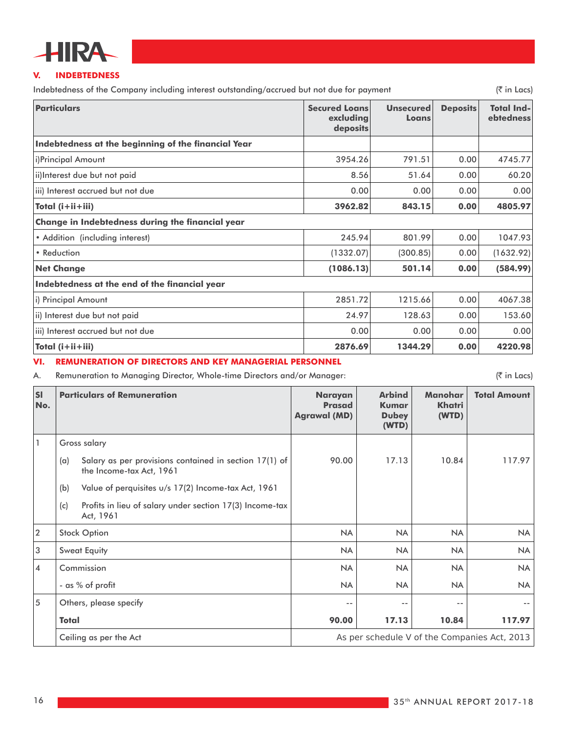## V. INDEBTEDNESS

Indebtedness of the Company including interest outstanding/accrued but not due for payment (₹ in Lacs)

| Particulars | Secured Loans excluding deposits | Unsecured Loans | Deposits | Total Indebtedness |
|---|---|---|---|---|
| **Indebtedness at the beginning of the financial Year** | | | | |
| i)Principal Amount | 3954.26 | 791.51 | 0.00 | 4745.77 |
| ii)Interest due but not paid | 8.56 | 51.64 | 0.00 | 60.20 |
| iii) Interest accrued but not due | 0.00 | 0.00 | 0.00 | 0.00 |
| **Total (i+ii+iii)** | **3962.82** | **843.15** | **0.00** | **4805.97** |
| **Change in Indebtedness during the financial year** | | | | |
| • Addition (including interest) | 245.94 | 801.99 | 0.00 | 1047.93 |
| • Reduction | (1332.07) | (300.85) | 0.00 | (1632.92) |
| **Net Change** | **(1086.13)** | **501.14** | **0.00** | **(584.99)** |
| **Indebtedness at the end of the financial year** | | | | |
| i) Principal Amount | 2851.72 | 1215.66 | 0.00 | 4067.38 |
| ii) Interest due but not paid | 24.97 | 128.63 | 0.00 | 153.60 |
| iii) Interest accrued but not due | 0.00 | 0.00 | 0.00 | 0.00 |
| **Total (i+ii+iii)** | **2876.69** | **1344.29** | **0.00** | **4220.98** |

## VI. REMUNERATION OF DIRECTORS AND KEY MANAGERIAL PERSONNEL

A. Remuneration to Managing Director, Whole-time Directors and/or Manager: (₹ in Lacs)

| Sl No. | Particulars of Remuneration | Narayan Prasad Agrawal (MD) | Arbind Kumar Dubey (WTD) | Manohar Khatri (WTD) | Total Amount |
|---|---|---|---|---|---|
| 1 | Gross salary | | | | |
| | (a) Salary as per provisions contained in section 17(1) of the Income-tax Act, 1961 | 90.00 | 17.13 | 10.84 | 117.97 |
| | (b) Value of perquisites u/s 17(2) Income-tax Act, 1961 | | | | |
| | (c) Profits in lieu of salary under section 17(3) Income-tax Act, 1961 | | | | |
| 2 | Stock Option | NA | NA | NA | NA |
| 3 | Sweat Equity | NA | NA | NA | NA |
| 4 | Commission | NA | NA | NA | NA |
| | - as % of profit | NA | NA | NA | NA |
| 5 | Others, please specify | -- | -- | -- | -- |
| | **Total** | **90.00** | **17.13** | **10.84** | **117.97** |
| | Ceiling as per the Act | As per schedule V of the Companies Act, 2013 | | | |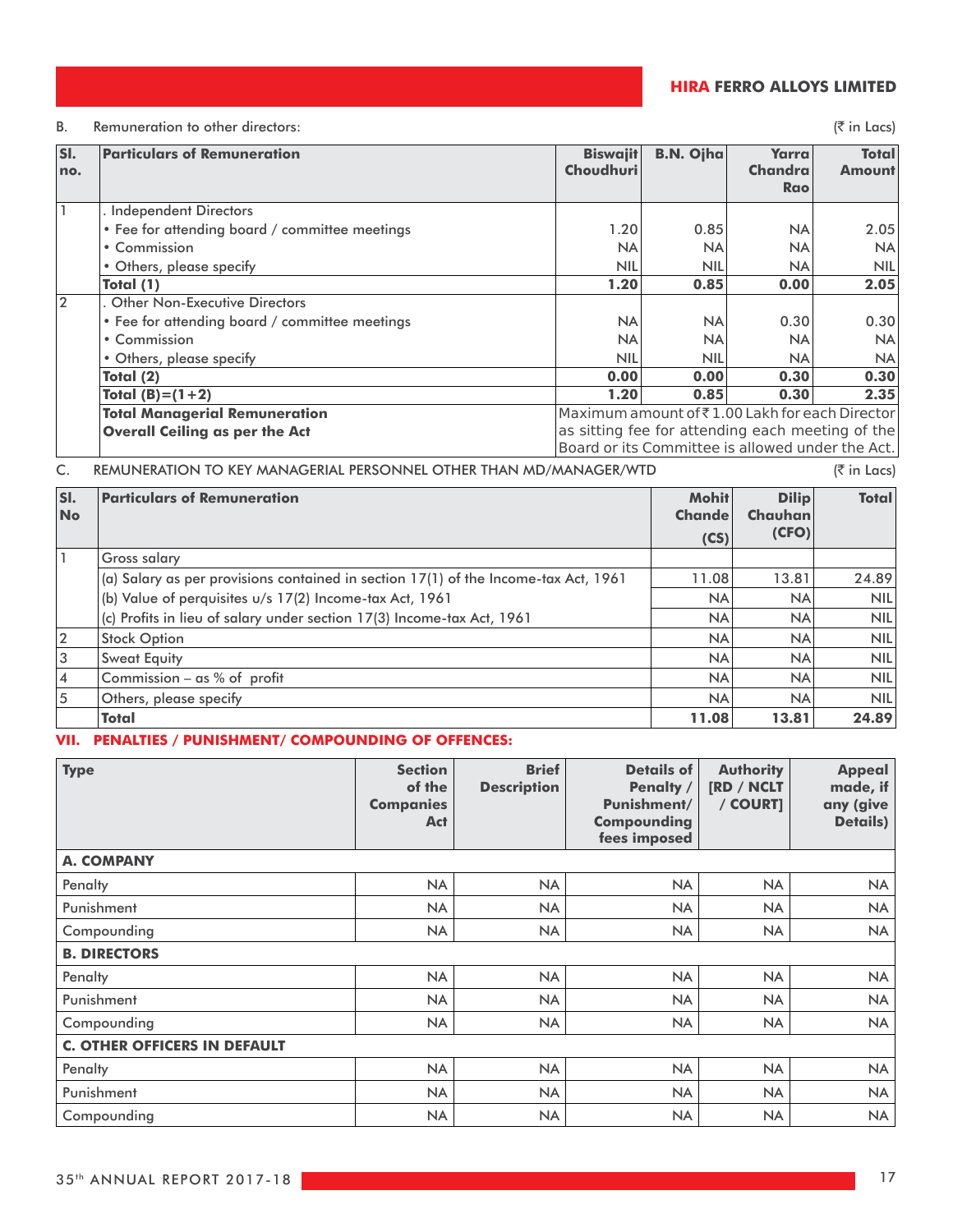B. Remuneration to other directors: (₹ in Lacs)

| Sl. no. | Particulars of Remuneration | Biswajit Choudhuri | B.N. Ojha | Yarra Chandra Rao | Total Amount |
|---|---|---|---|---|---|
| 1 | . Independent Directors | | | | |
| | • Fee for attending board / committee meetings | 1.20 | 0.85 | NA | 2.05 |
| | • Commission | NA | NA | NA | NA |
| | • Others, please specify | NIL | NIL | NA | NIL |
| | **Total (1)** | **1.20** | **0.85** | **0.00** | **2.05** |
| 2 | . Other Non-Executive Directors | | | | |
| | • Fee for attending board / committee meetings | NA | NA | 0.30 | 0.30 |
| | • Commission | NA | NA | NA | NA |
| | • Others, please specify | NIL | NIL | NA | NA |
| | **Total (2)** | **0.00** | **0.00** | **0.30** | **0.30** |
| | **Total (B)=(1+2)** | **1.20** | **0.85** | **0.30** | **2.35** |
| | **Total Managerial Remuneration** **Overall Ceiling as per the Act** | Maximum amount of ₹ 1.00 Lakh for each Director as sitting fee for attending each meeting of the Board or its Committee is allowed under the Act. | | | |

C. REMUNERATION TO KEY MANAGERIAL PERSONNEL OTHER THAN MD/MANAGER/WTD (₹ in Lacs)

| Sl. No | Particulars of Remuneration | Mohit Chande (CS) | Dilip Chauhan (CFO) | Total |
|---|---|---|---|---|
| 1 | Gross salary | | | |
| | (a) Salary as per provisions contained in section 17(1) of the Income-tax Act, 1961 | 11.08 | 13.81 | 24.89 |
| | (b) Value of perquisites u/s 17(2) Income-tax Act, 1961 | NA | NA | NIL |
| | (c) Profits in lieu of salary under section 17(3) Income-tax Act, 1961 | NA | NA | NIL |
| 2 | Stock Option | NA | NA | NIL |
| 3 | Sweat Equity | NA | NA | NIL |
| 4 | Commission – as % of profit | NA | NA | NIL |
| 5 | Others, please specify | NA | NA | NIL |
| | **Total** | **11.08** | **13.81** | **24.89** |

## VII. PENALTIES / PUNISHMENT/ COMPOUNDING OF OFFENCES:

| Type | Section of the Companies Act | Brief Description | Details of Penalty / Punishment/ Compounding fees imposed | Authority [RD / NCLT / COURT] | Appeal made, if any (give Details) |
|---|---|---|---|---|---|
| **A. COMPANY** | | | | | |
| Penalty | NA | NA | NA | NA | NA |
| Punishment | NA | NA | NA | NA | NA |
| Compounding | NA | NA | NA | NA | NA |
| **B. DIRECTORS** | | | | | |
| Penalty | NA | NA | NA | NA | NA |
| Punishment | NA | NA | NA | NA | NA |
| Compounding | NA | NA | NA | NA | NA |
| **C. OTHER OFFICERS IN DEFAULT** | | | | | |
| Penalty | NA | NA | NA | NA | NA |
| Punishment | NA | NA | NA | NA | NA |
| Compounding | NA | NA | NA | NA | NA |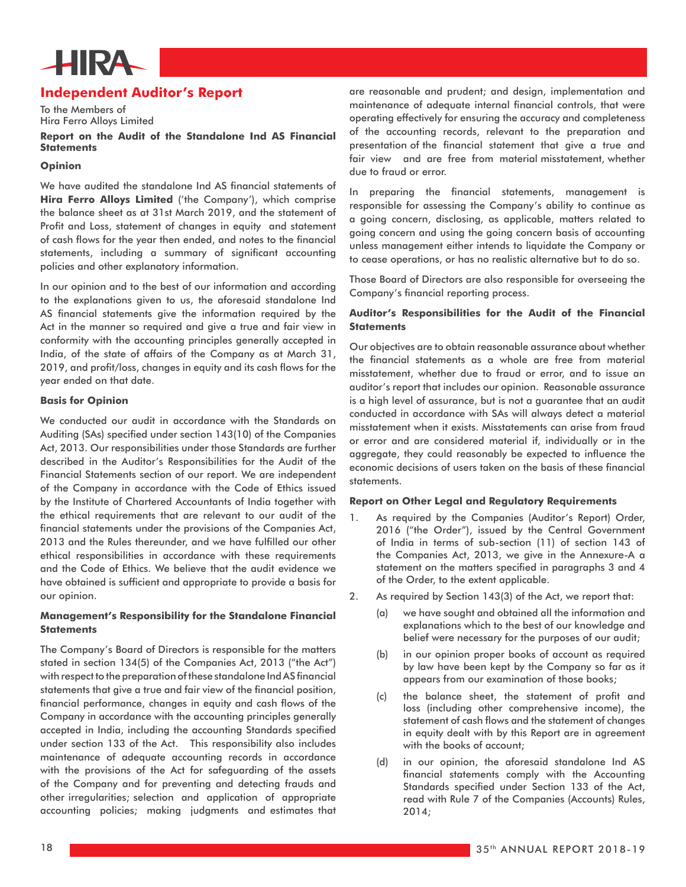## Independent Auditor's Report

To the Members of
Hira Ferro Alloys Limited

### Report on the Audit of the Standalone Ind AS Financial Statements

#### Opinion

We have audited the standalone Ind AS financial statements of **Hira Ferro Alloys Limited** ('the Company'), which comprise the balance sheet as at 31st March 2019, and the statement of Profit and Loss, statement of changes in equity and statement of cash flows for the year then ended, and notes to the financial statements, including a summary of significant accounting policies and other explanatory information.

In our opinion and to the best of our information and according to the explanations given to us, the aforesaid standalone Ind AS financial statements give the information required by the Act in the manner so required and give a true and fair view in conformity with the accounting principles generally accepted in India, of the state of affairs of the Company as at March 31, 2019, and profit/loss, changes in equity and its cash flows for the year ended on that date.

#### Basis for Opinion

We conducted our audit in accordance with the Standards on Auditing (SAs) specified under section 143(10) of the Companies Act, 2013. Our responsibilities under those Standards are further described in the Auditor's Responsibilities for the Audit of the Financial Statements section of our report. We are independent of the Company in accordance with the Code of Ethics issued by the Institute of Chartered Accountants of India together with the ethical requirements that are relevant to our audit of the financial statements under the provisions of the Companies Act, 2013 and the Rules thereunder, and we have fulfilled our other ethical responsibilities in accordance with these requirements and the Code of Ethics. We believe that the audit evidence we have obtained is sufficient and appropriate to provide a basis for our opinion.

#### Management's Responsibility for the Standalone Financial Statements

The Company's Board of Directors is responsible for the matters stated in section 134(5) of the Companies Act, 2013 ("the Act") with respect to the preparation of these standalone Ind AS financial statements that give a true and fair view of the financial position, financial performance, changes in equity and cash flows of the Company in accordance with the accounting principles generally accepted in India, including the accounting Standards specified under section 133 of the Act. This responsibility also includes maintenance of adequate accounting records in accordance with the provisions of the Act for safeguarding of the assets of the Company and for preventing and detecting frauds and other irregularities; selection and application of appropriate accounting policies; making judgments and estimates that are reasonable and prudent; and design, implementation and maintenance of adequate internal financial controls, that were operating effectively for ensuring the accuracy and completeness of the accounting records, relevant to the preparation and presentation of the financial statement that give a true and fair view and are free from material misstatement, whether due to fraud or error.

In preparing the financial statements, management is responsible for assessing the Company's ability to continue as a going concern, disclosing, as applicable, matters related to going concern and using the going concern basis of accounting unless management either intends to liquidate the Company or to cease operations, or has no realistic alternative but to do so.

Those Board of Directors are also responsible for overseeing the Company's financial reporting process.

#### Auditor's Responsibilities for the Audit of the Financial Statements

Our objectives are to obtain reasonable assurance about whether the financial statements as a whole are free from material misstatement, whether due to fraud or error, and to issue an auditor's report that includes our opinion. Reasonable assurance is a high level of assurance, but is not a guarantee that an audit conducted in accordance with SAs will always detect a material misstatement when it exists. Misstatements can arise from fraud or error and are considered material if, individually or in the aggregate, they could reasonably be expected to influence the economic decisions of users taken on the basis of these financial statements.

#### Report on Other Legal and Regulatory Requirements

1. As required by the Companies (Auditor's Report) Order, 2016 ("the Order"), issued by the Central Government of India in terms of sub-section (11) of section 143 of the Companies Act, 2013, we give in the Annexure-A a statement on the matters specified in paragraphs 3 and 4 of the Order, to the extent applicable.
2. As required by Section 143(3) of the Act, we report that:
   (a) we have sought and obtained all the information and explanations which to the best of our knowledge and belief were necessary for the purposes of our audit;

   (b) in our opinion proper books of account as required by law have been kept by the Company so far as it appears from our examination of those books;

   (c) the balance sheet, the statement of profit and loss (including other comprehensive income), the statement of cash flows and the statement of changes in equity dealt with by this Report are in agreement with the books of account;

   (d) in our opinion, the aforesaid standalone Ind AS financial statements comply with the Accounting Standards specified under Section 133 of the Act, read with Rule 7 of the Companies (Accounts) Rules, 2014;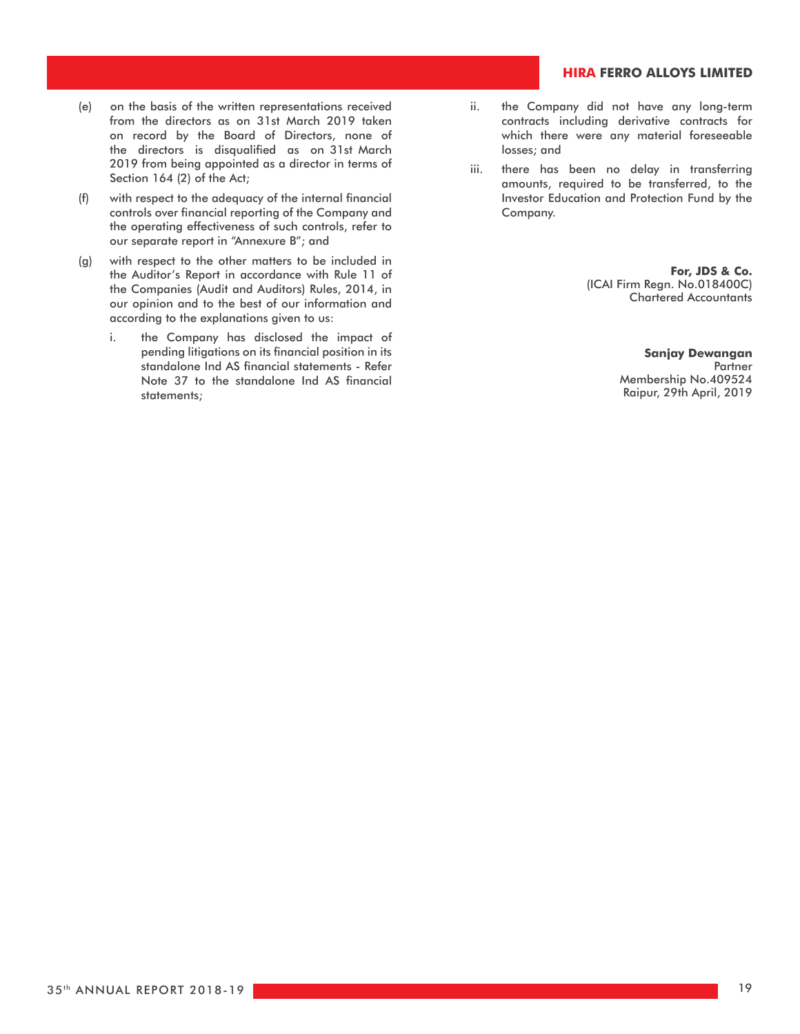(e) on the basis of the written representations received from the directors as on 31st March 2019 taken on record by the Board of Directors, none of the directors is disqualified as on 31st March 2019 from being appointed as a director in terms of Section 164 (2) of the Act;

(f) with respect to the adequacy of the internal financial controls over financial reporting of the Company and the operating effectiveness of such controls, refer to our separate report in "Annexure B"; and

(g) with respect to the other matters to be included in the Auditor's Report in accordance with Rule 11 of the Companies (Audit and Auditors) Rules, 2014, in our opinion and to the best of our information and according to the explanations given to us:

   i. the Company has disclosed the impact of pending litigations on its financial position in its standalone Ind AS financial statements - Refer Note 37 to the standalone Ind AS financial statements;

   ii. the Company did not have any long-term contracts including derivative contracts for which there were any material foreseeable losses; and

   iii. there has been no delay in transferring amounts, required to be transferred, to the Investor Education and Protection Fund by the Company.

**For, JDS & Co.**
(ICAI Firm Regn. No.018400C)
Chartered Accountants

**Sanjay Dewangan**
Partner
Membership No.409524
Raipur, 29th April, 2019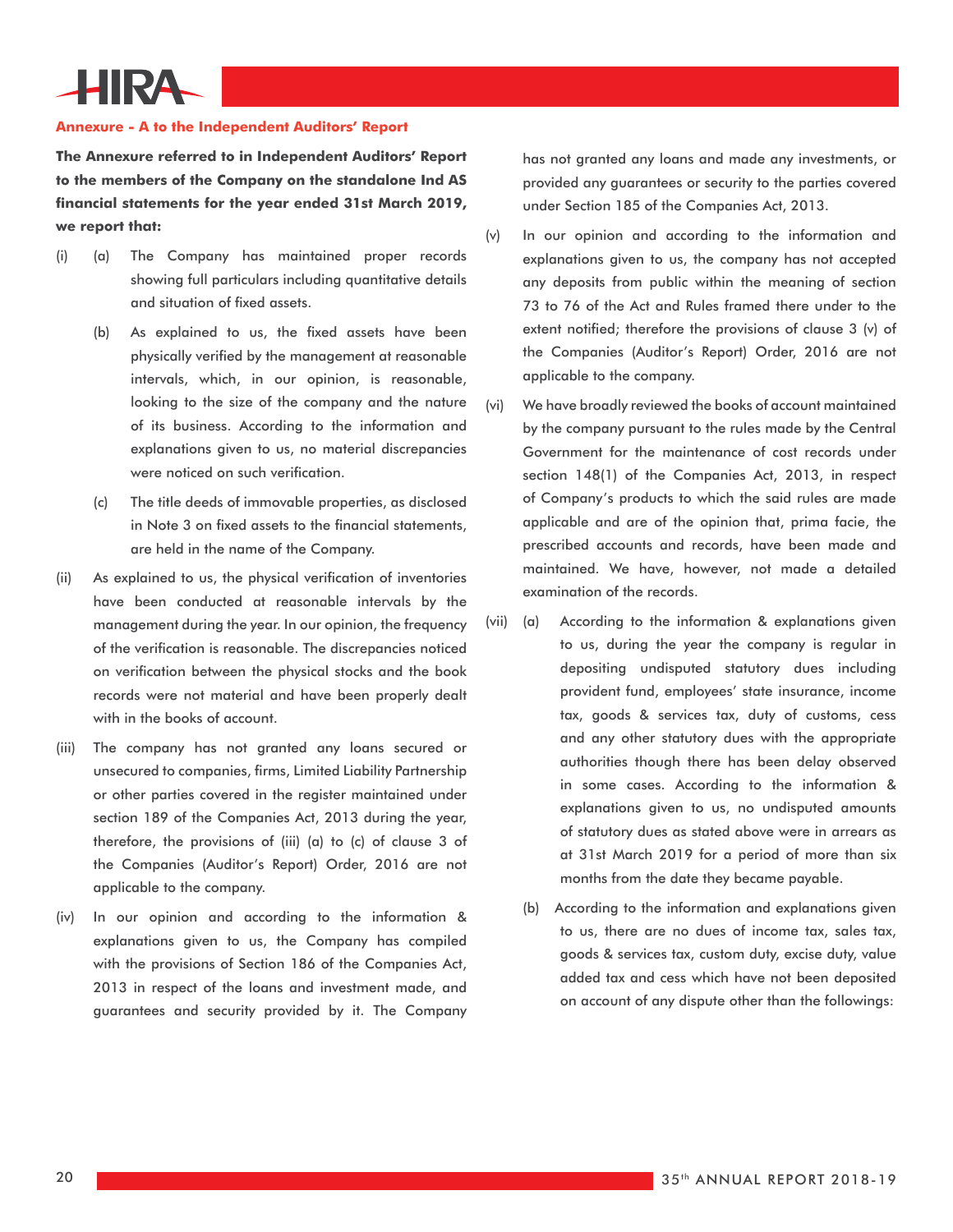## Annexure - A to the Independent Auditors' Report

**The Annexure referred to in Independent Auditors' Report to the members of the Company on the standalone Ind AS financial statements for the year ended 31st March 2019, we report that:**

(i) (a) The Company has maintained proper records showing full particulars including quantitative details and situation of fixed assets.

(b) As explained to us, the fixed assets have been physically verified by the management at reasonable intervals, which, in our opinion, is reasonable, looking to the size of the company and the nature of its business. According to the information and explanations given to us, no material discrepancies were noticed on such verification.

(c) The title deeds of immovable properties, as disclosed in Note 3 on fixed assets to the financial statements, are held in the name of the Company.

(ii) As explained to us, the physical verification of inventories have been conducted at reasonable intervals by the management during the year. In our opinion, the frequency of the verification is reasonable. The discrepancies noticed on verification between the physical stocks and the book records were not material and have been properly dealt with in the books of account.

(iii) The company has not granted any loans secured or unsecured to companies, firms, Limited Liability Partnership or other parties covered in the register maintained under section 189 of the Companies Act, 2013 during the year, therefore, the provisions of (iii) (a) to (c) of clause 3 of the Companies (Auditor's Report) Order, 2016 are not applicable to the company.

(iv) In our opinion and according to the information & explanations given to us, the Company has compiled with the provisions of Section 186 of the Companies Act, 2013 in respect of the loans and investment made, and guarantees and security provided by it. The Company has not granted any loans and made any investments, or provided any guarantees or security to the parties covered under Section 185 of the Companies Act, 2013.

(v) In our opinion and according to the information and explanations given to us, the company has not accepted any deposits from public within the meaning of section 73 to 76 of the Act and Rules framed there under to the extent notified; therefore the provisions of clause 3 (v) of the Companies (Auditor's Report) Order, 2016 are not applicable to the company.

(vi) We have broadly reviewed the books of account maintained by the company pursuant to the rules made by the Central Government for the maintenance of cost records under section 148(1) of the Companies Act, 2013, in respect of Company's products to which the said rules are made applicable and are of the opinion that, prima facie, the prescribed accounts and records, have been made and maintained. We have, however, not made a detailed examination of the records.

(vii) (a) According to the information & explanations given to us, during the year the company is regular in depositing undisputed statutory dues including provident fund, employees' state insurance, income tax, goods & services tax, duty of customs, cess and any other statutory dues with the appropriate authorities though there has been delay observed in some cases. According to the information & explanations given to us, no undisputed amounts of statutory dues as stated above were in arrears as at 31st March 2019 for a period of more than six months from the date they became payable.

(b) According to the information and explanations given to us, there are no dues of income tax, sales tax, goods & services tax, custom duty, excise duty, value added tax and cess which have not been deposited on account of any dispute other than the followings: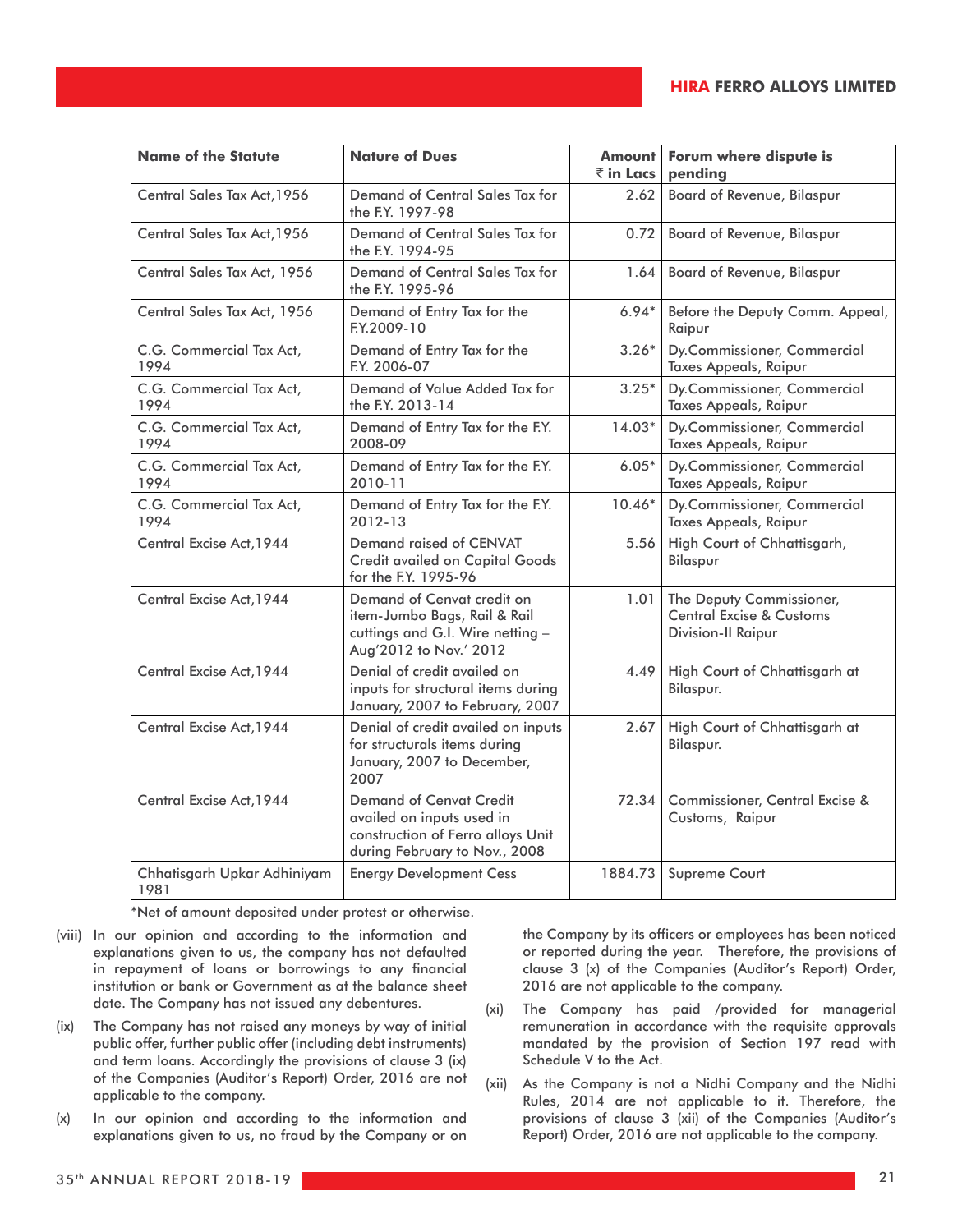| Name of the Statute | Nature of Dues | Amount ₹ in Lacs | Forum where dispute is pending |
|---|---|---|---|
| Central Sales Tax Act,1956 | Demand of Central Sales Tax for the F.Y. 1997-98 | 2.62 | Board of Revenue, Bilaspur |
| Central Sales Tax Act,1956 | Demand of Central Sales Tax for the F.Y. 1994-95 | 0.72 | Board of Revenue, Bilaspur |
| Central Sales Tax Act, 1956 | Demand of Central Sales Tax for the F.Y. 1995-96 | 1.64 | Board of Revenue, Bilaspur |
| Central Sales Tax Act, 1956 | Demand of Entry Tax for the F.Y.2009-10 | 6.94* | Before the Deputy Comm. Appeal, Raipur |
| C.G. Commercial Tax Act, 1994 | Demand of Entry Tax for the F.Y. 2006-07 | 3.26* | Dy.Commissioner, Commercial Taxes Appeals, Raipur |
| C.G. Commercial Tax Act, 1994 | Demand of Value Added Tax for the F.Y. 2013-14 | 3.25* | Dy.Commissioner, Commercial Taxes Appeals, Raipur |
| C.G. Commercial Tax Act, 1994 | Demand of Entry Tax for the F.Y. 2008-09 | 14.03* | Dy.Commissioner, Commercial Taxes Appeals, Raipur |
| C.G. Commercial Tax Act, 1994 | Demand of Entry Tax for the F.Y. 2010-11 | 6.05* | Dy.Commissioner, Commercial Taxes Appeals, Raipur |
| C.G. Commercial Tax Act, 1994 | Demand of Entry Tax for the F.Y. 2012-13 | 10.46* | Dy.Commissioner, Commercial Taxes Appeals, Raipur |
| Central Excise Act,1944 | Demand raised of CENVAT Credit availed on Capital Goods for the F.Y. 1995-96 | 5.56 | High Court of Chhattisgarh, Bilaspur |
| Central Excise Act,1944 | Demand of Cenvat credit on item-Jumbo Bags, Rail & Rail cuttings and G.I. Wire netting – Aug'2012 to Nov.' 2012 | 1.01 | The Deputy Commissioner, Central Excise & Customs Division-II Raipur |
| Central Excise Act,1944 | Denial of credit availed on inputs for structural items during January, 2007 to February, 2007 | 4.49 | High Court of Chhattisgarh at Bilaspur. |
| Central Excise Act,1944 | Denial of credit availed on inputs for structurals items during January, 2007 to December, 2007 | 2.67 | High Court of Chhattisgarh at Bilaspur. |
| Central Excise Act,1944 | Demand of Cenvat Credit availed on inputs used in construction of Ferro alloys Unit during February to Nov., 2008 | 72.34 | Commissioner, Central Excise & Customs, Raipur |
| Chhatisgarh Upkar Adhiniyam 1981 | Energy Development Cess | 1884.73 | Supreme Court |

*Net of amount deposited under protest or otherwise.

(viii) In our opinion and according to the information and explanations given to us, the company has not defaulted in repayment of loans or borrowings to any financial institution or bank or Government as at the balance sheet date. The Company has not issued any debentures.

(ix) The Company has not raised any moneys by way of initial public offer, further public offer (including debt instruments) and term loans. Accordingly the provisions of clause 3 (ix) of the Companies (Auditor's Report) Order, 2016 are not applicable to the company.

(x) In our opinion and according to the information and explanations given to us, no fraud by the Company or on the Company by its officers or employees has been noticed or reported during the year. Therefore, the provisions of clause 3 (x) of the Companies (Auditor's Report) Order, 2016 are not applicable to the company.

(xi) The Company has paid /provided for managerial remuneration in accordance with the requisite approvals mandated by the provision of Section 197 read with Schedule V to the Act.

(xii) As the Company is not a Nidhi Company and the Nidhi Rules, 2014 are not applicable to it. Therefore, the provisions of clause 3 (xii) of the Companies (Auditor's Report) Order, 2016 are not applicable to the company.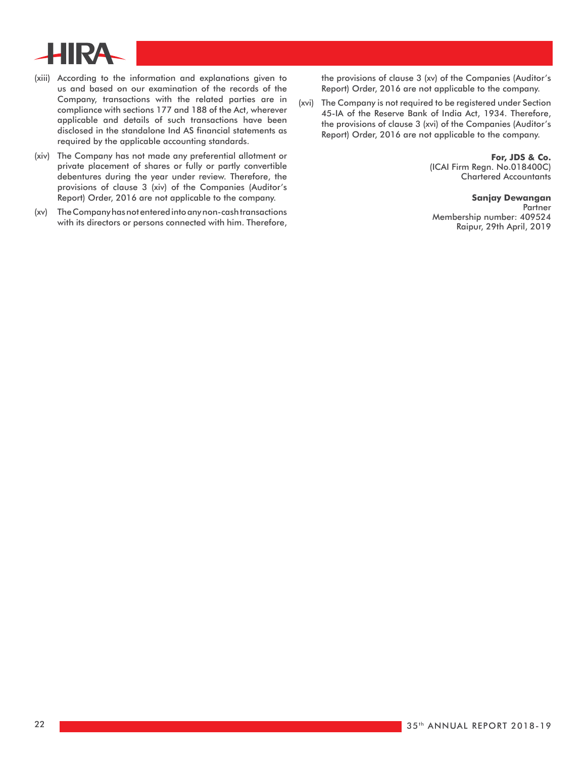(xiii) According to the information and explanations given to us and based on our examination of the records of the Company, transactions with the related parties are in compliance with sections 177 and 188 of the Act, wherever applicable and details of such transactions have been disclosed in the standalone Ind AS financial statements as required by the applicable accounting standards.

(xiv) The Company has not made any preferential allotment or private placement of shares or fully or partly convertible debentures during the year under review. Therefore, the provisions of clause 3 (xiv) of the Companies (Auditor's Report) Order, 2016 are not applicable to the company.

(xv) The Company has not entered into any non-cash transactions with its directors or persons connected with him. Therefore, the provisions of clause 3 (xv) of the Companies (Auditor's Report) Order, 2016 are not applicable to the company.

(xvi) The Company is not required to be registered under Section 45-IA of the Reserve Bank of India Act, 1934. Therefore, the provisions of clause 3 (xvi) of the Companies (Auditor's Report) Order, 2016 are not applicable to the company.

**For, JDS & Co.**
(ICAI Firm Regn. No.018400C)
Chartered Accountants

**Sanjay Dewangan**
Partner
Membership number: 409524
Raipur, 29th April, 2019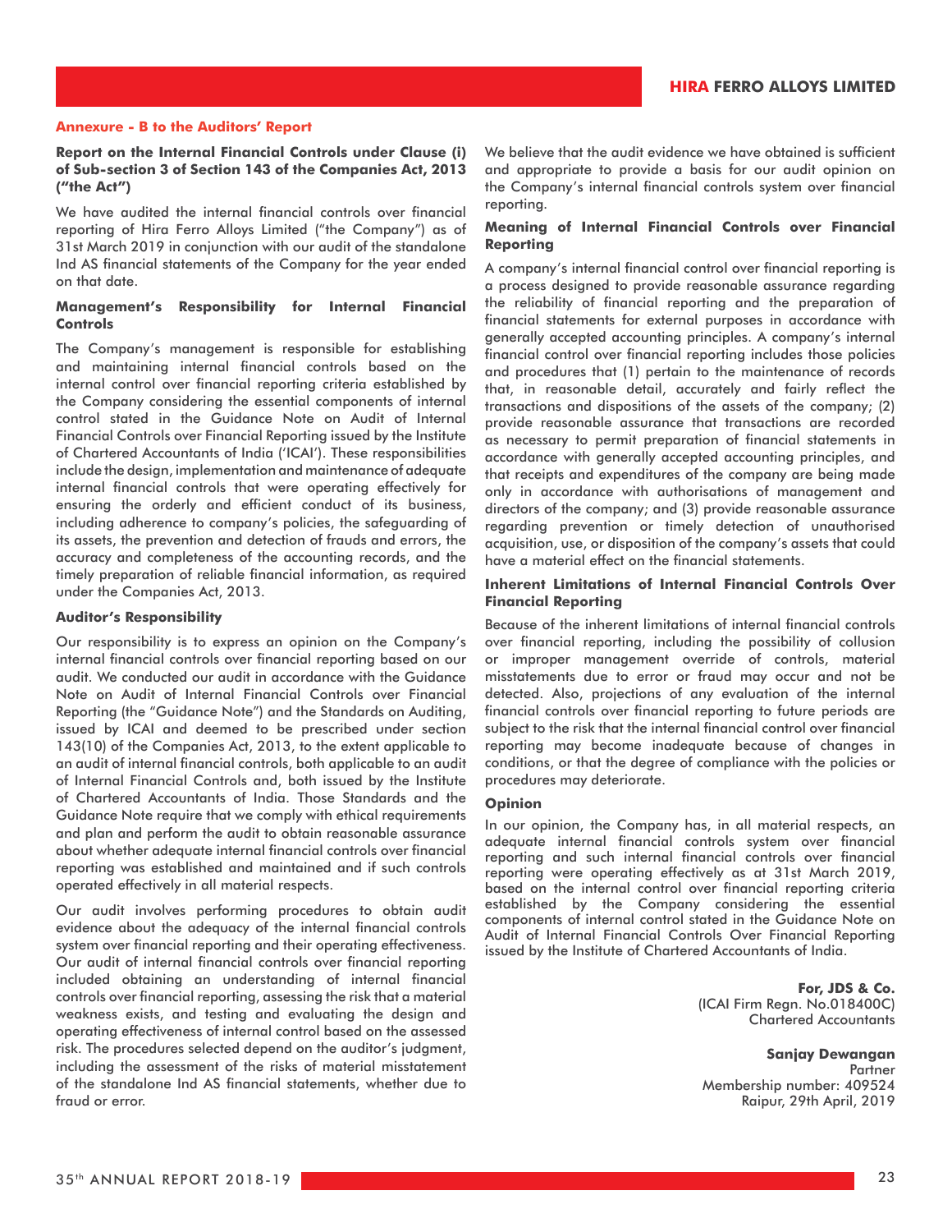## Annexure - B to the Auditors' Report

### Report on the Internal Financial Controls under Clause (i) of Sub-section 3 of Section 143 of the Companies Act, 2013 ("the Act")

We have audited the internal financial controls over financial reporting of Hira Ferro Alloys Limited ("the Company") as of 31st March 2019 in conjunction with our audit of the standalone Ind AS financial statements of the Company for the year ended on that date.

### Management's Responsibility for Internal Financial Controls

The Company's management is responsible for establishing and maintaining internal financial controls based on the internal control over financial reporting criteria established by the Company considering the essential components of internal control stated in the Guidance Note on Audit of Internal Financial Controls over Financial Reporting issued by the Institute of Chartered Accountants of India ('ICAI'). These responsibilities include the design, implementation and maintenance of adequate internal financial controls that were operating effectively for ensuring the orderly and efficient conduct of its business, including adherence to company's policies, the safeguarding of its assets, the prevention and detection of frauds and errors, the accuracy and completeness of the accounting records, and the timely preparation of reliable financial information, as required under the Companies Act, 2013.

### Auditor's Responsibility

Our responsibility is to express an opinion on the Company's internal financial controls over financial reporting based on our audit. We conducted our audit in accordance with the Guidance Note on Audit of Internal Financial Controls over Financial Reporting (the "Guidance Note") and the Standards on Auditing, issued by ICAI and deemed to be prescribed under section 143(10) of the Companies Act, 2013, to the extent applicable to an audit of internal financial controls, both applicable to an audit of Internal Financial Controls and, both issued by the Institute of Chartered Accountants of India. Those Standards and the Guidance Note require that we comply with ethical requirements and plan and perform the audit to obtain reasonable assurance about whether adequate internal financial controls over financial reporting was established and maintained and if such controls operated effectively in all material respects.

Our audit involves performing procedures to obtain audit evidence about the adequacy of the internal financial controls system over financial reporting and their operating effectiveness. Our audit of internal financial controls over financial reporting included obtaining an understanding of internal financial controls over financial reporting, assessing the risk that a material weakness exists, and testing and evaluating the design and operating effectiveness of internal control based on the assessed risk. The procedures selected depend on the auditor's judgment, including the assessment of the risks of material misstatement of the standalone Ind AS financial statements, whether due to fraud or error.

We believe that the audit evidence we have obtained is sufficient and appropriate to provide a basis for our audit opinion on the Company's internal financial controls system over financial reporting.

### Meaning of Internal Financial Controls over Financial Reporting

A company's internal financial control over financial reporting is a process designed to provide reasonable assurance regarding the reliability of financial reporting and the preparation of financial statements for external purposes in accordance with generally accepted accounting principles. A company's internal financial control over financial reporting includes those policies and procedures that (1) pertain to the maintenance of records that, in reasonable detail, accurately and fairly reflect the transactions and dispositions of the assets of the company; (2) provide reasonable assurance that transactions are recorded as necessary to permit preparation of financial statements in accordance with generally accepted accounting principles, and that receipts and expenditures of the company are being made only in accordance with authorisations of management and directors of the company; and (3) provide reasonable assurance regarding prevention or timely detection of unauthorised acquisition, use, or disposition of the company's assets that could have a material effect on the financial statements.

### Inherent Limitations of Internal Financial Controls Over Financial Reporting

Because of the inherent limitations of internal financial controls over financial reporting, including the possibility of collusion or improper management override of controls, material misstatements due to error or fraud may occur and not be detected. Also, projections of any evaluation of the internal financial controls over financial reporting to future periods are subject to the risk that the internal financial control over financial reporting may become inadequate because of changes in conditions, or that the degree of compliance with the policies or procedures may deteriorate.

### Opinion

In our opinion, the Company has, in all material respects, an adequate internal financial controls system over financial reporting and such internal financial controls over financial reporting were operating effectively as at 31st March 2019, based on the internal control over financial reporting criteria established by the Company considering the essential components of internal control stated in the Guidance Note on Audit of Internal Financial Controls Over Financial Reporting issued by the Institute of Chartered Accountants of India.

**For, JDS & Co.**
(ICAI Firm Regn. No.018400C)
Chartered Accountants

**Sanjay Dewangan**
Partner
Membership number: 409524
Raipur, 29th April, 2019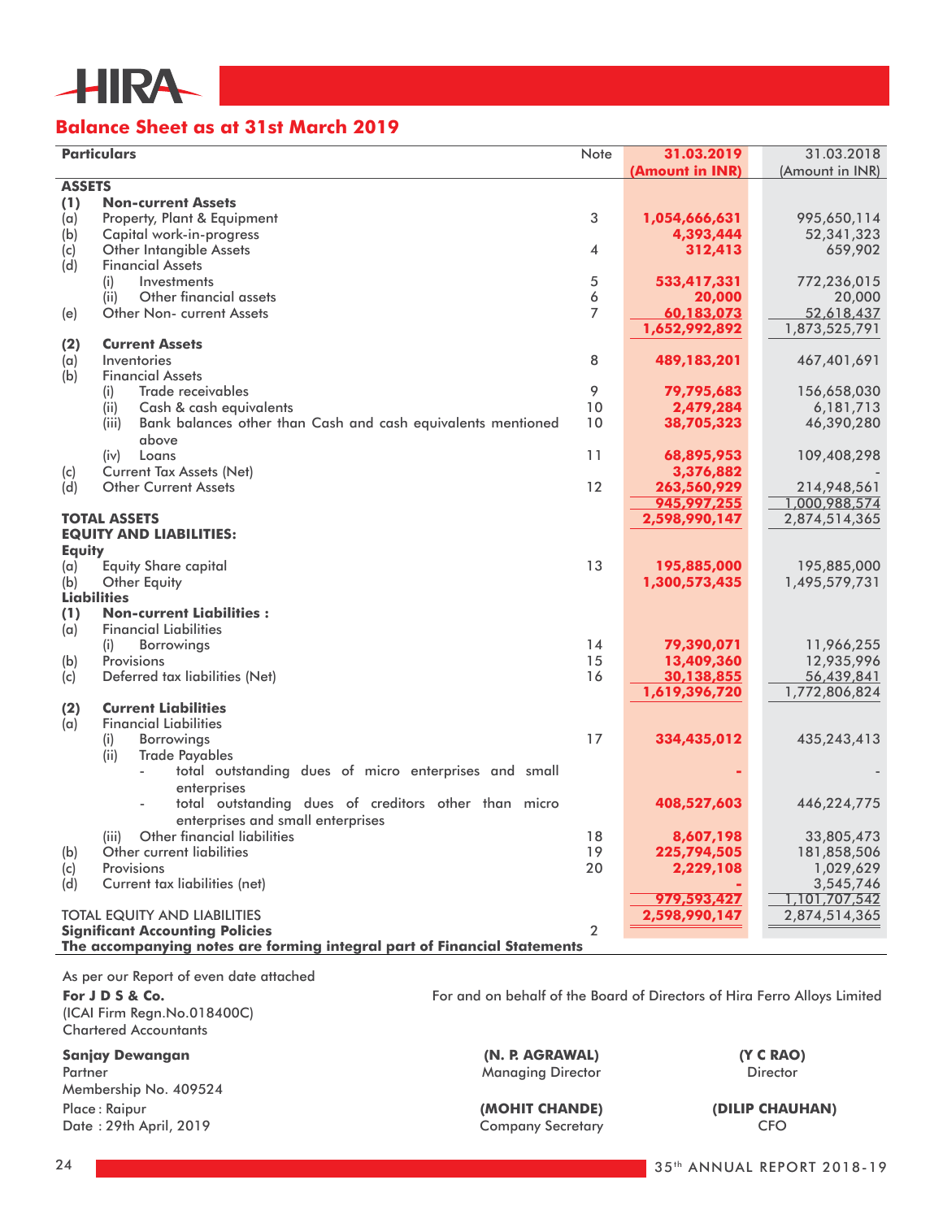# HIRA

## Balance Sheet as at 31st March 2019

| Particulars | | Note | 31.03.2019 (Amount in INR) | 31.03.2018 (Amount in INR) |
|---|---|---|---|---|
| **ASSETS** | | | | |
| **(1)** | **Non-current Assets** | | | |
| (a) | Property, Plant & Equipment | 3 | **1,054,666,631** | 995,650,114 |
| (b) | Capital work-in-progress | | **4,393,444** | 52,341,323 |
| (c) | Other Intangible Assets | 4 | **312,413** | 659,902 |
| (d) | Financial Assets | | | |
| | (i) Investments | 5 | **533,417,331** | 772,236,015 |
| | (ii) Other financial assets | 6 | **20,000** | 20,000 |
| (e) | Other Non- current Assets | 7 | **60,183,073** | 52,618,437 |
| | | | **1,652,992,892** | 1,873,525,791 |
| **(2)** | **Current Assets** | | | |
| (a) | Inventories | 8 | **489,183,201** | 467,401,691 |
| (b) | Financial Assets | | | |
| | (i) Trade receivables | 9 | **79,795,683** | 156,658,030 |
| | (ii) Cash & cash equivalents | 10 | **2,479,284** | 6,181,713 |
| | (iii) Bank balances other than Cash and cash equivalents mentioned above | 10 | **38,705,323** | 46,390,280 |
| | (iv) Loans | 11 | **68,895,953** | 109,408,298 |
| (c) | Current Tax Assets (Net) | | **3,376,882** | - |
| (d) | Other Current Assets | 12 | **263,560,929** | 214,948,561 |
| | | | **945,997,255** | 1,000,988,574 |
| **TOTAL ASSETS** | | | **2,598,990,147** | 2,874,514,365 |
| **EQUITY AND LIABILITIES:** | | | | |
| **Equity** | | | | |
| (a) | Equity Share capital | 13 | **195,885,000** | 195,885,000 |
| (b) | Other Equity | | **1,300,573,435** | 1,495,579,731 |
| **Liabilities** | | | | |
| **(1)** | **Non-current Liabilities :** | | | |
| (a) | Financial Liabilities | | | |
| | (i) Borrowings | 14 | **79,390,071** | 11,966,255 |
| (b) | Provisions | 15 | **13,409,360** | 12,935,996 |
| (c) | Deferred tax liabilities (Net) | 16 | **30,138,855** | 56,439,841 |
| | | | **1,619,396,720** | 1,772,806,824 |
| **(2)** | **Current Liabilities** | | | |
| (a) | Financial Liabilities | | | |
| | (i) Borrowings | 17 | **334,435,012** | 435,243,413 |
| | (ii) Trade Payables | | | |
| | - total outstanding dues of micro enterprises and small enterprises | | **-** | - |
| | - total outstanding dues of creditors other than micro enterprises and small enterprises | | **408,527,603** | 446,224,775 |
| | (iii) Other financial liabilities | 18 | **8,607,198** | 33,805,473 |
| (b) | Other current liabilities | 19 | **225,794,505** | 181,858,506 |
| (c) | Provisions | 20 | **2,229,108** | 1,029,629 |
| (d) | Current tax liabilities (net) | | **-** | 3,545,746 |
| | | | **979,593,427** | 1,101,707,542 |
| TOTAL EQUITY AND LIABILITIES | | | **2,598,990,147** | 2,874,514,365 |
| **Significant Accounting Policies** | | 2 | | |
| **The accompanying notes are forming integral part of Financial Statements** | | | | |

As per our Report of even date attached

**For J D S & Co.**
(ICAI Firm Regn.No.018400C)
Chartered Accountants

For and on behalf of the Board of Directors of Hira Ferro Alloys Limited

**Sanjay Dewangan**
Partner
Membership No. 409524

**(N. P. AGRAWAL)**
Managing Director

**(Y C RAO)**
Director

Place : Raipur
Date : 29th April, 2019

**(MOHIT CHANDE)**
Company Secretary

**(DILIP CHAUHAN)**
CFO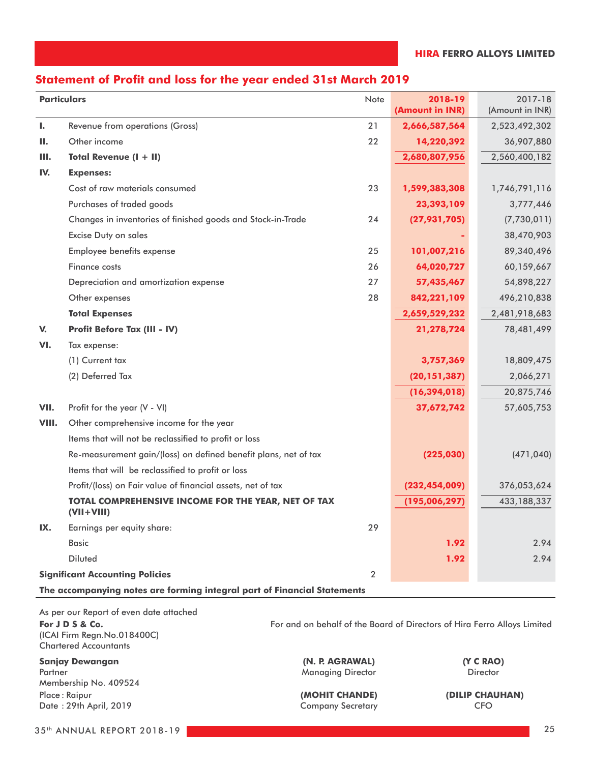## Statement of Profit and loss for the year ended 31st March 2019

| | Particulars | Note | 2018-19 (Amount in INR) | 2017-18 (Amount in INR) |
|---|---|---|---|---|
| **I.** | Revenue from operations (Gross) | 21 | **2,666,587,564** | 2,523,492,302 |
| **II.** | Other income | 22 | **14,220,392** | 36,907,880 |
| **III.** | **Total Revenue (I + II)** | | **2,680,807,956** | 2,560,400,182 |
| **IV.** | **Expenses:** | | | |
| | Cost of raw materials consumed | 23 | **1,599,383,308** | 1,746,791,116 |
| | Purchases of traded goods | | **23,393,109** | 3,777,446 |
| | Changes in inventories of finished goods and Stock-in-Trade | 24 | **(27,931,705)** | (7,730,011) |
| | Excise Duty on sales | | **-** | 38,470,903 |
| | Employee benefits expense | 25 | **101,007,216** | 89,340,496 |
| | Finance costs | 26 | **64,020,727** | 60,159,667 |
| | Depreciation and amortization expense | 27 | **57,435,467** | 54,898,227 |
| | Other expenses | 28 | **842,221,109** | 496,210,838 |
| | **Total Expenses** | | **2,659,529,232** | 2,481,918,683 |
| **V.** | **Profit Before Tax (III - IV)** | | **21,278,724** | 78,481,499 |
| **VI.** | Tax expense: | | | |
| | (1) Current tax | | **3,757,369** | 18,809,475 |
| | (2) Deferred Tax | | **(20,151,387)** | 2,066,271 |
| | | | **(16,394,018)** | 20,875,746 |
| **VII.** | Profit for the year (V - VI) | | **37,672,742** | 57,605,753 |
| **VIII.** | Other comprehensive income for the year | | | |
| | Items that will not be reclassified to profit or loss | | | |
| | Re-measurement gain/(loss) on defined benefit plans, net of tax | | **(225,030)** | (471,040) |
| | Items that will be reclassified to profit or loss | | | |
| | Profit/(loss) on Fair value of financial assets, net of tax | | **(232,454,009)** | 376,053,624 |
| | **TOTAL COMPREHENSIVE INCOME FOR THE YEAR, NET OF TAX (VII+VIII)** | | **(195,006,297)** | 433,188,337 |
| **IX.** | Earnings per equity share: | 29 | | |
| | Basic | | **1.92** | 2.94 |
| | Diluted | | **1.92** | 2.94 |
| **Significant Accounting Policies** | | 2 | | |

**The accompanying notes are forming integral part of Financial Statements**

As per our Report of even date attached
**For J D S & Co.**
(ICAI Firm Regn.No.018400C)
Chartered Accountants

**Sanjay Dewangan**
Partner
Membership No. 409524
Place : Raipur
Date : 29th April, 2019

For and on behalf of the Board of Directors of Hira Ferro Alloys Limited

**(N. P. AGRAWAL)**
Managing Director

**(Y C RAO)**
Director

**(MOHIT CHANDE)**
Company Secretary

**(DILIP CHAUHAN)**
CFO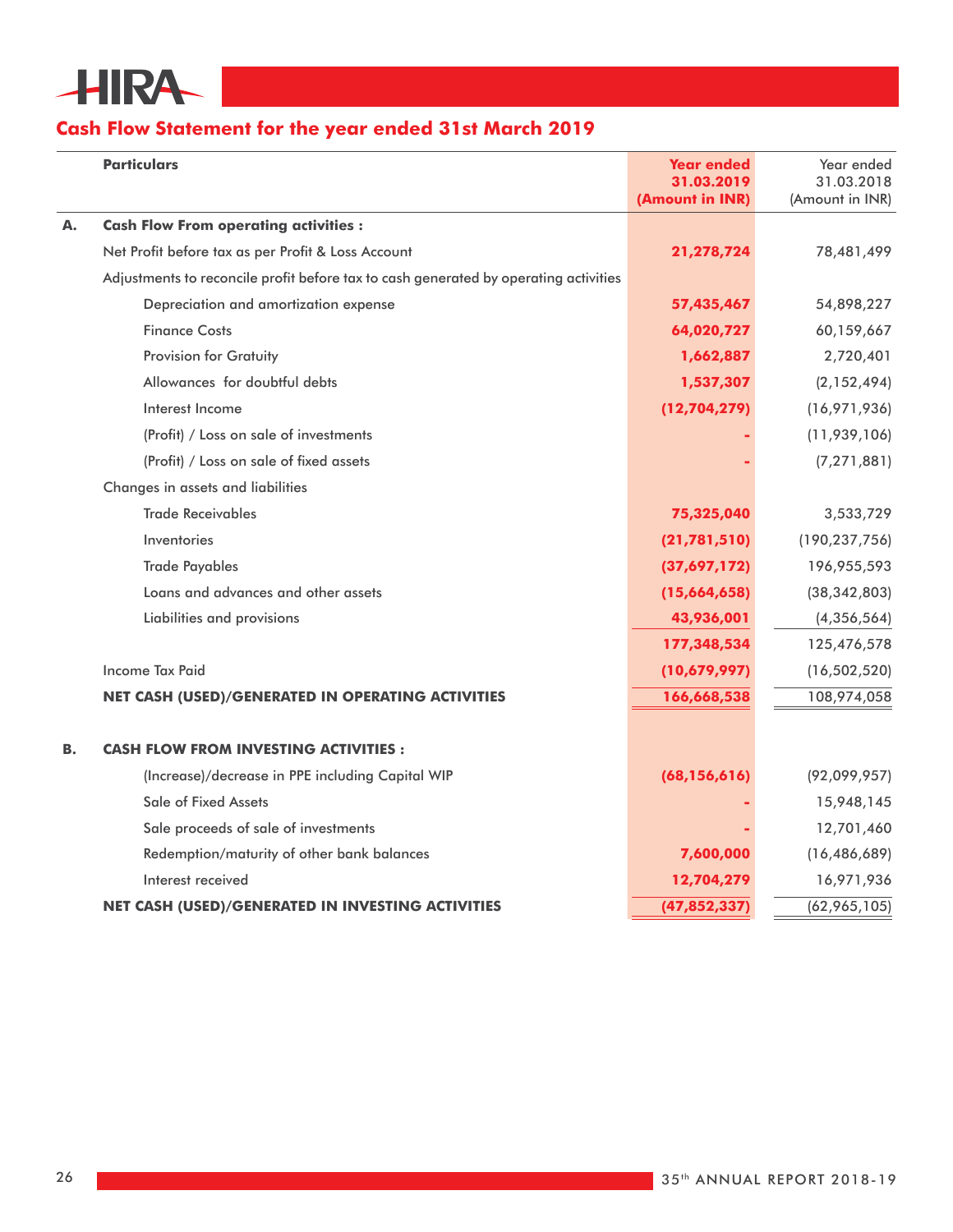## Cash Flow Statement for the year ended 31st March 2019

| | Particulars | Year ended 31.03.2019 (Amount in INR) | Year ended 31.03.2018 (Amount in INR) |
|---|---|---|---|
| **A.** | **Cash Flow From operating activities :** | | |
| | Net Profit before tax as per Profit & Loss Account | **21,278,724** | 78,481,499 |
| | Adjustments to reconcile profit before tax to cash generated by operating activities | | |
| | Depreciation and amortization expense | **57,435,467** | 54,898,227 |
| | Finance Costs | **64,020,727** | 60,159,667 |
| | Provision for Gratuity | **1,662,887** | 2,720,401 |
| | Allowances for doubtful debts | **1,537,307** | (2,152,494) |
| | Interest Income | **(12,704,279)** | (16,971,936) |
| | (Profit) / Loss on sale of investments | **-** | (11,939,106) |
| | (Profit) / Loss on sale of fixed assets | **-** | (7,271,881) |
| | Changes in assets and liabilities | | |
| | Trade Receivables | **75,325,040** | 3,533,729 |
| | Inventories | **(21,781,510)** | (190,237,756) |
| | Trade Payables | **(37,697,172)** | 196,955,593 |
| | Loans and advances and other assets | **(15,664,658)** | (38,342,803) |
| | Liabilities and provisions | **43,936,001** | (4,356,564) |
| | | **177,348,534** | 125,476,578 |
| | Income Tax Paid | **(10,679,997)** | (16,502,520) |
| | **NET CASH (USED)/GENERATED IN OPERATING ACTIVITIES** | **166,668,538** | 108,974,058 |
| **B.** | **CASH FLOW FROM INVESTING ACTIVITIES :** | | |
| | (Increase)/decrease in PPE including Capital WIP | **(68,156,616)** | (92,099,957) |
| | Sale of Fixed Assets | **-** | 15,948,145 |
| | Sale proceeds of sale of investments | **-** | 12,701,460 |
| | Redemption/maturity of other bank balances | **7,600,000** | (16,486,689) |
| | Interest received | **12,704,279** | 16,971,936 |
| | **NET CASH (USED)/GENERATED IN INVESTING ACTIVITIES** | **(47,852,337)** | (62,965,105) |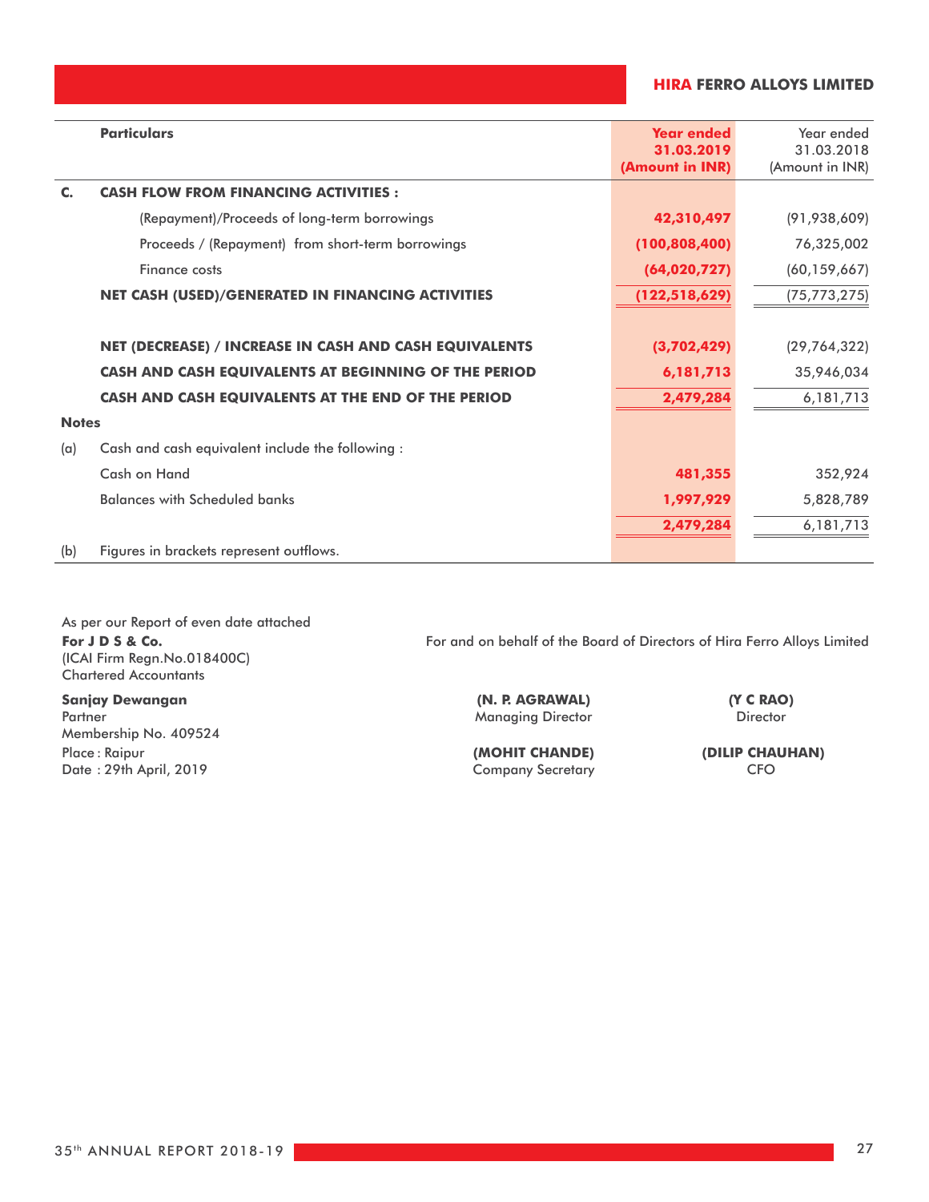| | Particulars | Year ended 31.03.2019 (Amount in INR) | Year ended 31.03.2018 (Amount in INR) |
|---|---|---|---|
| **C.** | **CASH FLOW FROM FINANCING ACTIVITIES :** | | |
| | (Repayment)/Proceeds of long-term borrowings | **42,310,497** | (91,938,609) |
| | Proceeds / (Repayment) from short-term borrowings | **(100,808,400)** | 76,325,002 |
| | Finance costs | **(64,020,727)** | (60,159,667) |
| | **NET CASH (USED)/GENERATED IN FINANCING ACTIVITIES** | **(122,518,629)** | (75,773,275) |
| | **NET (DECREASE) / INCREASE IN CASH AND CASH EQUIVALENTS** | **(3,702,429)** | (29,764,322) |
| | **CASH AND CASH EQUIVALENTS AT BEGINNING OF THE PERIOD** | **6,181,713** | 35,946,034 |
| | **CASH AND CASH EQUIVALENTS AT THE END OF THE PERIOD** | **2,479,284** | 6,181,713 |
| **Notes** | | | |
| (a) | Cash and cash equivalent include the following : | | |
| | Cash on Hand | **481,355** | 352,924 |
| | Balances with Scheduled banks | **1,997,929** | 5,828,789 |
| | | **2,479,284** | 6,181,713 |
| (b) | Figures in brackets represent outflows. | | |

As per our Report of even date attached
**For J D S & Co.**
(ICAI Firm Regn.No.018400C)
Chartered Accountants

**Sanjay Dewangan**
Partner
Membership No. 409524
Place : Raipur
Date : 29th April, 2019

For and on behalf of the Board of Directors of Hira Ferro Alloys Limited

**(N. P. AGRAWAL)**
Managing Director

**(Y C RAO)**
Director

**(MOHIT CHANDE)**
Company Secretary

**(DILIP CHAUHAN)**
CFO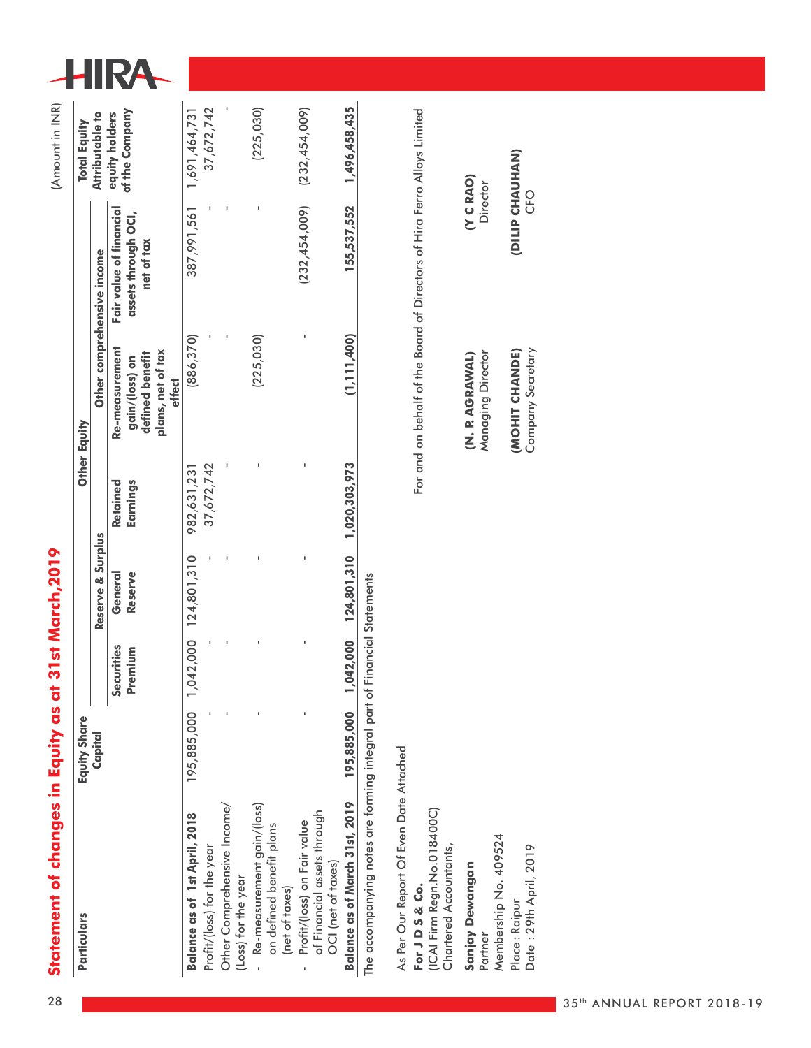## Statement of changes in Equity as at 31st March,2019

(Amount in INR)

| Particulars | Equity Share Capital | Reserve & Surplus | | Other Equity | | | Total Equity Attributable to equity holders of the Company |
|---|---|---|---|---|---|---|---|
| | | | | | Other comprehensive income | | |
| | | Securities Premium | General Reserve | Retained Earnings | Re-measurement gain/(loss) on defined benefit plans, net of tax effect | Fair value of financial assets through OCI, net of tax | |
| **Balance as of 1st April, 2018** | 195,885,000 | 1,042,000 | 124,801,310 | 982,631,231 | (886,370) | 387,991,561 | 1,691,464,731 |
| Profit/(loss) for the year | - | - | - | 37,672,742 | - | - | 37,672,742 |
| Other Comprehensive Income/(Loss) for the year | - | - | - | - | - | - | - |
| - Re-measurement gain/(loss) on defined benefit plans (net of taxes) | - | - | - | - | (225,030) | - | (225,030) |
| - Profit/(loss) on Fair value of Financial assets through OCI (net of taxes) | - | - | - | - | - | (232,454,009) | (232,454,009) |
| **Balance as of March 31st, 2019** | **195,885,000** | **1,042,000** | **124,801,310** | **1,020,303,973** | **(1,111,400)** | **155,537,552** | **1,496,458,435** |

The accompanying notes are forming integral part of Financial Statements

As Per Our Report Of Even Date Attached

**For J D S & Co.**
(ICAI Firm Regn.No.018400C)
Chartered Accountants,

**Sanjay Dewangan**
Partner
Membership No. 409524

Place : Raipur
Date : 29th April, 2019

For and on behalf of the Board of Directors of Hira Ferro Alloys Limited

**(N. P. AGRAWAL)**
Managing Director

**(Y C RAO)**
Director

**(MOHIT CHANDE)**
Company Secretary

**(DILIP CHAUHAN)**
CFO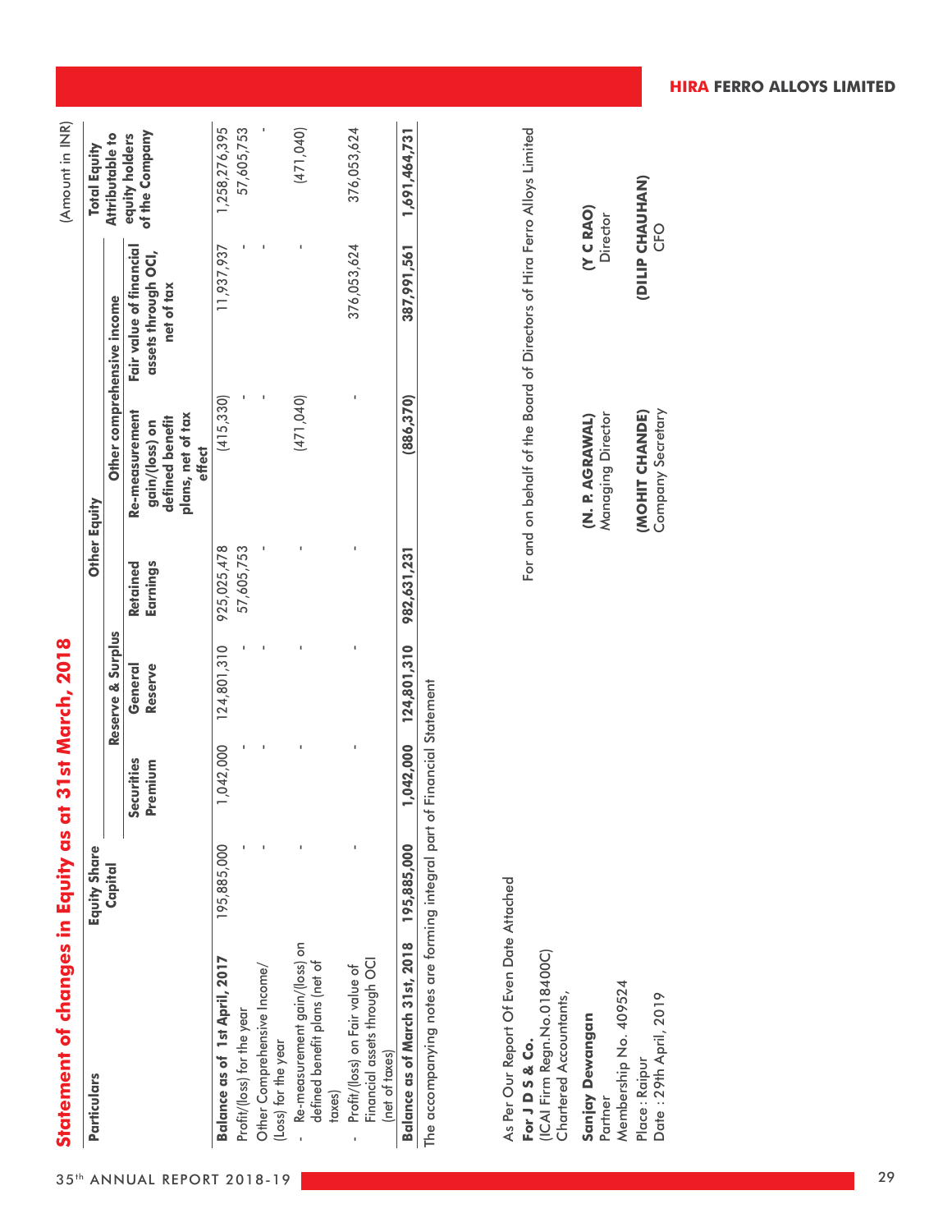## Statement of changes in Equity as at 31st March, 2018

(Amount in INR)

| Particulars | Equity Share Capital | Other Equity | | | | | Total Equity Attributable to equity holders of the Company |
|---|---|---|---|---|---|---|---|
| | | Reserve & Surplus | | | Other comprehensive income | | |
| | | Securities Premium | General Reserve | Retained Earnings | Re-measurement gain/(loss) on defined benefit plans, net of tax effect | Fair value of financial assets through OCI, net of tax | |
| **Balance as of 1st April, 2017** | 195,885,000 | 1,042,000 | 124,801,310 | 925,025,478 | (415,330) | 11,937,937 | 1,258,276,395 |
| Profit/(loss) for the year | - | - | - | 57,605,753 | - | - | 57,605,753 |
| Other Comprehensive Income/(Loss) for the year | - | - | - | - | - | - | - |
| - Re-measurement gain/(loss) on defined benefit plans (net of taxes) | - | - | - | - | (471,040) | - | (471,040) |
| - Profit/(loss) on Fair value of Financial assets through OCI (net of taxes) | - | - | - | - | - | 376,053,624 | 376,053,624 |
| **Balance as of March 31st, 2018** | **195,885,000** | **1,042,000** | **124,801,310** | **982,631,231** | **(886,370)** | **387,991,561** | **1,691,464,731** |

The accompanying notes are forming integral part of Financial Statement

As Per Our Report Of Even Date Attached

**For J D S & Co.**
(ICAI Firm Regn.No.018400C)
Chartered Accountants,

**Sanjay Dewangan**
Partner
Membership No. 409524

Place : Raipur
Date : 29th April, 2019

For and on behalf of the Board of Directors of Hira Ferro Alloys Limited

**(N. P. AGRAWAL)**
Managing Director

**(Y C RAO)**
Director

**(MOHIT CHANDE)**
Company Secretary

**(DILIP CHAUHAN)**
CFO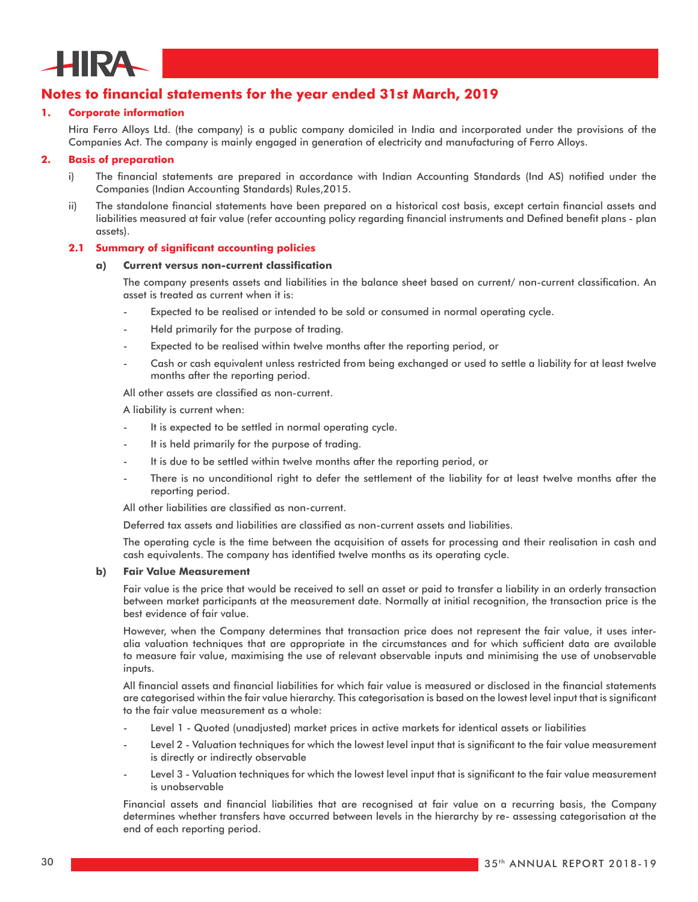## Notes to financial statements for the year ended 31st March, 2019

### 1. Corporate information

Hira Ferro Alloys Ltd. (the company) is a public company domiciled in India and incorporated under the provisions of the Companies Act. The company is mainly engaged in generation of electricity and manufacturing of Ferro Alloys.

### 2. Basis of preparation

i) The financial statements are prepared in accordance with Indian Accounting Standards (Ind AS) notified under the Companies (Indian Accounting Standards) Rules,2015.

ii) The standalone financial statements have been prepared on a historical cost basis, except certain financial assets and liabilities measured at fair value (refer accounting policy regarding financial instruments and Defined benefit plans - plan assets).

#### 2.1 Summary of significant accounting policies

**a) Current versus non-current classification**

The company presents assets and liabilities in the balance sheet based on current/ non-current classification. An asset is treated as current when it is:

- Expected to be realised or intended to be sold or consumed in normal operating cycle.
- Held primarily for the purpose of trading.
- Expected to be realised within twelve months after the reporting period, or
- Cash or cash equivalent unless restricted from being exchanged or used to settle a liability for at least twelve months after the reporting period.

All other assets are classified as non-current.

A liability is current when:

- It is expected to be settled in normal operating cycle.
- It is held primarily for the purpose of trading.
- It is due to be settled within twelve months after the reporting period, or
- There is no unconditional right to defer the settlement of the liability for at least twelve months after the reporting period.

All other liabilities are classified as non-current.

Deferred tax assets and liabilities are classified as non-current assets and liabilities.

The operating cycle is the time between the acquisition of assets for processing and their realisation in cash and cash equivalents. The company has identified twelve months as its operating cycle.

**b) Fair Value Measurement**

Fair value is the price that would be received to sell an asset or paid to transfer a liability in an orderly transaction between market participants at the measurement date. Normally at initial recognition, the transaction price is the best evidence of fair value.

However, when the Company determines that transaction price does not represent the fair value, it uses inter-alia valuation techniques that are appropriate in the circumstances and for which sufficient data are available to measure fair value, maximising the use of relevant observable inputs and minimising the use of unobservable inputs.

All financial assets and financial liabilities for which fair value is measured or disclosed in the financial statements are categorised within the fair value hierarchy. This categorisation is based on the lowest level input that is significant to the fair value measurement as a whole:

- Level 1 - Quoted (unadjusted) market prices in active markets for identical assets or liabilities
- Level 2 - Valuation techniques for which the lowest level input that is significant to the fair value measurement is directly or indirectly observable
- Level 3 - Valuation techniques for which the lowest level input that is significant to the fair value measurement is unobservable

Financial assets and financial liabilities that are recognised at fair value on a recurring basis, the Company determines whether transfers have occurred between levels in the hierarchy by re- assessing categorisation at the end of each reporting period.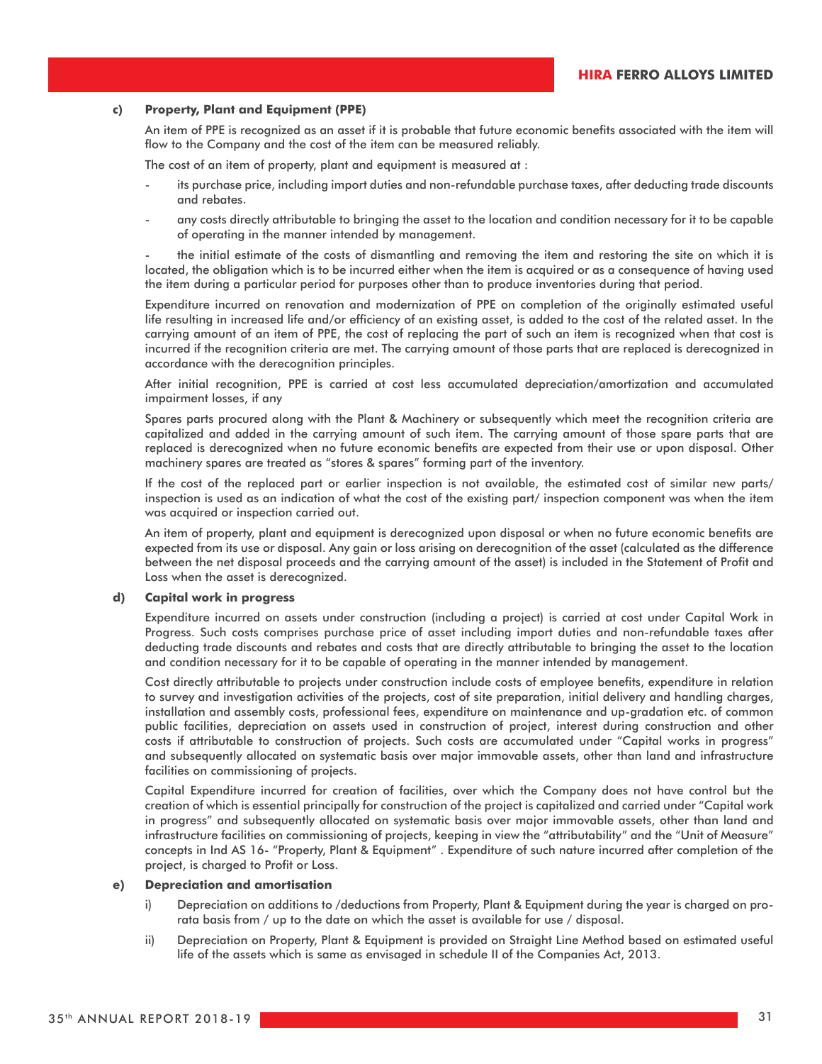**c) Property, Plant and Equipment (PPE)**

An item of PPE is recognized as an asset if it is probable that future economic benefits associated with the item will flow to the Company and the cost of the item can be measured reliably.

The cost of an item of property, plant and equipment is measured at :

- its purchase price, including import duties and non-refundable purchase taxes, after deducting trade discounts and rebates.
- any costs directly attributable to bringing the asset to the location and condition necessary for it to be capable of operating in the manner intended by management.
- the initial estimate of the costs of dismantling and removing the item and restoring the site on which it is located, the obligation which is to be incurred either when the item is acquired or as a consequence of having used the item during a particular period for purposes other than to produce inventories during that period.

Expenditure incurred on renovation and modernization of PPE on completion of the originally estimated useful life resulting in increased life and/or efficiency of an existing asset, is added to the cost of the related asset. In the carrying amount of an item of PPE, the cost of replacing the part of such an item is recognized when that cost is incurred if the recognition criteria are met. The carrying amount of those parts that are replaced is derecognized in accordance with the derecognition principles.

After initial recognition, PPE is carried at cost less accumulated depreciation/amortization and accumulated impairment losses, if any

Spares parts procured along with the Plant & Machinery or subsequently which meet the recognition criteria are capitalized and added in the carrying amount of such item. The carrying amount of those spare parts that are replaced is derecognized when no future economic benefits are expected from their use or upon disposal. Other machinery spares are treated as "stores & spares" forming part of the inventory.

If the cost of the replaced part or earlier inspection is not available, the estimated cost of similar new parts/ inspection is used as an indication of what the cost of the existing part/ inspection component was when the item was acquired or inspection carried out.

An item of property, plant and equipment is derecognized upon disposal or when no future economic benefits are expected from its use or disposal. Any gain or loss arising on derecognition of the asset (calculated as the difference between the net disposal proceeds and the carrying amount of the asset) is included in the Statement of Profit and Loss when the asset is derecognized.

**d) Capital work in progress**

Expenditure incurred on assets under construction (including a project) is carried at cost under Capital Work in Progress. Such costs comprises purchase price of asset including import duties and non-refundable taxes after deducting trade discounts and rebates and costs that are directly attributable to bringing the asset to the location and condition necessary for it to be capable of operating in the manner intended by management.

Cost directly attributable to projects under construction include costs of employee benefits, expenditure in relation to survey and investigation activities of the projects, cost of site preparation, initial delivery and handling charges, installation and assembly costs, professional fees, expenditure on maintenance and up-gradation etc. of common public facilities, depreciation on assets used in construction of project, interest during construction and other costs if attributable to construction of projects. Such costs are accumulated under "Capital works in progress" and subsequently allocated on systematic basis over major immovable assets, other than land and infrastructure facilities on commissioning of projects.

Capital Expenditure incurred for creation of facilities, over which the Company does not have control but the creation of which is essential principally for construction of the project is capitalized and carried under "Capital work in progress" and subsequently allocated on systematic basis over major immovable assets, other than land and infrastructure facilities on commissioning of projects, keeping in view the "attributability" and the "Unit of Measure" concepts in Ind AS 16- "Property, Plant & Equipment" . Expenditure of such nature incurred after completion of the project, is charged to Profit or Loss.

**e) Depreciation and amortisation**

i) Depreciation on additions to /deductions from Property, Plant & Equipment during the year is charged on pro-rata basis from / up to the date on which the asset is available for use / disposal.

ii) Depreciation on Property, Plant & Equipment is provided on Straight Line Method based on estimated useful life of the assets which is same as envisaged in schedule II of the Companies Act, 2013.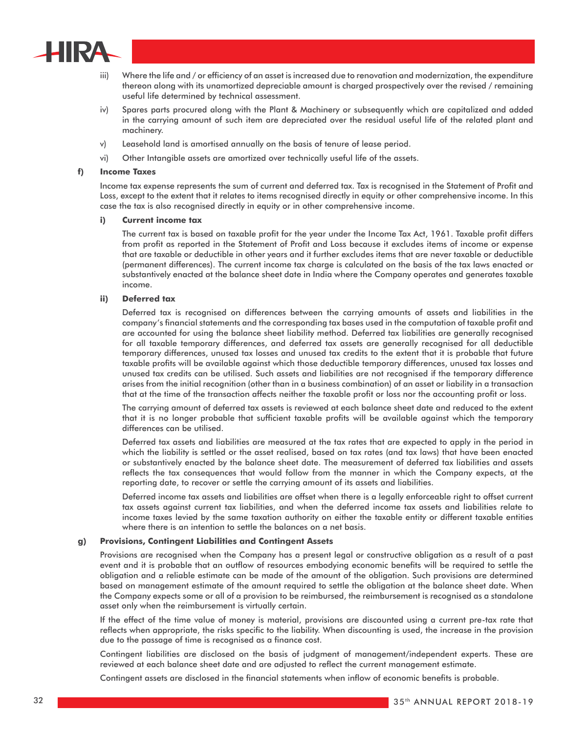iii) Where the life and / or efficiency of an asset is increased due to renovation and modernization, the expenditure thereon along with its unamortized depreciable amount is charged prospectively over the revised / remaining useful life determined by technical assessment.

iv) Spares parts procured along with the Plant & Machinery or subsequently which are capitalized and added in the carrying amount of such item are depreciated over the residual useful life of the related plant and machinery.

v) Leasehold land is amortised annually on the basis of tenure of lease period.

vi) Other Intangible assets are amortized over technically useful life of the assets.

**f) Income Taxes**

Income tax expense represents the sum of current and deferred tax. Tax is recognised in the Statement of Profit and Loss, except to the extent that it relates to items recognised directly in equity or other comprehensive income. In this case the tax is also recognised directly in equity or in other comprehensive income.

**i) Current income tax**

The current tax is based on taxable profit for the year under the Income Tax Act, 1961. Taxable profit differs from profit as reported in the Statement of Profit and Loss because it excludes items of income or expense that are taxable or deductible in other years and it further excludes items that are never taxable or deductible (permanent differences). The current income tax charge is calculated on the basis of the tax laws enacted or substantively enacted at the balance sheet date in India where the Company operates and generates taxable income.

**ii) Deferred tax**

Deferred tax is recognised on differences between the carrying amounts of assets and liabilities in the company's financial statements and the corresponding tax bases used in the computation of taxable profit and are accounted for using the balance sheet liability method. Deferred tax liabilities are generally recognised for all taxable temporary differences, and deferred tax assets are generally recognised for all deductible temporary differences, unused tax losses and unused tax credits to the extent that it is probable that future taxable profits will be available against which those deductible temporary differences, unused tax losses and unused tax credits can be utilised. Such assets and liabilities are not recognised if the temporary difference arises from the initial recognition (other than in a business combination) of an asset or liability in a transaction that at the time of the transaction affects neither the taxable profit or loss nor the accounting profit or loss.

The carrying amount of deferred tax assets is reviewed at each balance sheet date and reduced to the extent that it is no longer probable that sufficient taxable profits will be available against which the temporary differences can be utilised.

Deferred tax assets and liabilities are measured at the tax rates that are expected to apply in the period in which the liability is settled or the asset realised, based on tax rates (and tax laws) that have been enacted or substantively enacted by the balance sheet date. The measurement of deferred tax liabilities and assets reflects the tax consequences that would follow from the manner in which the Company expects, at the reporting date, to recover or settle the carrying amount of its assets and liabilities.

Deferred income tax assets and liabilities are offset when there is a legally enforceable right to offset current tax assets against current tax liabilities, and when the deferred income tax assets and liabilities relate to income taxes levied by the same taxation authority on either the taxable entity or different taxable entities where there is an intention to settle the balances on a net basis.

**g) Provisions, Contingent Liabilities and Contingent Assets**

Provisions are recognised when the Company has a present legal or constructive obligation as a result of a past event and it is probable that an outflow of resources embodying economic benefits will be required to settle the obligation and a reliable estimate can be made of the amount of the obligation. Such provisions are determined based on management estimate of the amount required to settle the obligation at the balance sheet date. When the Company expects some or all of a provision to be reimbursed, the reimbursement is recognised as a standalone asset only when the reimbursement is virtually certain.

If the effect of the time value of money is material, provisions are discounted using a current pre-tax rate that reflects when appropriate, the risks specific to the liability. When discounting is used, the increase in the provision due to the passage of time is recognised as a finance cost.

Contingent liabilities are disclosed on the basis of judgment of management/independent experts. These are reviewed at each balance sheet date and are adjusted to reflect the current management estimate.

Contingent assets are disclosed in the financial statements when inflow of economic benefits is probable.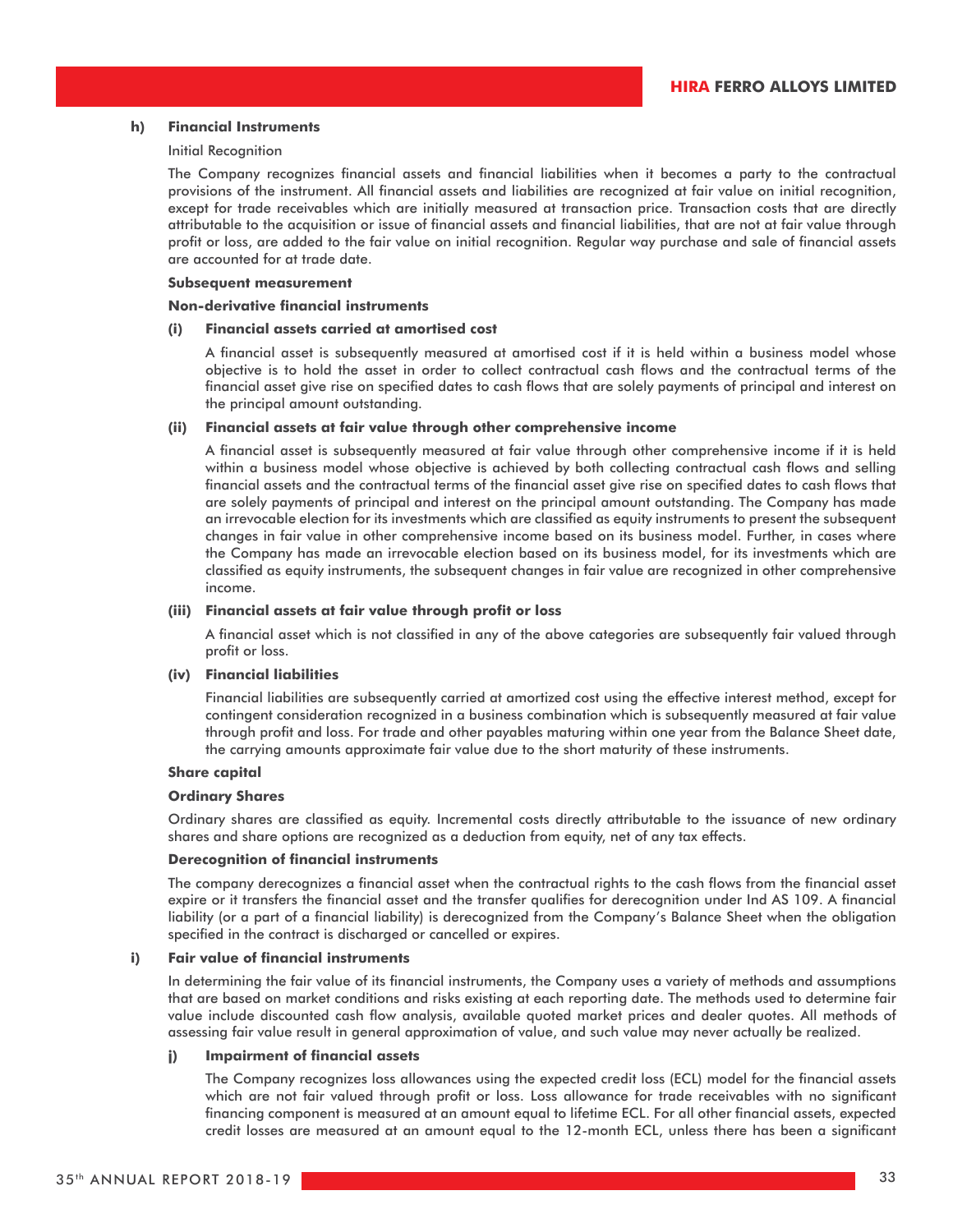## h) Financial Instruments

Initial Recognition

The Company recognizes financial assets and financial liabilities when it becomes a party to the contractual provisions of the instrument. All financial assets and liabilities are recognized at fair value on initial recognition, except for trade receivables which are initially measured at transaction price. Transaction costs that are directly attributable to the acquisition or issue of financial assets and financial liabilities, that are not at fair value through profit or loss, are added to the fair value on initial recognition. Regular way purchase and sale of financial assets are accounted for at trade date.

**Subsequent measurement**

**Non-derivative financial instruments**

**(i) Financial assets carried at amortised cost**

A financial asset is subsequently measured at amortised cost if it is held within a business model whose objective is to hold the asset in order to collect contractual cash flows and the contractual terms of the financial asset give rise on specified dates to cash flows that are solely payments of principal and interest on the principal amount outstanding.

**(ii) Financial assets at fair value through other comprehensive income**

A financial asset is subsequently measured at fair value through other comprehensive income if it is held within a business model whose objective is achieved by both collecting contractual cash flows and selling financial assets and the contractual terms of the financial asset give rise on specified dates to cash flows that are solely payments of principal and interest on the principal amount outstanding. The Company has made an irrevocable election for its investments which are classified as equity instruments to present the subsequent changes in fair value in other comprehensive income based on its business model. Further, in cases where the Company has made an irrevocable election based on its business model, for its investments which are classified as equity instruments, the subsequent changes in fair value are recognized in other comprehensive income.

**(iii) Financial assets at fair value through profit or loss**

A financial asset which is not classified in any of the above categories are subsequently fair valued through profit or loss.

**(iv) Financial liabilities**

Financial liabilities are subsequently carried at amortized cost using the effective interest method, except for contingent consideration recognized in a business combination which is subsequently measured at fair value through profit and loss. For trade and other payables maturing within one year from the Balance Sheet date, the carrying amounts approximate fair value due to the short maturity of these instruments.

**Share capital**

**Ordinary Shares**

Ordinary shares are classified as equity. Incremental costs directly attributable to the issuance of new ordinary shares and share options are recognized as a deduction from equity, net of any tax effects.

**Derecognition of financial instruments**

The company derecognizes a financial asset when the contractual rights to the cash flows from the financial asset expire or it transfers the financial asset and the transfer qualifies for derecognition under Ind AS 109. A financial liability (or a part of a financial liability) is derecognized from the Company's Balance Sheet when the obligation specified in the contract is discharged or cancelled or expires.

## i) Fair value of financial instruments

In determining the fair value of its financial instruments, the Company uses a variety of methods and assumptions that are based on market conditions and risks existing at each reporting date. The methods used to determine fair value include discounted cash flow analysis, available quoted market prices and dealer quotes. All methods of assessing fair value result in general approximation of value, and such value may never actually be realized.

### j) Impairment of financial assets

The Company recognizes loss allowances using the expected credit loss (ECL) model for the financial assets which are not fair valued through profit or loss. Loss allowance for trade receivables with no significant financing component is measured at an amount equal to lifetime ECL. For all other financial assets, expected credit losses are measured at an amount equal to the 12-month ECL, unless there has been a significant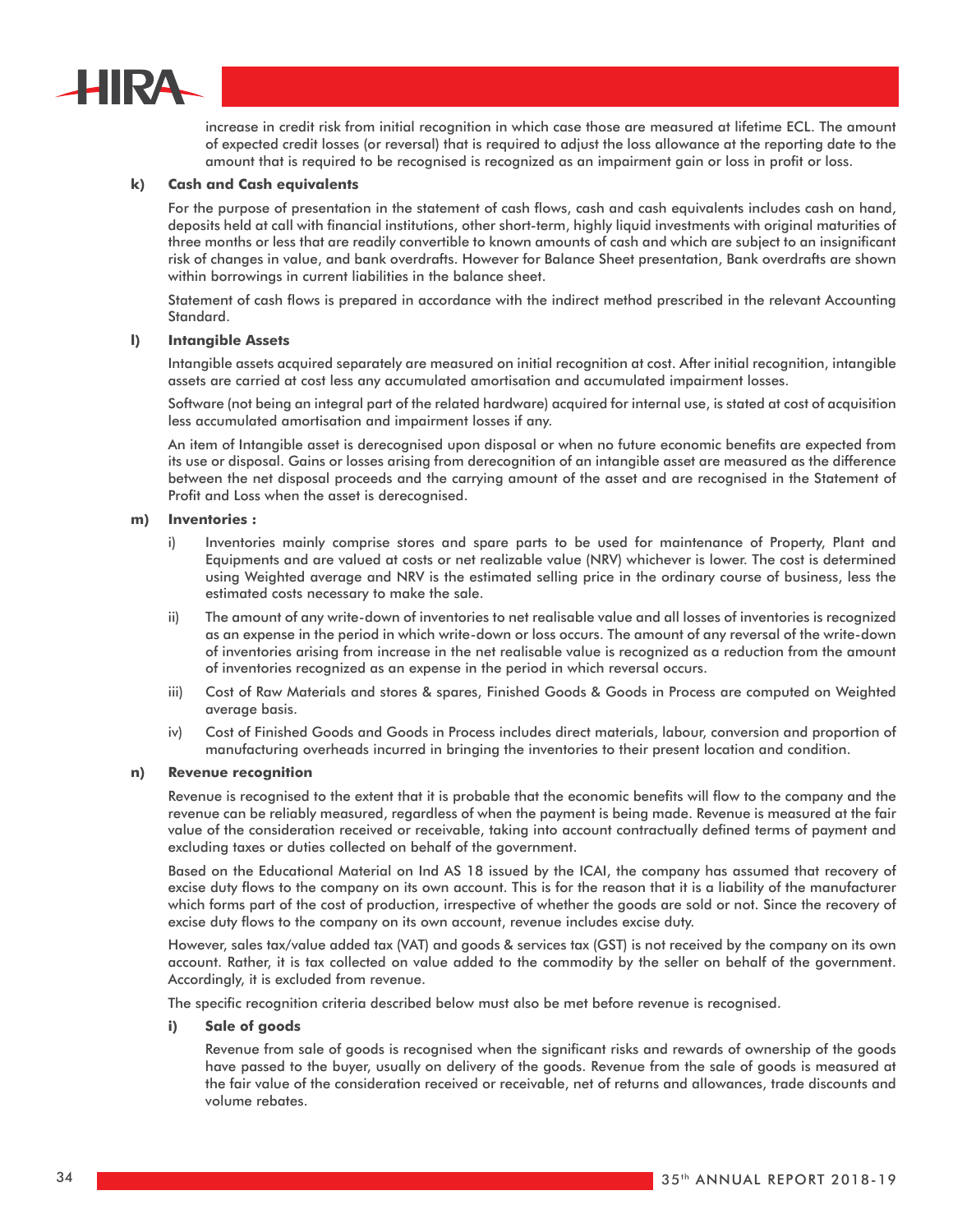increase in credit risk from initial recognition in which case those are measured at lifetime ECL. The amount of expected credit losses (or reversal) that is required to adjust the loss allowance at the reporting date to the amount that is required to be recognised is recognized as an impairment gain or loss in profit or loss.

**k) Cash and Cash equivalents**

For the purpose of presentation in the statement of cash flows, cash and cash equivalents includes cash on hand, deposits held at call with financial institutions, other short-term, highly liquid investments with original maturities of three months or less that are readily convertible to known amounts of cash and which are subject to an insignificant risk of changes in value, and bank overdrafts. However for Balance Sheet presentation, Bank overdrafts are shown within borrowings in current liabilities in the balance sheet.

Statement of cash flows is prepared in accordance with the indirect method prescribed in the relevant Accounting Standard.

**l) Intangible Assets**

Intangible assets acquired separately are measured on initial recognition at cost. After initial recognition, intangible assets are carried at cost less any accumulated amortisation and accumulated impairment losses.

Software (not being an integral part of the related hardware) acquired for internal use, is stated at cost of acquisition less accumulated amortisation and impairment losses if any.

An item of Intangible asset is derecognised upon disposal or when no future economic benefits are expected from its use or disposal. Gains or losses arising from derecognition of an intangible asset are measured as the difference between the net disposal proceeds and the carrying amount of the asset and are recognised in the Statement of Profit and Loss when the asset is derecognised.

**m) Inventories :**

i) Inventories mainly comprise stores and spare parts to be used for maintenance of Property, Plant and Equipments and are valued at costs or net realizable value (NRV) whichever is lower. The cost is determined using Weighted average and NRV is the estimated selling price in the ordinary course of business, less the estimated costs necessary to make the sale.

ii) The amount of any write-down of inventories to net realisable value and all losses of inventories is recognized as an expense in the period in which write-down or loss occurs. The amount of any reversal of the write-down of inventories arising from increase in the net realisable value is recognized as a reduction from the amount of inventories recognized as an expense in the period in which reversal occurs.

iii) Cost of Raw Materials and stores & spares, Finished Goods & Goods in Process are computed on Weighted average basis.

iv) Cost of Finished Goods and Goods in Process includes direct materials, labour, conversion and proportion of manufacturing overheads incurred in bringing the inventories to their present location and condition.

**n) Revenue recognition**

Revenue is recognised to the extent that it is probable that the economic benefits will flow to the company and the revenue can be reliably measured, regardless of when the payment is being made. Revenue is measured at the fair value of the consideration received or receivable, taking into account contractually defined terms of payment and excluding taxes or duties collected on behalf of the government.

Based on the Educational Material on Ind AS 18 issued by the ICAI, the company has assumed that recovery of excise duty flows to the company on its own account. This is for the reason that it is a liability of the manufacturer which forms part of the cost of production, irrespective of whether the goods are sold or not. Since the recovery of excise duty flows to the company on its own account, revenue includes excise duty.

However, sales tax/value added tax (VAT) and goods & services tax (GST) is not received by the company on its own account. Rather, it is tax collected on value added to the commodity by the seller on behalf of the government. Accordingly, it is excluded from revenue.

The specific recognition criteria described below must also be met before revenue is recognised.

**i) Sale of goods**

Revenue from sale of goods is recognised when the significant risks and rewards of ownership of the goods have passed to the buyer, usually on delivery of the goods. Revenue from the sale of goods is measured at the fair value of the consideration received or receivable, net of returns and allowances, trade discounts and volume rebates.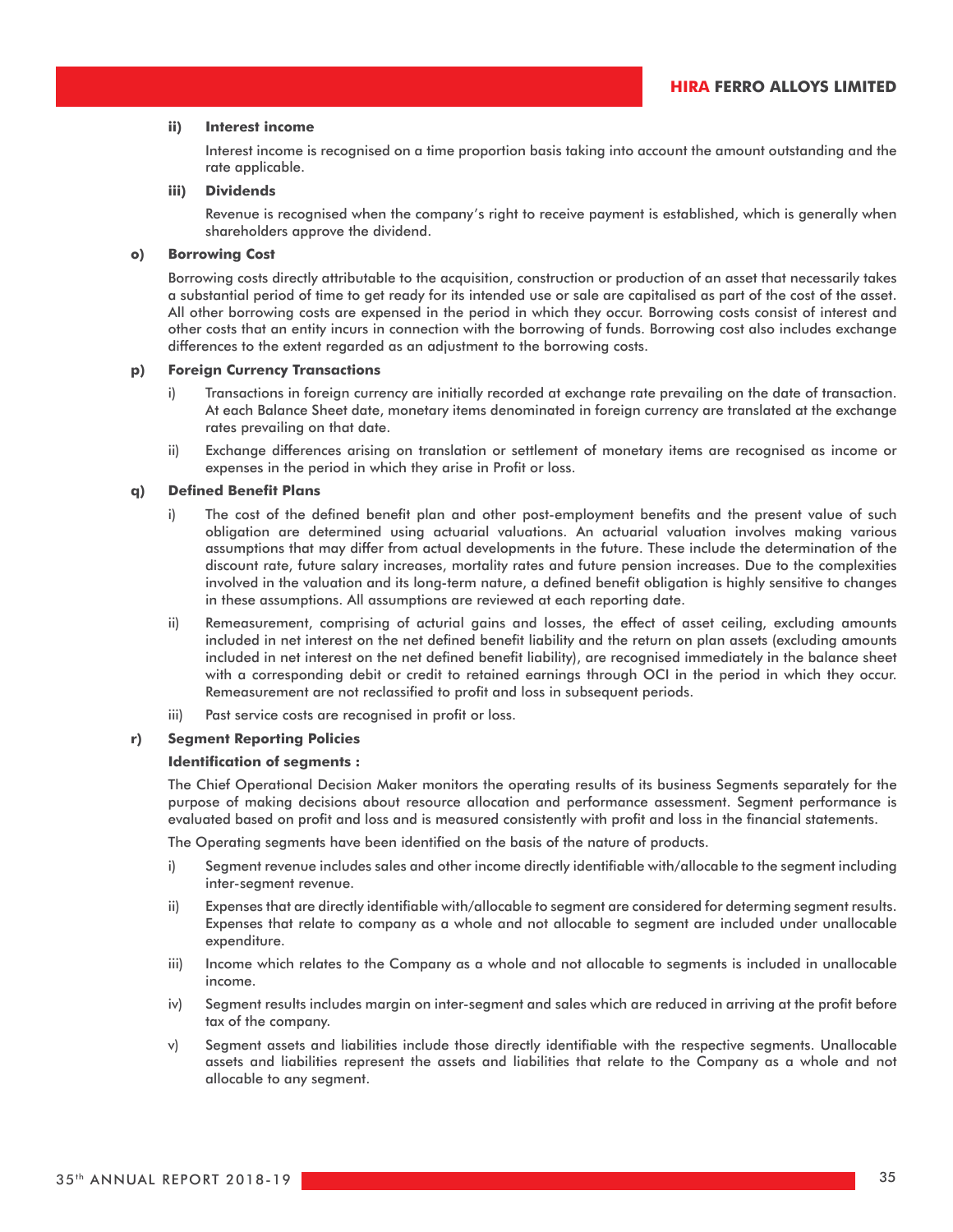**ii) Interest income**

Interest income is recognised on a time proportion basis taking into account the amount outstanding and the rate applicable.

**iii) Dividends**

Revenue is recognised when the company's right to receive payment is established, which is generally when shareholders approve the dividend.

**o) Borrowing Cost**

Borrowing costs directly attributable to the acquisition, construction or production of an asset that necessarily takes a substantial period of time to get ready for its intended use or sale are capitalised as part of the cost of the asset. All other borrowing costs are expensed in the period in which they occur. Borrowing costs consist of interest and other costs that an entity incurs in connection with the borrowing of funds. Borrowing cost also includes exchange differences to the extent regarded as an adjustment to the borrowing costs.

**p) Foreign Currency Transactions**

i) Transactions in foreign currency are initially recorded at exchange rate prevailing on the date of transaction. At each Balance Sheet date, monetary items denominated in foreign currency are translated at the exchange rates prevailing on that date.

ii) Exchange differences arising on translation or settlement of monetary items are recognised as income or expenses in the period in which they arise in Profit or loss.

**q) Defined Benefit Plans**

i) The cost of the defined benefit plan and other post-employment benefits and the present value of such obligation are determined using actuarial valuations. An actuarial valuation involves making various assumptions that may differ from actual developments in the future. These include the determination of the discount rate, future salary increases, mortality rates and future pension increases. Due to the complexities involved in the valuation and its long-term nature, a defined benefit obligation is highly sensitive to changes in these assumptions. All assumptions are reviewed at each reporting date.

ii) Remeasurement, comprising of acturial gains and losses, the effect of asset ceiling, excluding amounts included in net interest on the net defined benefit liability and the return on plan assets (excluding amounts included in net interest on the net defined benefit liability), are recognised immediately in the balance sheet with a corresponding debit or credit to retained earnings through OCI in the period in which they occur. Remeasurement are not reclassified to profit and loss in subsequent periods.

iii) Past service costs are recognised in profit or loss.

**r) Segment Reporting Policies**

**Identification of segments :**

The Chief Operational Decision Maker monitors the operating results of its business Segments separately for the purpose of making decisions about resource allocation and performance assessment. Segment performance is evaluated based on profit and loss and is measured consistently with profit and loss in the financial statements.

The Operating segments have been identified on the basis of the nature of products.

i) Segment revenue includes sales and other income directly identifiable with/allocable to the segment including inter-segment revenue.

ii) Expenses that are directly identifiable with/allocable to segment are considered for determing segment results. Expenses that relate to company as a whole and not allocable to segment are included under unallocable expenditure.

iii) Income which relates to the Company as a whole and not allocable to segments is included in unallocable income.

iv) Segment results includes margin on inter-segment and sales which are reduced in arriving at the profit before tax of the company.

v) Segment assets and liabilities include those directly identifiable with the respective segments. Unallocable assets and liabilities represent the assets and liabilities that relate to the Company as a whole and not allocable to any segment.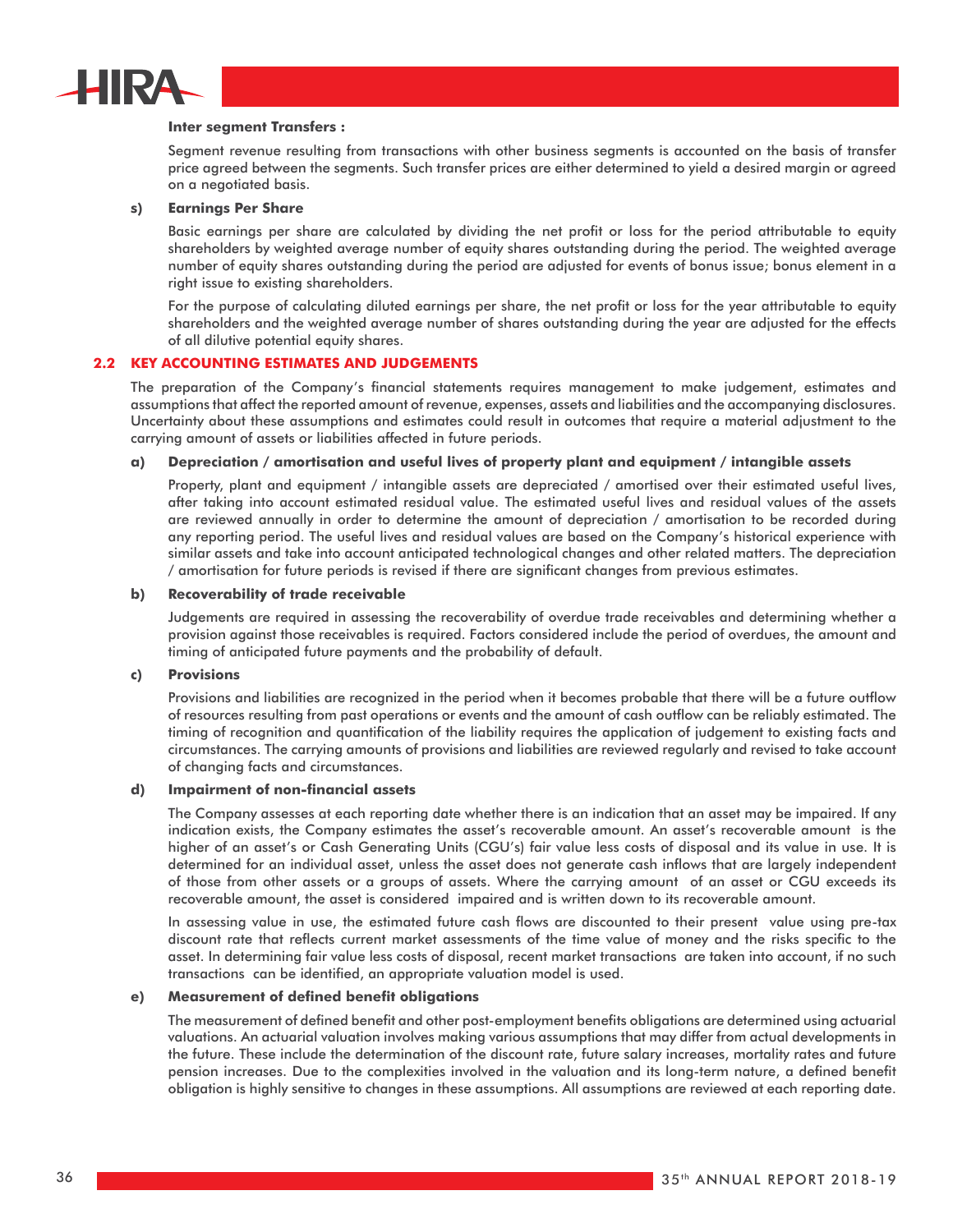**Inter segment Transfers :**

Segment revenue resulting from transactions with other business segments is accounted on the basis of transfer price agreed between the segments. Such transfer prices are either determined to yield a desired margin or agreed on a negotiated basis.

**s) Earnings Per Share**

Basic earnings per share are calculated by dividing the net profit or loss for the period attributable to equity shareholders by weighted average number of equity shares outstanding during the period. The weighted average number of equity shares outstanding during the period are adjusted for events of bonus issue; bonus element in a right issue to existing shareholders.

For the purpose of calculating diluted earnings per share, the net profit or loss for the year attributable to equity shareholders and the weighted average number of shares outstanding during the year are adjusted for the effects of all dilutive potential equity shares.

## 2.2 KEY ACCOUNTING ESTIMATES AND JUDGEMENTS

The preparation of the Company's financial statements requires management to make judgement, estimates and assumptions that affect the reported amount of revenue, expenses, assets and liabilities and the accompanying disclosures. Uncertainty about these assumptions and estimates could result in outcomes that require a material adjustment to the carrying amount of assets or liabilities affected in future periods.

**a) Depreciation / amortisation and useful lives of property plant and equipment / intangible assets**

Property, plant and equipment / intangible assets are depreciated / amortised over their estimated useful lives, after taking into account estimated residual value. The estimated useful lives and residual values of the assets are reviewed annually in order to determine the amount of depreciation / amortisation to be recorded during any reporting period. The useful lives and residual values are based on the Company's historical experience with similar assets and take into account anticipated technological changes and other related matters. The depreciation / amortisation for future periods is revised if there are significant changes from previous estimates.

**b) Recoverability of trade receivable**

Judgements are required in assessing the recoverability of overdue trade receivables and determining whether a provision against those receivables is required. Factors considered include the period of overdues, the amount and timing of anticipated future payments and the probability of default.

**c) Provisions**

Provisions and liabilities are recognized in the period when it becomes probable that there will be a future outflow of resources resulting from past operations or events and the amount of cash outflow can be reliably estimated. The timing of recognition and quantification of the liability requires the application of judgement to existing facts and circumstances. The carrying amounts of provisions and liabilities are reviewed regularly and revised to take account of changing facts and circumstances.

**d) Impairment of non-financial assets**

The Company assesses at each reporting date whether there is an indication that an asset may be impaired. If any indication exists, the Company estimates the asset's recoverable amount. An asset's recoverable amount is the higher of an asset's or Cash Generating Units (CGU's) fair value less costs of disposal and its value in use. It is determined for an individual asset, unless the asset does not generate cash inflows that are largely independent of those from other assets or a groups of assets. Where the carrying amount of an asset or CGU exceeds its recoverable amount, the asset is considered impaired and is written down to its recoverable amount.

In assessing value in use, the estimated future cash flows are discounted to their present value using pre-tax discount rate that reflects current market assessments of the time value of money and the risks specific to the asset. In determining fair value less costs of disposal, recent market transactions are taken into account, if no such transactions can be identified, an appropriate valuation model is used.

**e) Measurement of defined benefit obligations**

The measurement of defined benefit and other post-employment benefits obligations are determined using actuarial valuations. An actuarial valuation involves making various assumptions that may differ from actual developments in the future. These include the determination of the discount rate, future salary increases, mortality rates and future pension increases. Due to the complexities involved in the valuation and its long-term nature, a defined benefit obligation is highly sensitive to changes in these assumptions. All assumptions are reviewed at each reporting date.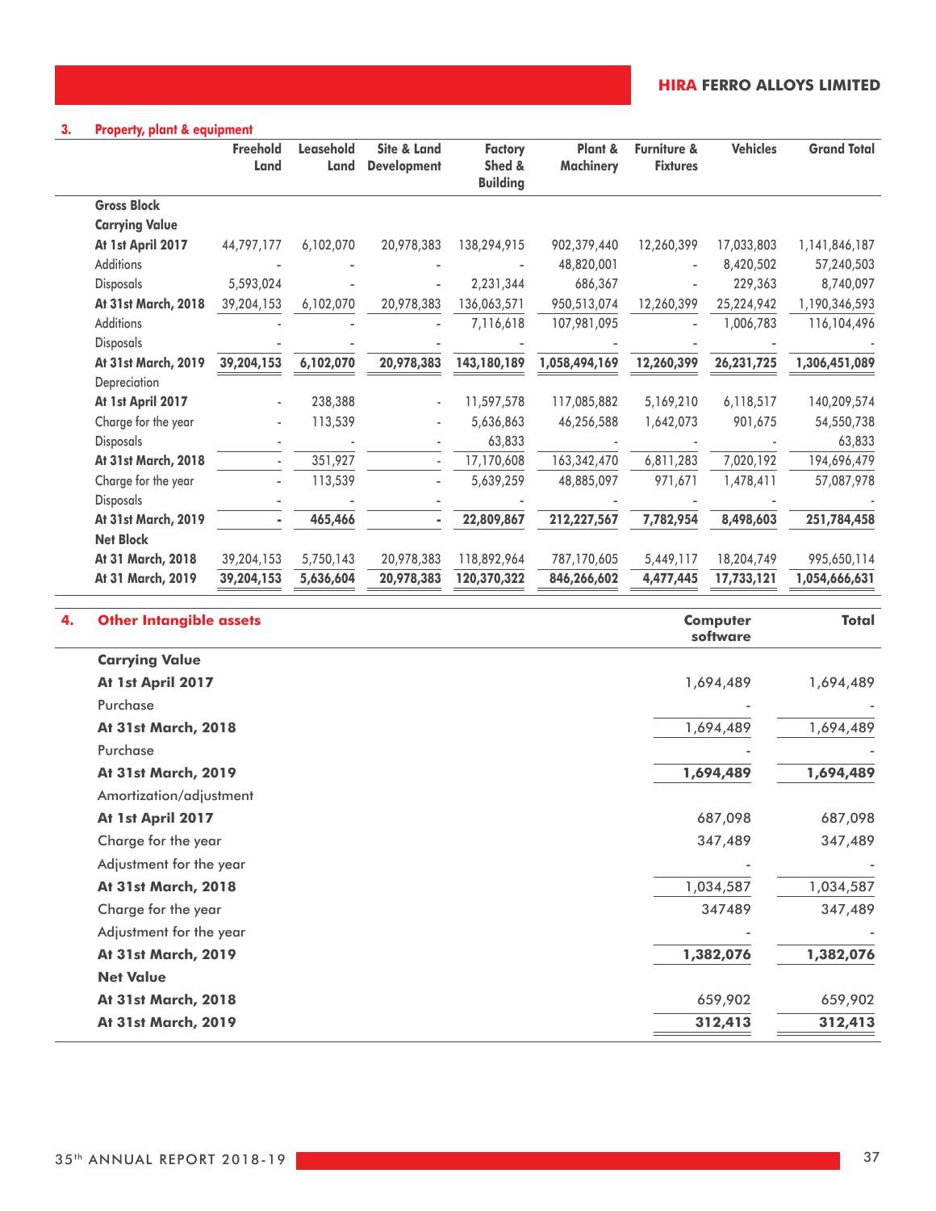### 3. Property, plant & equipment

| | Freehold Land | Leasehold Land | Site & Land Development | Factory Shed & Building | Plant & Machinery | Furniture & Fixtures | Vehicles | Grand Total |
|---|---|---|---|---|---|---|---|---|
| **Gross Block** | | | | | | | | |
| **Carrying Value** | | | | | | | | |
| **At 1st April 2017** | 44,797,177 | 6,102,070 | 20,978,383 | 138,294,915 | 902,379,440 | 12,260,399 | 17,033,803 | 1,141,846,187 |
| Additions | - | - | - | - | 48,820,001 | - | 8,420,502 | 57,240,503 |
| Disposals | 5,593,024 | - | - | 2,231,344 | 686,367 | - | 229,363 | 8,740,097 |
| **At 31st March, 2018** | 39,204,153 | 6,102,070 | 20,978,383 | 136,063,571 | 950,513,074 | 12,260,399 | 25,224,942 | 1,190,346,593 |
| Additions | - | - | - | 7,116,618 | 107,981,095 | - | 1,006,783 | 116,104,496 |
| Disposals | - | - | - | - | - | - | - | - |
| **At 31st March, 2019** | **39,204,153** | **6,102,070** | **20,978,383** | **143,180,189** | **1,058,494,169** | **12,260,399** | **26,231,725** | **1,306,451,089** |
| Depreciation | | | | | | | | |
| **At 1st April 2017** | - | 238,388 | - | 11,597,578 | 117,085,882 | 5,169,210 | 6,118,517 | 140,209,574 |
| Charge for the year | - | 113,539 | - | 5,636,863 | 46,256,588 | 1,642,073 | 901,675 | 54,550,738 |
| Disposals | - | - | - | 63,833 | - | - | - | 63,833 |
| **At 31st March, 2018** | - | 351,927 | - | 17,170,608 | 163,342,470 | 6,811,283 | 7,020,192 | 194,696,479 |
| Charge for the year | - | 113,539 | - | 5,639,259 | 48,885,097 | 971,671 | 1,478,411 | 57,087,978 |
| Disposals | - | - | - | - | - | - | - | - |
| **At 31st March, 2019** | **-** | **465,466** | **-** | **22,809,867** | **212,227,567** | **7,782,954** | **8,498,603** | **251,784,458** |
| **Net Block** | | | | | | | | |
| **At 31 March, 2018** | 39,204,153 | 5,750,143 | 20,978,383 | 118,892,964 | 787,170,605 | 5,449,117 | 18,204,749 | 995,650,114 |
| **At 31 March, 2019** | **39,204,153** | **5,636,604** | **20,978,383** | **120,370,322** | **846,266,602** | **4,477,445** | **17,733,121** | **1,054,666,631** |

### 4. Other Intangible assets

| | Computer software | Total |
|---|---|---|
| **Carrying Value** | | |
| **At 1st April 2017** | 1,694,489 | 1,694,489 |
| Purchase | - | - |
| **At 31st March, 2018** | 1,694,489 | 1,694,489 |
| Purchase | - | - |
| **At 31st March, 2019** | **1,694,489** | **1,694,489** |
| Amortization/adjustment | | |
| **At 1st April 2017** | 687,098 | 687,098 |
| Charge for the year | 347,489 | 347,489 |
| Adjustment for the year | - | - |
| **At 31st March, 2018** | 1,034,587 | 1,034,587 |
| Charge for the year | 347489 | 347,489 |
| Adjustment for the year | - | - |
| **At 31st March, 2019** | **1,382,076** | **1,382,076** |
| **Net Value** | | |
| **At 31st March, 2018** | 659,902 | 659,902 |
| **At 31st March, 2019** | **312,413** | **312,413** |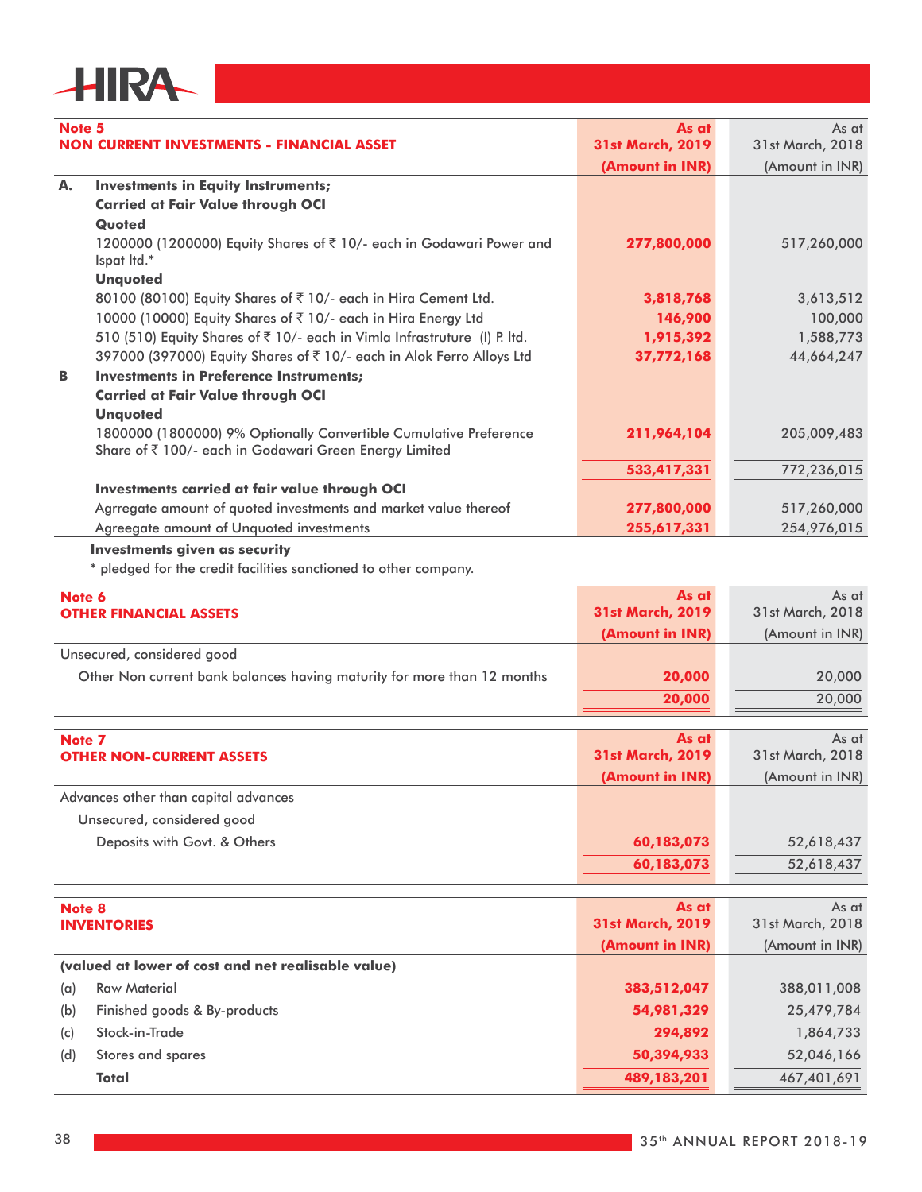## Note 5

| NON CURRENT INVESTMENTS - FINANCIAL ASSET | | As at 31st March, 2019 (Amount in INR) | As at 31st March, 2018 (Amount in INR) |
|---|---|---|---|
| **A.** | **Investments in Equity Instruments;** | | |
| | **Carried at Fair Value through OCI** | | |
| | **Quoted** | | |
| | 1200000 (1200000) Equity Shares of ₹ 10/- each in Godawari Power and Ispat ltd.* | **277,800,000** | 517,260,000 |
| | **Unquoted** | | |
| | 80100 (80100) Equity Shares of ₹ 10/- each in Hira Cement Ltd. | **3,818,768** | 3,613,512 |
| | 10000 (10000) Equity Shares of ₹ 10/- each in Hira Energy Ltd | **146,900** | 100,000 |
| | 510 (510) Equity Shares of ₹ 10/- each in Vimla Infrastruture (I) P. ltd. | **1,915,392** | 1,588,773 |
| | 397000 (397000) Equity Shares of ₹ 10/- each in Alok Ferro Alloys Ltd | **37,772,168** | 44,664,247 |
| **B** | **Investments in Preference Instruments;** | | |
| | **Carried at Fair Value through OCI** | | |
| | **Unquoted** | | |
| | 1800000 (1800000) 9% Optionally Convertible Cumulative Preference Share of ₹ 100/- each in Godawari Green Energy Limited | **211,964,104** | 205,009,483 |
| | | **533,417,331** | 772,236,015 |
| | **Investments carried at fair value through OCI** | | |
| | Agrregate amount of quoted investments and market value thereof | **277,800,000** | 517,260,000 |
| | Agreegate amount of Unquoted investments | **255,617,331** | 254,976,015 |

**Investments given as security**

* pledged for the credit facilities sanctioned to other company.

## Note 6

| OTHER FINANCIAL ASSETS | As at 31st March, 2019 (Amount in INR) | As at 31st March, 2018 (Amount in INR) |
|---|---|---|
| Unsecured, considered good | | |
| Other Non current bank balances having maturity for more than 12 months | **20,000** | 20,000 |
| | **20,000** | 20,000 |

## Note 7

| OTHER NON-CURRENT ASSETS | As at 31st March, 2019 (Amount in INR) | As at 31st March, 2018 (Amount in INR) |
|---|---|---|
| Advances other than capital advances | | |
| Unsecured, considered good | | |
| Deposits with Govt. & Others | **60,183,073** | 52,618,437 |
| | **60,183,073** | 52,618,437 |

## Note 8

| INVENTORIES | | As at 31st March, 2019 (Amount in INR) | As at 31st March, 2018 (Amount in INR) |
|---|---|---|---|
| **(valued at lower of cost and net realisable value)** | | | |
| (a) | Raw Material | **383,512,047** | 388,011,008 |
| (b) | Finished goods & By-products | **54,981,329** | 25,479,784 |
| (c) | Stock-in-Trade | **294,892** | 1,864,733 |
| (d) | Stores and spares | **50,394,933** | 52,046,166 |
| | **Total** | **489,183,201** | 467,401,691 |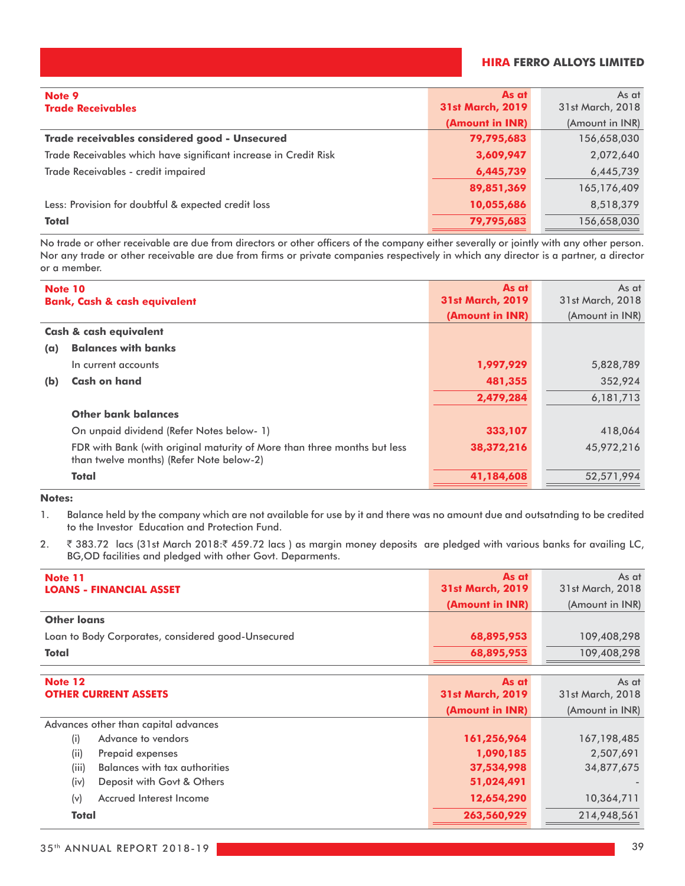| **Note 9** **Trade Receivables** | **As at 31st March, 2019 (Amount in INR)** | As at 31st March, 2018 (Amount in INR) |
|---|---|---|
| **Trade receivables considered good - Unsecured** | **79,795,683** | 156,658,030 |
| Trade Receivables which have significant increase in Credit Risk | **3,609,947** | 2,072,640 |
| Trade Receivables - credit impaired | **6,445,739** | 6,445,739 |
| | **89,851,369** | 165,176,409 |
| Less: Provision for doubtful & expected credit loss | **10,055,686** | 8,518,379 |
| **Total** | **79,795,683** | 156,658,030 |

No trade or other receivable are due from directors or other officers of the company either severally or jointly with any other person. Nor any trade or other receivable are due from firms or private companies respectively in which any director is a partner, a director or a member.

| **Note 10** **Bank, Cash & cash equivalent** | | **As at 31st March, 2019 (Amount in INR)** | As at 31st March, 2018 (Amount in INR) |
|---|---|---|---|
| **Cash & cash equivalent** | | | |
| **(a)** | **Balances with banks** | | |
| | In current accounts | **1,997,929** | 5,828,789 |
| **(b)** | **Cash on hand** | **481,355** | 352,924 |
| | | **2,479,284** | 6,181,713 |
| | **Other bank balances** | | |
| | On unpaid dividend (Refer Notes below- 1) | **333,107** | 418,064 |
| | FDR with Bank (with original maturity of More than three months but less than twelve months) (Refer Note below-2) | **38,372,216** | 45,972,216 |
| | **Total** | **41,184,608** | 52,571,994 |

**Notes:**

1. Balance held by the company which are not available for use by it and there was no amount due and outsatnding to be credited to the Investor Education and Protection Fund.
2. ₹ 383.72 lacs (31st March 2018:₹ 459.72 lacs ) as margin money deposits are pledged with various banks for availing LC, BG,OD facilities and pledged with other Govt. Deparments.

| **Note 11** **LOANS - FINANCIAL ASSET** | **As at 31st March, 2019 (Amount in INR)** | As at 31st March, 2018 (Amount in INR) |
|---|---|---|
| **Other loans** | | |
| Loan to Body Corporates, considered good-Unsecured | **68,895,953** | 109,408,298 |
| **Total** | **68,895,953** | 109,408,298 |

| **Note 12** **OTHER CURRENT ASSETS** | | **As at 31st March, 2019 (Amount in INR)** | As at 31st March, 2018 (Amount in INR) |
|---|---|---|---|
| Advances other than capital advances | | | |
| (i) | Advance to vendors | **161,256,964** | 167,198,485 |
| (ii) | Prepaid expenses | **1,090,185** | 2,507,691 |
| (iii) | Balances with tax authorities | **37,534,998** | 34,877,675 |
| (iv) | Deposit with Govt & Others | **51,024,491** | - |
| (v) | Accrued Interest Income | **12,654,290** | 10,364,711 |
| | **Total** | **263,560,929** | 214,948,561 |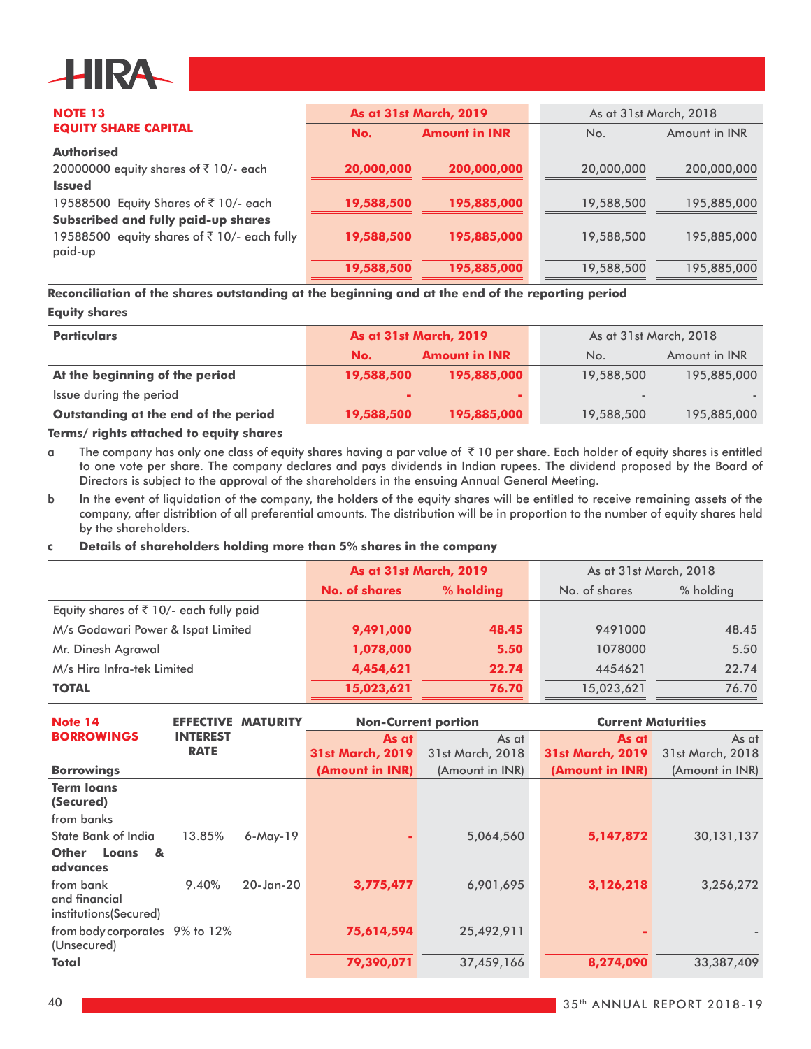| **NOTE 13** **EQUITY SHARE CAPITAL** | **As at 31st March, 2019** | | As at 31st March, 2018 | |
|---|---|---|---|---|
| | **No.** | **Amount in INR** | No. | Amount in INR |
| **Authorised** | | | | |
| 20000000 equity shares of ₹ 10/- each | **20,000,000** | **200,000,000** | 20,000,000 | 200,000,000 |
| **Issued** | | | | |
| 19588500 Equity Shares of ₹ 10/- each | **19,588,500** | **195,885,000** | 19,588,500 | 195,885,000 |
| **Subscribed and fully paid-up shares** | | | | |
| 19588500 equity shares of ₹ 10/- each fully paid-up | **19,588,500** | **195,885,000** | 19,588,500 | 195,885,000 |
| | **19,588,500** | **195,885,000** | 19,588,500 | 195,885,000 |

**Reconciliation of the shares outstanding at the beginning and at the end of the reporting period**

**Equity shares**

| **Particulars** | **As at 31st March, 2019** | | As at 31st March, 2018 | |
|---|---|---|---|---|
| | **No.** | **Amount in INR** | No. | Amount in INR |
| **At the beginning of the period** | **19,588,500** | **195,885,000** | 19,588,500 | 195,885,000 |
| Issue during the period | **-** | **-** | - | - |
| **Outstanding at the end of the period** | **19,588,500** | **195,885,000** | 19,588,500 | 195,885,000 |

**Terms/ rights attached to equity shares**

a The company has only one class of equity shares having a par value of ₹ 10 per share. Each holder of equity shares is entitled to one vote per share. The company declares and pays dividends in Indian rupees. The dividend proposed by the Board of Directors is subject to the approval of the shareholders in the ensuing Annual General Meeting.

b In the event of liquidation of the company, the holders of the equity shares will be entitled to receive remaining assets of the company, after distribtion of all preferential amounts. The distribution will be in proportion to the number of equity shares held by the shareholders.

**c Details of shareholders holding more than 5% shares in the company**

| | **As at 31st March, 2019** | | As at 31st March, 2018 | |
|---|---|---|---|---|
| | **No. of shares** | **% holding** | No. of shares | % holding |
| Equity shares of ₹ 10/- each fully paid | | | | |
| M/s Godawari Power & Ispat Limited | **9,491,000** | **48.45** | 9491000 | 48.45 |
| Mr. Dinesh Agrawal | **1,078,000** | **5.50** | 1078000 | 5.50 |
| M/s Hira Infra-tek Limited | **4,454,621** | **22.74** | 4454621 | 22.74 |
| **TOTAL** | **15,023,621** | **76.70** | 15,023,621 | 76.70 |

| **Note 14** **BORROWINGS** | **EFFECTIVE INTEREST RATE** | **MATURITY** | **Non-Current portion** | | **Current Maturities** | |
|---|---|---|---|---|---|---|
| | | | **As at 31st March, 2019** | As at 31st March, 2018 | **As at 31st March, 2019** | As at 31st March, 2018 |
| **Borrowings** | | | **(Amount in INR)** | (Amount in INR) | **(Amount in INR)** | (Amount in INR) |
| **Term loans (Secured)** | | | | | | |
| from banks | | | | | | |
| State Bank of India | 13.85% | 6-May-19 | **-** | 5,064,560 | **5,147,872** | 30,131,137 |
| **Other Loans & advances** | | | | | | |
| from bank and financial institutions(Secured) | 9.40% | 20-Jan-20 | **3,775,477** | 6,901,695 | **3,126,218** | 3,256,272 |
| from body corporates (Unsecured) | 9% to 12% | | **75,614,594** | 25,492,911 | **-** | - |
| **Total** | | | **79,390,071** | 37,459,166 | **8,274,090** | 33,387,409 |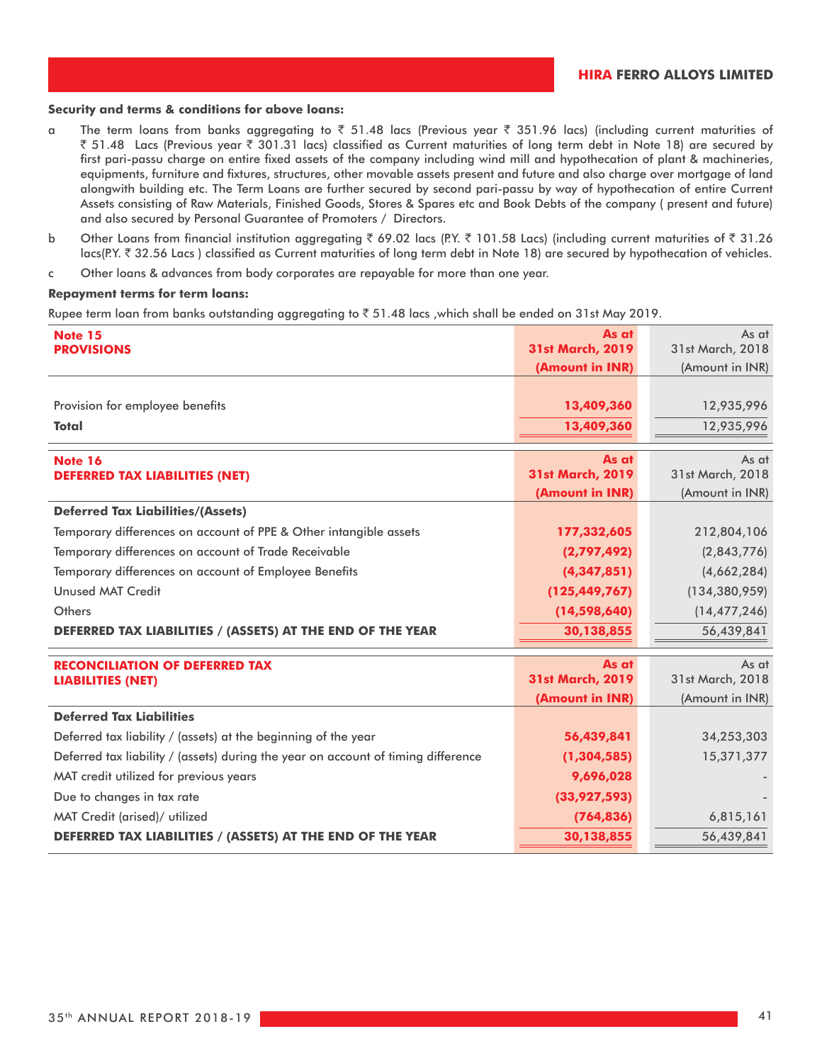**Security and terms & conditions for above loans:**

a The term loans from banks aggregating to ₹ 51.48 lacs (Previous year ₹ 351.96 lacs) (including current maturities of ₹ 51.48 Lacs (Previous year ₹ 301.31 lacs) classified as Current maturities of long term debt in Note 18) are secured by first pari-passu charge on entire fixed assets of the company including wind mill and hypothecation of plant & machineries, equipments, furniture and fixtures, structures, other movable assets present and future and also charge over mortgage of land alongwith building etc. The Term Loans are further secured by second pari-passu by way of hypothecation of entire Current Assets consisting of Raw Materials, Finished Goods, Stores & Spares etc and Book Debts of the company ( present and future) and also secured by Personal Guarantee of Promoters / Directors.

b Other Loans from financial institution aggregating ₹ 69.02 lacs (P.Y. ₹ 101.58 Lacs) (including current maturities of ₹ 31.26 lacs(P.Y. ₹ 32.56 Lacs ) classified as Current maturities of long term debt in Note 18) are secured by hypothecation of vehicles.

c Other loans & advances from body corporates are repayable for more than one year.

**Repayment terms for term loans:**

Rupee term loan from banks outstanding aggregating to ₹ 51.48 lacs ,which shall be ended on 31st May 2019.

| **Note 15 PROVISIONS** | **As at 31st March, 2019 (Amount in INR)** | As at 31st March, 2018 (Amount in INR) |
|---|---|---|
| Provision for employee benefits | **13,409,360** | 12,935,996 |
| **Total** | **13,409,360** | 12,935,996 |

| **Note 16 DEFERRED TAX LIABILITIES (NET)** | **As at 31st March, 2019 (Amount in INR)** | As at 31st March, 2018 (Amount in INR) |
|---|---|---|
| **Deferred Tax Liabilities/(Assets)** | | |
| Temporary differences on account of PPE & Other intangible assets | **177,332,605** | 212,804,106 |
| Temporary differences on account of Trade Receivable | **(2,797,492)** | (2,843,776) |
| Temporary differences on account of Employee Benefits | **(4,347,851)** | (4,662,284) |
| Unused MAT Credit | **(125,449,767)** | (134,380,959) |
| Others | **(14,598,640)** | (14,477,246) |
| **DEFERRED TAX LIABILITIES / (ASSETS) AT THE END OF THE YEAR** | **30,138,855** | 56,439,841 |

| **RECONCILIATION OF DEFERRED TAX LIABILITIES (NET)** | **As at 31st March, 2019 (Amount in INR)** | As at 31st March, 2018 (Amount in INR) |
|---|---|---|
| **Deferred Tax Liabilities** | | |
| Deferred tax liability / (assets) at the beginning of the year | **56,439,841** | 34,253,303 |
| Deferred tax liability / (assets) during the year on account of timing difference | **(1,304,585)** | 15,371,377 |
| MAT credit utilized for previous years | **9,696,028** | - |
| Due to changes in tax rate | **(33,927,593)** | - |
| MAT Credit (arised)/ utilized | **(764,836)** | 6,815,161 |
| **DEFERRED TAX LIABILITIES / (ASSETS) AT THE END OF THE YEAR** | **30,138,855** | 56,439,841 |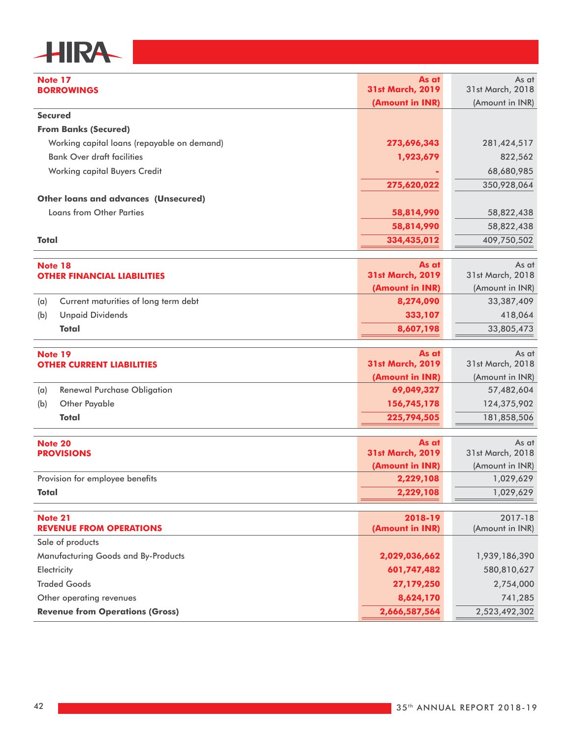| Note 17<br>**BORROWINGS** | As at<br>31st March, 2019<br>(Amount in INR) | As at<br>31st March, 2018<br>(Amount in INR) |
|---|---|---|
| **Secured** | | |
| **From Banks (Secured)** | | |
| Working capital loans (repayable on demand) | 273,696,343 | 281,424,517 |
| Bank Over draft facilities | 1,923,679 | 822,562 |
| Working capital Buyers Credit | - | 68,680,985 |
| | 275,620,022 | 350,928,064 |
| **Other loans and advances (Unsecured)** | | |
| Loans from Other Parties | 58,814,990 | 58,822,438 |
| | 58,814,990 | 58,822,438 |
| **Total** | 334,435,012 | 409,750,502 |

| Note 18<br>**OTHER FINANCIAL LIABILITIES** | As at<br>31st March, 2019<br>(Amount in INR) | As at<br>31st March, 2018<br>(Amount in INR) |
|---|---|---|
| (a) Current maturities of long term debt | 8,274,090 | 33,387,409 |
| (b) Unpaid Dividends | 333,107 | 418,064 |
| **Total** | 8,607,198 | 33,805,473 |

| Note 19<br>**OTHER CURRENT LIABILITIES** | As at<br>31st March, 2019<br>(Amount in INR) | As at<br>31st March, 2018<br>(Amount in INR) |
|---|---|---|
| (a) Renewal Purchase Obligation | 69,049,327 | 57,482,604 |
| (b) Other Payable | 156,745,178 | 124,375,902 |
| **Total** | 225,794,505 | 181,858,506 |

| Note 20<br>**PROVISIONS** | As at<br>31st March, 2019<br>(Amount in INR) | As at<br>31st March, 2018<br>(Amount in INR) |
|---|---|---|
| Provision for employee benefits | 2,229,108 | 1,029,629 |
| **Total** | 2,229,108 | 1,029,629 |

| Note 21<br>**REVENUE FROM OPERATIONS** | 2018-19<br>(Amount in INR) | 2017-18<br>(Amount in INR) |
|---|---|---|
| Sale of products | | |
| Manufacturing Goods and By-Products | 2,029,036,662 | 1,939,186,390 |
| Electricity | 601,747,482 | 580,810,627 |
| Traded Goods | 27,179,250 | 2,754,000 |
| Other operating revenues | 8,624,170 | 741,285 |
| **Revenue from Operations (Gross)** | 2,666,587,564 | 2,523,492,302 |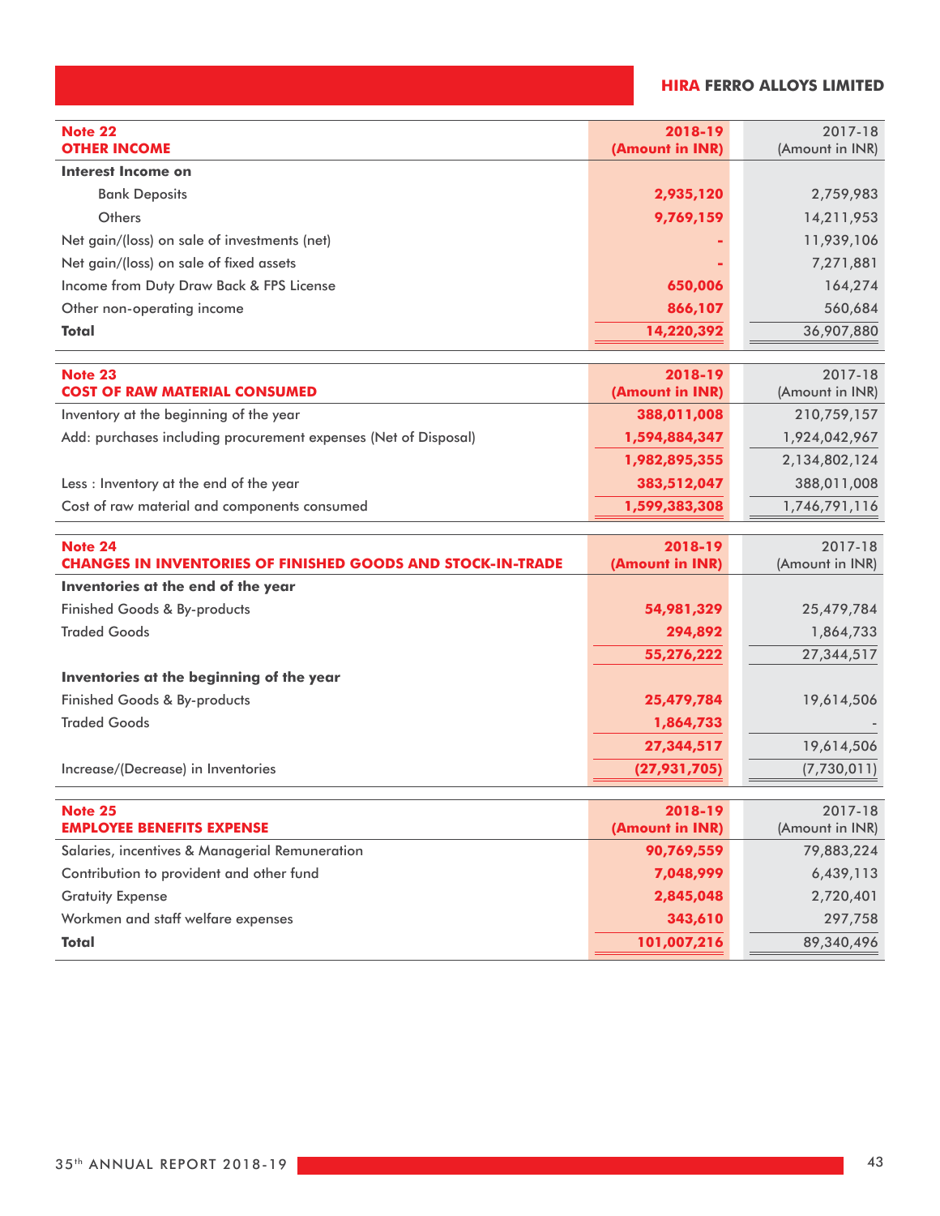| **Note 22**<br>**OTHER INCOME** | **2018-19**<br>**(Amount in INR)** | 2017-18<br>(Amount in INR) |
|---|---|---|
| **Interest Income on** | | |
| Bank Deposits | **2,935,120** | 2,759,983 |
| Others | **9,769,159** | 14,211,953 |
| Net gain/(loss) on sale of investments (net) | **-** | 11,939,106 |
| Net gain/(loss) on sale of fixed assets | **-** | 7,271,881 |
| Income from Duty Draw Back & FPS License | **650,006** | 164,274 |
| Other non-operating income | **866,107** | 560,684 |
| **Total** | **14,220,392** | 36,907,880 |

| **Note 23**<br>**COST OF RAW MATERIAL CONSUMED** | **2018-19**<br>**(Amount in INR)** | 2017-18<br>(Amount in INR) |
|---|---|---|
| Inventory at the beginning of the year | **388,011,008** | 210,759,157 |
| Add: purchases including procurement expenses (Net of Disposal) | **1,594,884,347** | 1,924,042,967 |
| | **1,982,895,355** | 2,134,802,124 |
| Less : Inventory at the end of the year | **383,512,047** | 388,011,008 |
| Cost of raw material and components consumed | **1,599,383,308** | 1,746,791,116 |

| **Note 24**<br>**CHANGES IN INVENTORIES OF FINISHED GOODS AND STOCK-IN-TRADE** | **2018-19**<br>**(Amount in INR)** | 2017-18<br>(Amount in INR) |
|---|---|---|
| **Inventories at the end of the year** | | |
| Finished Goods & By-products | **54,981,329** | 25,479,784 |
| Traded Goods | **294,892** | 1,864,733 |
| | **55,276,222** | 27,344,517 |
| **Inventories at the beginning of the year** | | |
| Finished Goods & By-products | **25,479,784** | 19,614,506 |
| Traded Goods | **1,864,733** | - |
| | **27,344,517** | 19,614,506 |
| Increase/(Decrease) in Inventories | **(27,931,705)** | (7,730,011) |

| **Note 25**<br>**EMPLOYEE BENEFITS EXPENSE** | **2018-19**<br>**(Amount in INR)** | 2017-18<br>(Amount in INR) |
|---|---|---|
| Salaries, incentives & Managerial Remuneration | **90,769,559** | 79,883,224 |
| Contribution to provident and other fund | **7,048,999** | 6,439,113 |
| Gratuity Expense | **2,845,048** | 2,720,401 |
| Workmen and staff welfare expenses | **343,610** | 297,758 |
| **Total** | **101,007,216** | 89,340,496 |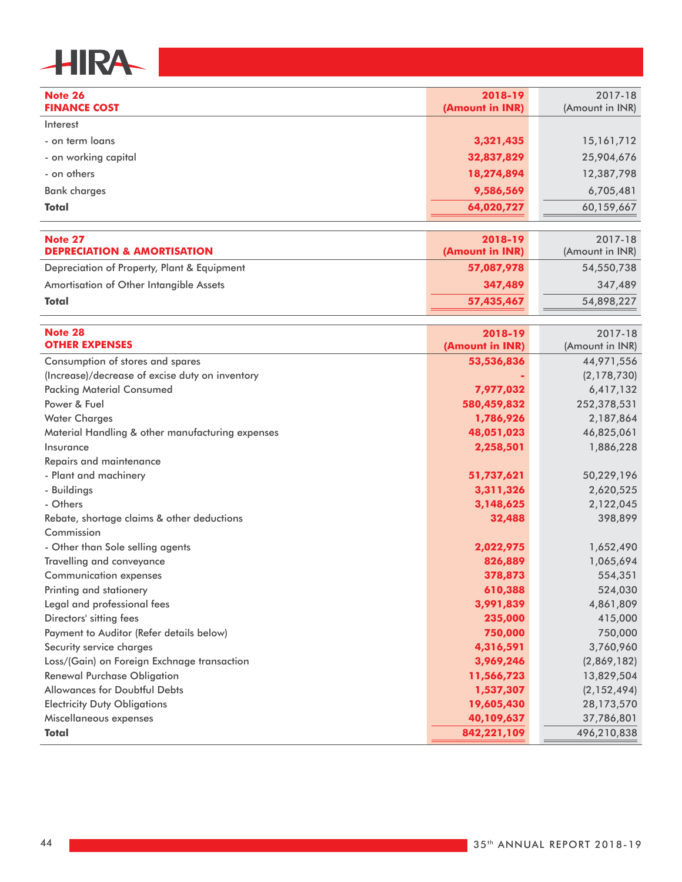| Note 26<br>**FINANCE COST** | 2018-19<br>(Amount in INR) | 2017-18<br>(Amount in INR) |
|---|---|---|
| Interest | | |
| - on term loans | 3,321,435 | 15,161,712 |
| - on working capital | 32,837,829 | 25,904,676 |
| - on others | 18,274,894 | 12,387,798 |
| Bank charges | 9,586,569 | 6,705,481 |
| **Total** | **64,020,727** | 60,159,667 |

| Note 27<br>**DEPRECIATION & AMORTISATION** | 2018-19<br>(Amount in INR) | 2017-18<br>(Amount in INR) |
|---|---|---|
| Depreciation of Property, Plant & Equipment | 57,087,978 | 54,550,738 |
| Amortisation of Other Intangible Assets | 347,489 | 347,489 |
| **Total** | **57,435,467** | 54,898,227 |

| Note 28<br>**OTHER EXPENSES** | 2018-19<br>(Amount in INR) | 2017-18<br>(Amount in INR) |
|---|---|---|
| Consumption of stores and spares | 53,536,836 | 44,971,556 |
| (Increase)/decrease of excise duty on inventory | - | (2,178,730) |
| Packing Material Consumed | 7,977,032 | 6,417,132 |
| Power & Fuel | 580,459,832 | 252,378,531 |
| Water Charges | 1,786,926 | 2,187,864 |
| Material Handling & other manufacturing expenses | 48,051,023 | 46,825,061 |
| Insurance | 2,258,501 | 1,886,228 |
| Repairs and maintenance | | |
| - Plant and machinery | 51,737,621 | 50,229,196 |
| - Buildings | 3,311,326 | 2,620,525 |
| - Others | 3,148,625 | 2,122,045 |
| Rebate, shortage claims & other deductions | 32,488 | 398,899 |
| Commission | | |
| - Other than Sole selling agents | 2,022,975 | 1,652,490 |
| Travelling and conveyance | 826,889 | 1,065,694 |
| Communication expenses | 378,873 | 554,351 |
| Printing and stationery | 610,388 | 524,030 |
| Legal and professional fees | 3,991,839 | 4,861,809 |
| Directors' sitting fees | 235,000 | 415,000 |
| Payment to Auditor (Refer details below) | 750,000 | 750,000 |
| Security service charges | 4,316,591 | 3,760,960 |
| Loss/(Gain) on Foreign Exchnage transaction | 3,969,246 | (2,869,182) |
| Renewal Purchase Obligation | 11,566,723 | 13,829,504 |
| Allowances for Doubtful Debts | 1,537,307 | (2,152,494) |
| Electricity Duty Obligations | 19,605,430 | 28,173,570 |
| Miscellaneous expenses | 40,109,637 | 37,786,801 |
| **Total** | **842,221,109** | 496,210,838 |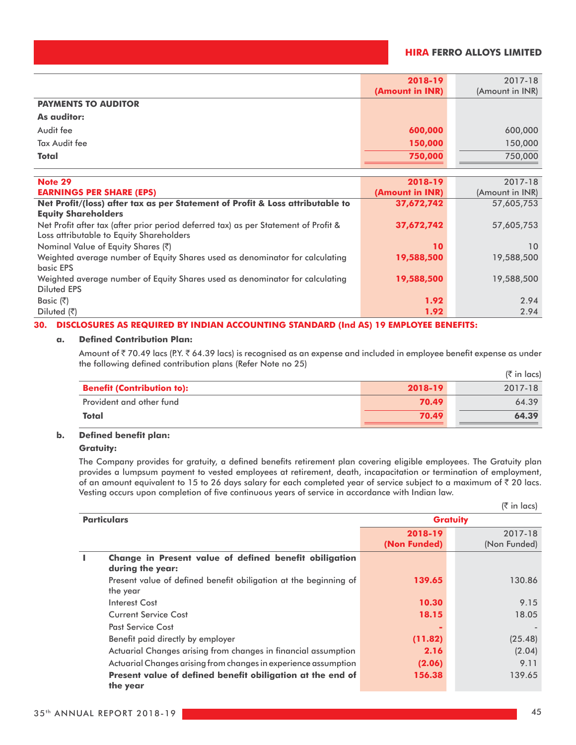| | 2018-19 (Amount in INR) | 2017-18 (Amount in INR) |
|---|---|---|
| **PAYMENTS TO AUDITOR** | | |
| **As auditor:** | | |
| Audit fee | 600,000 | 600,000 |
| Tax Audit fee | 150,000 | 150,000 |
| **Total** | 750,000 | 750,000 |

| **Note 29 EARNINGS PER SHARE (EPS)** | 2018-19 (Amount in INR) | 2017-18 (Amount in INR) |
|---|---|---|
| **Net Profit/(loss) after tax as per Statement of Profit & Loss attributable to Equity Shareholders** | 37,672,742 | 57,605,753 |
| Net Profit after tax (after prior period deferred tax) as per Statement of Profit & Loss attributable to Equity Shareholders | 37,672,742 | 57,605,753 |
| Nominal Value of Equity Shares (₹) | 10 | 10 |
| Weighted average number of Equity Shares used as denominator for calculating basic EPS | 19,588,500 | 19,588,500 |
| Weighted average number of Equity Shares used as denominator for calculating Diluted EPS | 19,588,500 | 19,588,500 |
| Basic (₹) | 1.92 | 2.94 |
| Diluted (₹) | 1.92 | 2.94 |

## 30. DISCLOSURES AS REQUIRED BY INDIAN ACCOUNTING STANDARD (Ind AS) 19 EMPLOYEE BENEFITS:

### a. Defined Contribution Plan:

Amount of ₹ 70.49 lacs (P.Y. ₹ 64.39 lacs) is recognised as an expense and included in employee benefit expense as under the following defined contribution plans (Refer Note no 25)

(₹ in lacs)

| Benefit (Contribution to): | 2018-19 | 2017-18 |
|---|---|---|
| Provident and other fund | 70.49 | 64.39 |
| **Total** | 70.49 | **64.39** |

### b. Defined benefit plan:

**Gratuity:**

The Company provides for gratuity, a defined benefits retirement plan covering eligible employees. The Gratuity plan provides a lumpsum payment to vested employees at retirement, death, incapacitation or termination of employment, of an amount equivalent to 15 to 26 days salary for each completed year of service subject to a maximum of ₹ 20 lacs. Vesting occurs upon completion of five continuous years of service in accordance with Indian law.

(₹ in lacs)

| | Particulars | Gratuity | |
|---|---|---|---|
| | | 2018-19 (Non Funded) | 2017-18 (Non Funded) |
| I | **Change in Present value of defined benefit obiligation during the year:** | | |
| | Present value of defined benefit obiligation at the beginning of the year | 139.65 | 130.86 |
| | Interest Cost | 10.30 | 9.15 |
| | Current Service Cost | 18.15 | 18.05 |
| | Past Service Cost | - | - |
| | Benefit paid directly by employer | (11.82) | (25.48) |
| | Actuarial Changes arising from changes in financial assumption | 2.16 | (2.04) |
| | Actuarial Changes arising from changes in experience assumption | (2.06) | 9.11 |
| | **Present value of defined benefit obiligation at the end of the year** | 156.38 | 139.65 |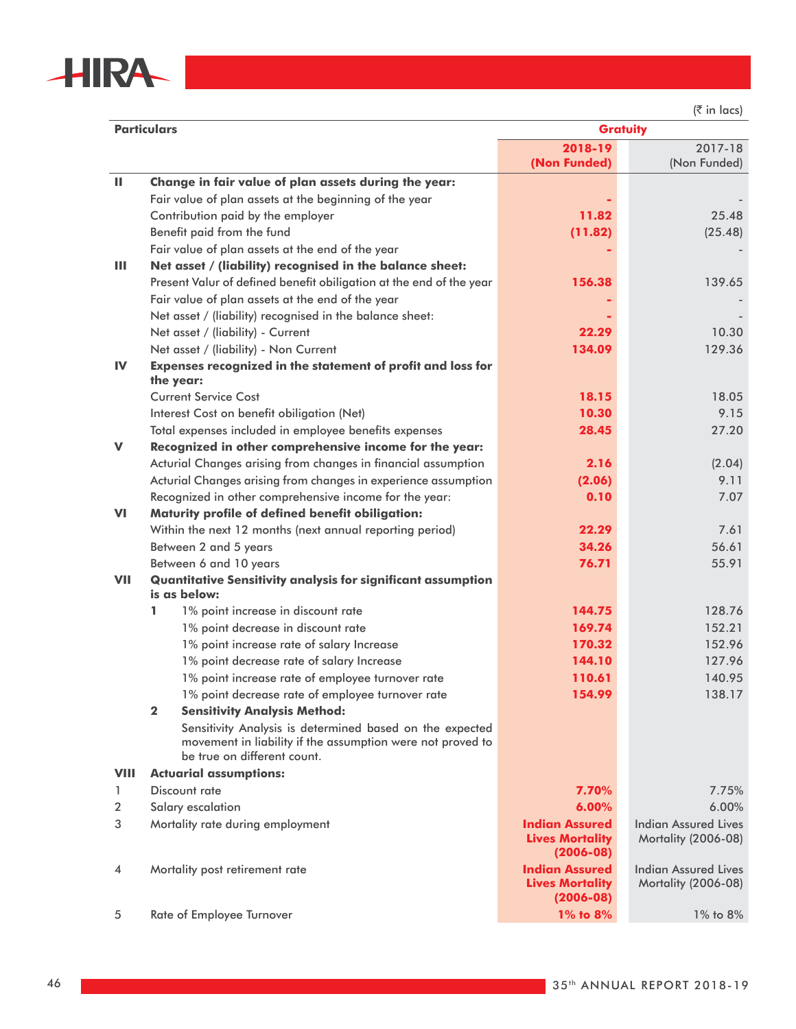(₹ in lacs)

| | Particulars | Gratuity | |
|---|---|---|---|
| | | **2018-19 (Non Funded)** | 2017-18 (Non Funded) |
| **II** | **Change in fair value of plan assets during the year:** | | |
| | Fair value of plan assets at the beginning of the year | **-** | - |
| | Contribution paid by the employer | **11.82** | 25.48 |
| | Benefit paid from the fund | **(11.82)** | (25.48) |
| | Fair value of plan assets at the end of the year | **-** | - |
| **III** | **Net asset / (liability) recognised in the balance sheet:** | | |
| | Present Valur of defined benefit obiligation at the end of the year | **156.38** | 139.65 |
| | Fair value of plan assets at the end of the year | **-** | - |
| | Net asset / (liability) recognised in the balance sheet: | **-** | - |
| | Net asset / (liability) - Current | **22.29** | 10.30 |
| | Net asset / (liability) - Non Current | **134.09** | 129.36 |
| **IV** | **Expenses recognized in the statement of profit and loss for the year:** | | |
| | Current Service Cost | **18.15** | 18.05 |
| | Interest Cost on benefit obiligation (Net) | **10.30** | 9.15 |
| | Total expenses included in employee benefits expenses | **28.45** | 27.20 |
| **V** | **Recognized in other comprehensive income for the year:** | | |
| | Acturial Changes arising from changes in financial assumption | **2.16** | (2.04) |
| | Acturial Changes arising from changes in experience assumption | **(2.06)** | 9.11 |
| | Recognized in other comprehensive income for the year: | **0.10** | 7.07 |
| **VI** | **Maturity profile of defined benefit obiligation:** | | |
| | Within the next 12 months (next annual reporting period) | **22.29** | 7.61 |
| | Between 2 and 5 years | **34.26** | 56.61 |
| | Between 6 and 10 years | **76.71** | 55.91 |
| **VII** | **Quantitative Sensitivity analysis for significant assumption is as below:** | | |
| | **1** 1% point increase in discount rate | **144.75** | 128.76 |
| | 1% point decrease in discount rate | **169.74** | 152.21 |
| | 1% point increase rate of salary Increase | **170.32** | 152.96 |
| | 1% point decrease rate of salary Increase | **144.10** | 127.96 |
| | 1% point increase rate of employee turnover rate | **110.61** | 140.95 |
| | 1% point decrease rate of employee turnover rate | **154.99** | 138.17 |
| | **2 Sensitivity Analysis Method:** | | |
| | Sensitivity Analysis is determined based on the expected movement in liability if the assumption were not proved to be true on different count. | | |
| **VIII** | **Actuarial assumptions:** | | |
| 1 | Discount rate | **7.70%** | 7.75% |
| 2 | Salary escalation | **6.00%** | 6.00% |
| 3 | Mortality rate during employment | **Indian Assured Lives Mortality (2006-08)** | Indian Assured Lives Mortality (2006-08) |
| 4 | Mortality post retirement rate | **Indian Assured Lives Mortality (2006-08)** | Indian Assured Lives Mortality (2006-08) |
| 5 | Rate of Employee Turnover | **1% to 8%** | 1% to 8% |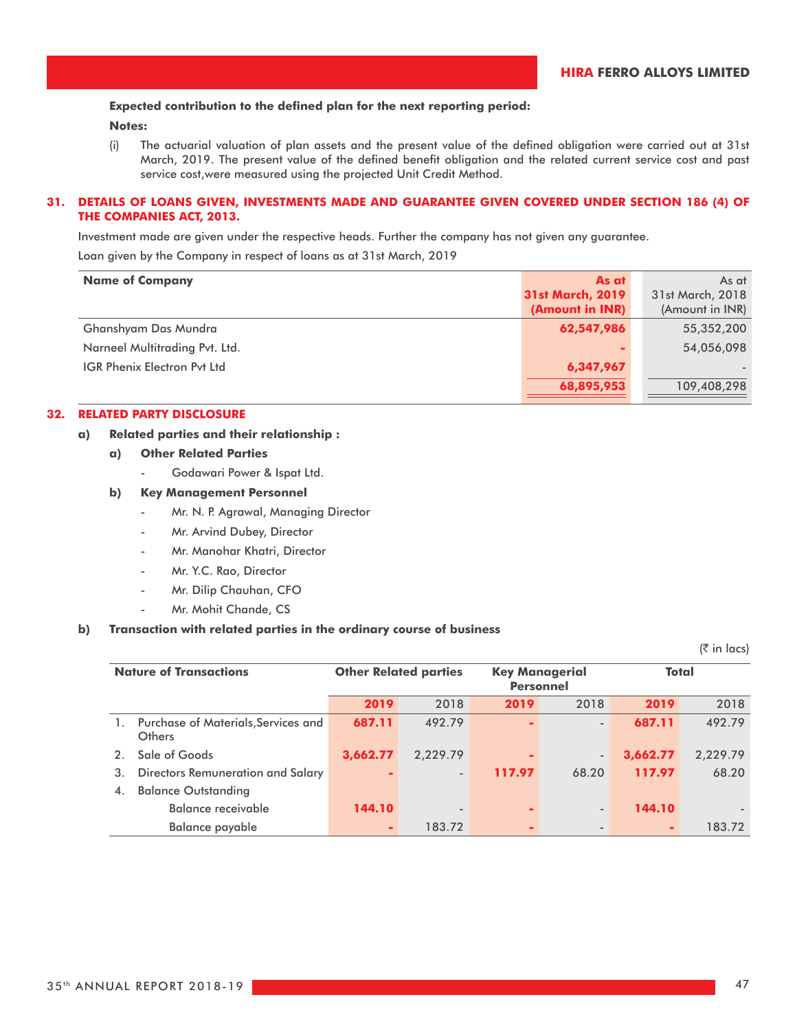**Expected contribution to the defined plan for the next reporting period:**

**Notes:**

(i) The actuarial valuation of plan assets and the present value of the defined obligation were carried out at 31st March, 2019. The present value of the defined benefit obligation and the related current service cost and past service cost,were measured using the projected Unit Credit Method.

## 31. DETAILS OF LOANS GIVEN, INVESTMENTS MADE AND GUARANTEE GIVEN COVERED UNDER SECTION 186 (4) OF THE COMPANIES ACT, 2013.

Investment made are given under the respective heads. Further the company has not given any guarantee.

Loan given by the Company in respect of loans as at 31st March, 2019

| Name of Company | As at 31st March, 2019 (Amount in INR) | As at 31st March, 2018 (Amount in INR) |
|---|---|---|
| Ghanshyam Das Mundra | 62,547,986 | 55,352,200 |
| Narneel Multitrading Pvt. Ltd. | - | 54,056,098 |
| IGR Phenix Electron Pvt Ltd | 6,347,967 | - |
| | 68,895,953 | 109,408,298 |

## 32. RELATED PARTY DISCLOSURE

**a) Related parties and their relationship :**

**a) Other Related Parties**

- Godawari Power & Ispat Ltd.

**b) Key Management Personnel**

- Mr. N. P. Agrawal, Managing Director
- Mr. Arvind Dubey, Director
- Mr. Manohar Khatri, Director
- Mr. Y.C. Rao, Director
- Mr. Dilip Chauhan, CFO
- Mr. Mohit Chande, CS

**b) Transaction with related parties in the ordinary course of business**

(₹ in lacs)

| | Nature of Transactions | Other Related parties | | Key Managerial Personnel | | Total | |
|---|---|---|---|---|---|---|---|
| | | 2019 | 2018 | 2019 | 2018 | 2019 | 2018 |
| 1. | Purchase of Materials,Services and Others | 687.11 | 492.79 | - | - | 687.11 | 492.79 |
| 2. | Sale of Goods | 3,662.77 | 2,229.79 | - | - | 3,662.77 | 2,229.79 |
| 3. | Directors Remuneration and Salary | - | - | 117.97 | 68.20 | 117.97 | 68.20 |
| 4. | Balance Outstanding | | | | | | |
| | Balance receivable | 144.10 | - | - | - | 144.10 | - |
| | Balance payable | - | 183.72 | - | - | - | 183.72 |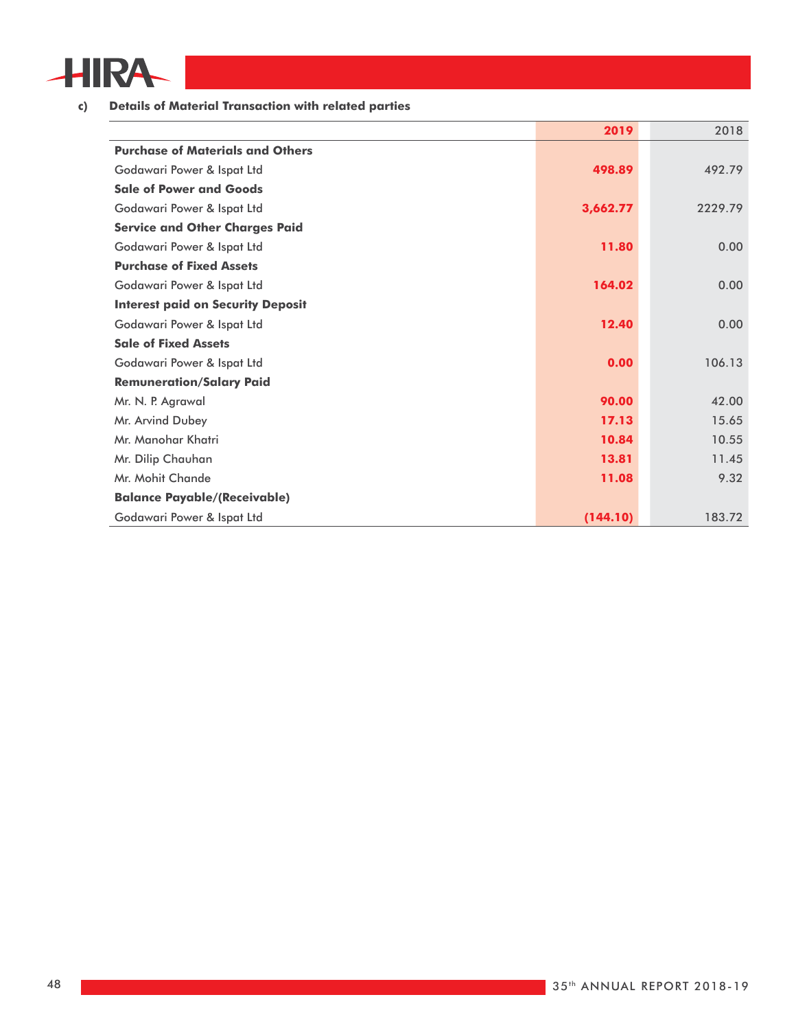**c) Details of Material Transaction with related parties**

| | 2019 | 2018 |
|---|---|---|
| **Purchase of Materials and Others** | | |
| Godawari Power & Ispat Ltd | **498.89** | 492.79 |
| **Sale of Power and Goods** | | |
| Godawari Power & Ispat Ltd | **3,662.77** | 2229.79 |
| **Service and Other Charges Paid** | | |
| Godawari Power & Ispat Ltd | **11.80** | 0.00 |
| **Purchase of Fixed Assets** | | |
| Godawari Power & Ispat Ltd | **164.02** | 0.00 |
| **Interest paid on Security Deposit** | | |
| Godawari Power & Ispat Ltd | **12.40** | 0.00 |
| **Sale of Fixed Assets** | | |
| Godawari Power & Ispat Ltd | **0.00** | 106.13 |
| **Remuneration/Salary Paid** | | |
| Mr. N. P. Agrawal | **90.00** | 42.00 |
| Mr. Arvind Dubey | **17.13** | 15.65 |
| Mr. Manohar Khatri | **10.84** | 10.55 |
| Mr. Dilip Chauhan | **13.81** | 11.45 |
| Mr. Mohit Chande | **11.08** | 9.32 |
| **Balance Payable/(Receivable)** | | |
| Godawari Power & Ispat Ltd | **(144.10)** | 183.72 |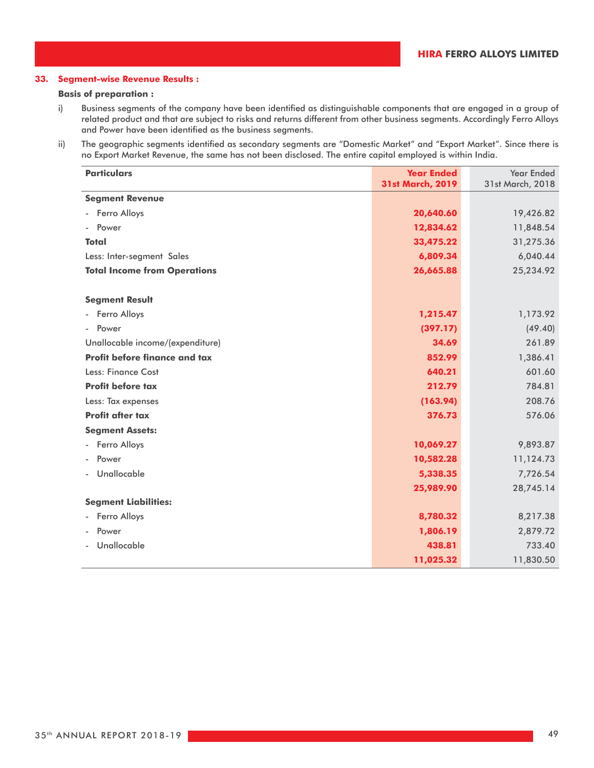## 33. Segment-wise Revenue Results :

**Basis of preparation :**

i) Business segments of the company have been identified as distinguishable components that are engaged in a group of related product and that are subject to risks and returns different from other business segments. Accordingly Ferro Alloys and Power have been identified as the business segments.

ii) The geographic segments identified as secondary segments are "Domestic Market" and "Export Market". Since there is no Export Market Revenue, the same has not been disclosed. The entire capital employed is within India.

| Particulars | Year Ended 31st March, 2019 | Year Ended 31st March, 2018 |
|---|---|---|
| **Segment Revenue** | | |
| - Ferro Alloys | 20,640.60 | 19,426.82 |
| - Power | 12,834.62 | 11,848.54 |
| **Total** | 33,475.22 | 31,275.36 |
| Less: Inter-segment Sales | 6,809.34 | 6,040.44 |
| **Total Income from Operations** | 26,665.88 | 25,234.92 |
| | | |
| **Segment Result** | | |
| - Ferro Alloys | 1,215.47 | 1,173.92 |
| - Power | (397.17) | (49.40) |
| Unallocable income/(expenditure) | 34.69 | 261.89 |
| **Profit before finance and tax** | 852.99 | 1,386.41 |
| Less: Finance Cost | 640.21 | 601.60 |
| **Profit before tax** | 212.79 | 784.81 |
| Less: Tax expenses | (163.94) | 208.76 |
| **Profit after tax** | 376.73 | 576.06 |
| **Segment Assets:** | | |
| - Ferro Alloys | 10,069.27 | 9,893.87 |
| - Power | 10,582.28 | 11,124.73 |
| - Unallocable | 5,338.35 | 7,726.54 |
| | 25,989.90 | 28,745.14 |
| **Segment Liabilities:** | | |
| - Ferro Alloys | 8,780.32 | 8,217.38 |
| - Power | 1,806.19 | 2,879.72 |
| - Unallocable | 438.81 | 733.40 |
| | 11,025.32 | 11,830.50 |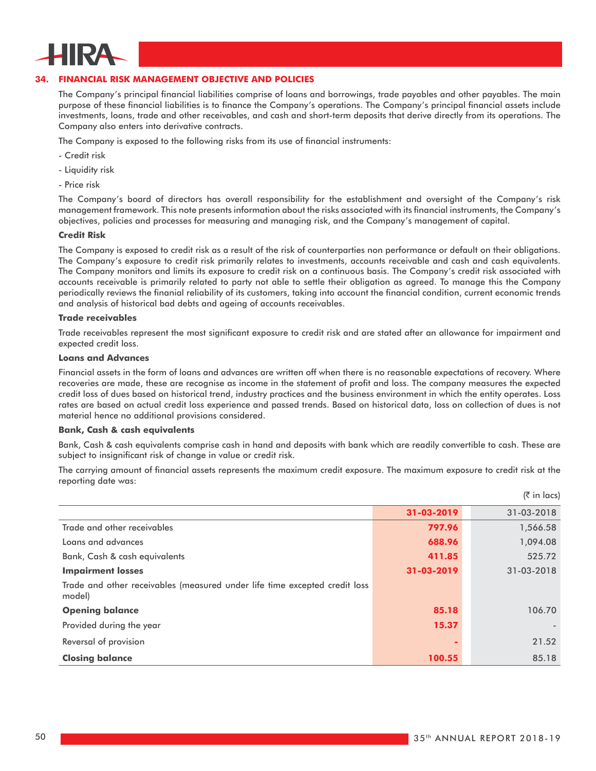## 34. FINANCIAL RISK MANAGEMENT OBJECTIVE AND POLICIES

The Company's principal financial liabilities comprise of loans and borrowings, trade payables and other payables. The main purpose of these financial liabilities is to finance the Company's operations. The Company's principal financial assets include investments, loans, trade and other receivables, and cash and short-term deposits that derive directly from its operations. The Company also enters into derivative contracts.

The Company is exposed to the following risks from its use of financial instruments:

- Credit risk
- Liquidity risk
- Price risk

The Company's board of directors has overall responsibility for the establishment and oversight of the Company's risk management framework. This note presents information about the risks associated with its financial instruments, the Company's objectives, policies and processes for measuring and managing risk, and the Company's management of capital.

**Credit Risk**

The Company is exposed to credit risk as a result of the risk of counterparties non performance or default on their obligations. The Company's exposure to credit risk primarily relates to investments, accounts receivable and cash and cash equivalents. The Company monitors and limits its exposure to credit risk on a continuous basis. The Company's credit risk associated with accounts receivable is primarily related to party not able to settle their obligation as agreed. To manage this the Company periodically reviews the finanial reliability of its customers, taking into account the financial condition, current economic trends and analysis of historical bad debts and ageing of accounts receivables.

**Trade receivables**

Trade receivables represent the most significant exposure to credit risk and are stated after an allowance for impairment and expected credit loss.

**Loans and Advances**

Financial assets in the form of loans and advances are written off when there is no reasonable expectations of recovery. Where recoveries are made, these are recognise as income in the statement of profit and loss. The company measures the expected credit loss of dues based on historical trend, industry practices and the business environment in which the entity operates. Loss rates are based on actual credit loss experience and passed trends. Based on historical data, loss on collection of dues is not material hence no additional provisions considered.

**Bank, Cash & cash equivalents**

Bank, Cash & cash equivalents comprise cash in hand and deposits with bank which are readily convertible to cash. These are subject to insignificant risk of change in value or credit risk.

The carrying amount of financial assets represents the maximum credit exposure. The maximum exposure to credit risk at the reporting date was:

(₹ in lacs)

| | 31-03-2019 | 31-03-2018 |
|---|---|---|
| Trade and other receivables | 797.96 | 1,566.58 |
| Loans and advances | 688.96 | 1,094.08 |
| Bank, Cash & cash equivalents | 411.85 | 525.72 |
| **Impairment losses** | **31-03-2019** | 31-03-2018 |
| Trade and other receivables (measured under life time excepted credit loss model) | | |
| **Opening balance** | 85.18 | 106.70 |
| Provided during the year | 15.37 | - |
| Reversal of provision | - | 21.52 |
| **Closing balance** | 100.55 | 85.18 |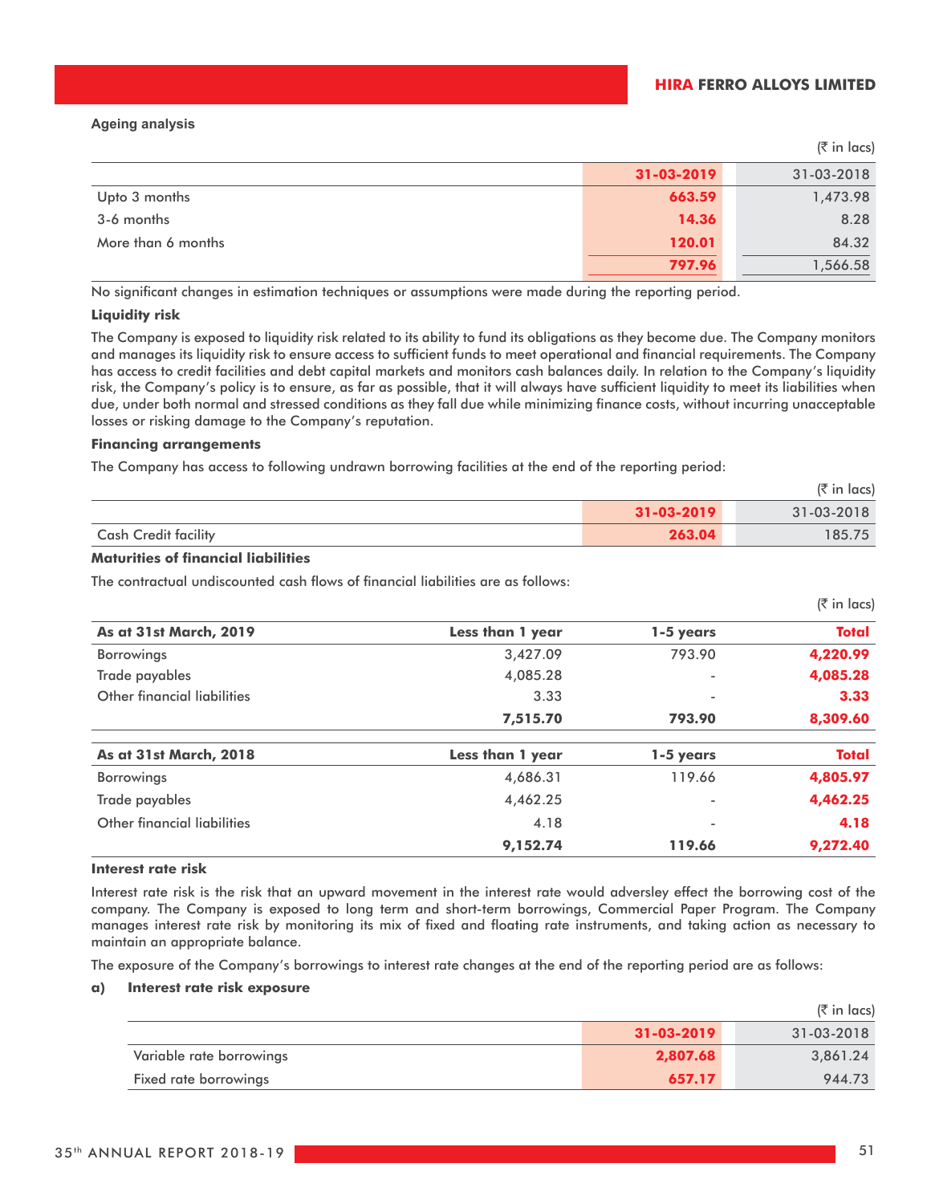**Ageing analysis**

(₹ in lacs)

| | 31-03-2019 | 31-03-2018 |
|---|---|---|
| Upto 3 months | 663.59 | 1,473.98 |
| 3-6 months | 14.36 | 8.28 |
| More than 6 months | 120.01 | 84.32 |
| | 797.96 | 1,566.58 |

No significant changes in estimation techniques or assumptions were made during the reporting period.

**Liquidity risk**

The Company is exposed to liquidity risk related to its ability to fund its obligations as they become due. The Company monitors and manages its liquidity risk to ensure access to sufficient funds to meet operational and financial requirements. The Company has access to credit facilities and debt capital markets and monitors cash balances daily. In relation to the Company's liquidity risk, the Company's policy is to ensure, as far as possible, that it will always have sufficient liquidity to meet its liabilities when due, under both normal and stressed conditions as they fall due while minimizing finance costs, without incurring unacceptable losses or risking damage to the Company's reputation.

**Financing arrangements**

The Company has access to following undrawn borrowing facilities at the end of the reporting period:

(₹ in lacs)

| | 31-03-2019 | 31-03-2018 |
|---|---|---|
| Cash Credit facility | 263.04 | 185.75 |

**Maturities of financial liabilities**

The contractual undiscounted cash flows of financial liabilities are as follows:

(₹ in lacs)

| As at 31st March, 2019 | Less than 1 year | 1-5 years | Total |
|---|---|---|---|
| Borrowings | 3,427.09 | 793.90 | 4,220.99 |
| Trade payables | 4,085.28 | - | 4,085.28 |
| Other financial liabilities | 3.33 | - | 3.33 |
| | 7,515.70 | 793.90 | 8,309.60 |

| As at 31st March, 2018 | Less than 1 year | 1-5 years | Total |
|---|---|---|---|
| Borrowings | 4,686.31 | 119.66 | 4,805.97 |
| Trade payables | 4,462.25 | - | 4,462.25 |
| Other financial liabilities | 4.18 | - | 4.18 |
| | 9,152.74 | 119.66 | 9,272.40 |

**Interest rate risk**

Interest rate risk is the risk that an upward movement in the interest rate would adversley effect the borrowing cost of the company. The Company is exposed to long term and short-term borrowings, Commercial Paper Program. The Company manages interest rate risk by monitoring its mix of fixed and floating rate instruments, and taking action as necessary to maintain an appropriate balance.

The exposure of the Company's borrowings to interest rate changes at the end of the reporting period are as follows:

**a) Interest rate risk exposure**

(₹ in lacs)

| | 31-03-2019 | 31-03-2018 |
|---|---|---|
| Variable rate borrowings | 2,807.68 | 3,861.24 |
| Fixed rate borrowings | 657.17 | 944.73 |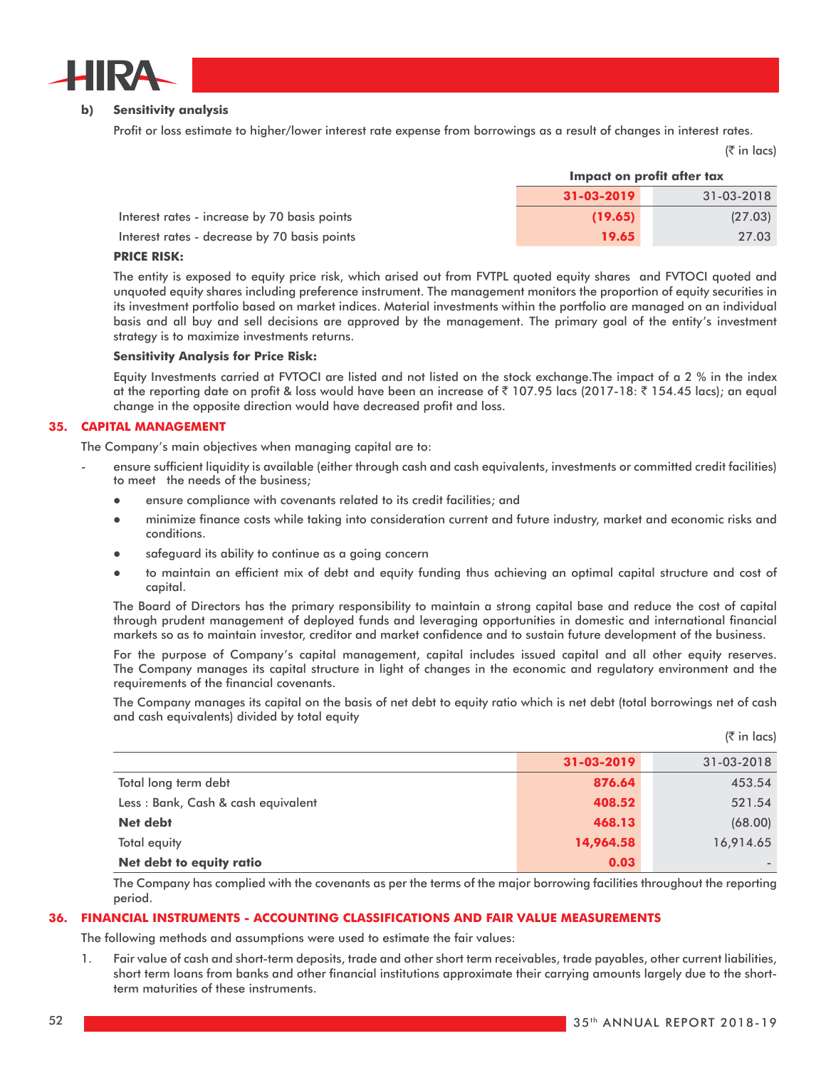**b) Sensitivity analysis**

Profit or loss estimate to higher/lower interest rate expense from borrowings as a result of changes in interest rates.

(₹ in lacs)

| | Impact on profit after tax | |
|---|---|---|
| | **31-03-2019** | 31-03-2018 |
| Interest rates - increase by 70 basis points | **(19.65)** | (27.03) |
| Interest rates - decrease by 70 basis points | **19.65** | 27.03 |

**PRICE RISK:**

The entity is exposed to equity price risk, which arised out from FVTPL quoted equity shares and FVTOCI quoted and unquoted equity shares including preference instrument. The management monitors the proportion of equity securities in its investment portfolio based on market indices. Material investments within the portfolio are managed on an individual basis and all buy and sell decisions are approved by the management. The primary goal of the entity's investment strategy is to maximize investments returns.

**Sensitivity Analysis for Price Risk:**

Equity Investments carried at FVTOCI are listed and not listed on the stock exchange.The impact of a 2 % in the index at the reporting date on profit & loss would have been an increase of ₹ 107.95 lacs (2017-18: ₹ 154.45 lacs); an equal change in the opposite direction would have decreased profit and loss.

## 35. CAPITAL MANAGEMENT

The Company's main objectives when managing capital are to:

- ensure sufficient liquidity is available (either through cash and cash equivalents, investments or committed credit facilities) to meet the needs of the business;
  - ensure compliance with covenants related to its credit facilities; and
  - minimize finance costs while taking into consideration current and future industry, market and economic risks and conditions.
  - safeguard its ability to continue as a going concern
  - to maintain an efficient mix of debt and equity funding thus achieving an optimal capital structure and cost of capital.

The Board of Directors has the primary responsibility to maintain a strong capital base and reduce the cost of capital through prudent management of deployed funds and leveraging opportunities in domestic and international financial markets so as to maintain investor, creditor and market confidence and to sustain future development of the business.

For the purpose of Company's capital management, capital includes issued capital and all other equity reserves. The Company manages its capital structure in light of changes in the economic and regulatory environment and the requirements of the financial covenants.

The Company manages its capital on the basis of net debt to equity ratio which is net debt (total borrowings net of cash and cash equivalents) divided by total equity

(₹ in lacs)

| | **31-03-2019** | 31-03-2018 |
|---|---|---|
| Total long term debt | **876.64** | 453.54 |
| Less : Bank, Cash & cash equivalent | **408.52** | 521.54 |
| **Net debt** | **468.13** | (68.00) |
| Total equity | **14,964.58** | 16,914.65 |
| **Net debt to equity ratio** | **0.03** | - |

The Company has complied with the covenants as per the terms of the major borrowing facilities throughout the reporting period.

## 36. FINANCIAL INSTRUMENTS - ACCOUNTING CLASSIFICATIONS AND FAIR VALUE MEASUREMENTS

The following methods and assumptions were used to estimate the fair values:

1. Fair value of cash and short-term deposits, trade and other short term receivables, trade payables, other current liabilities, short term loans from banks and other financial institutions approximate their carrying amounts largely due to the short-term maturities of these instruments.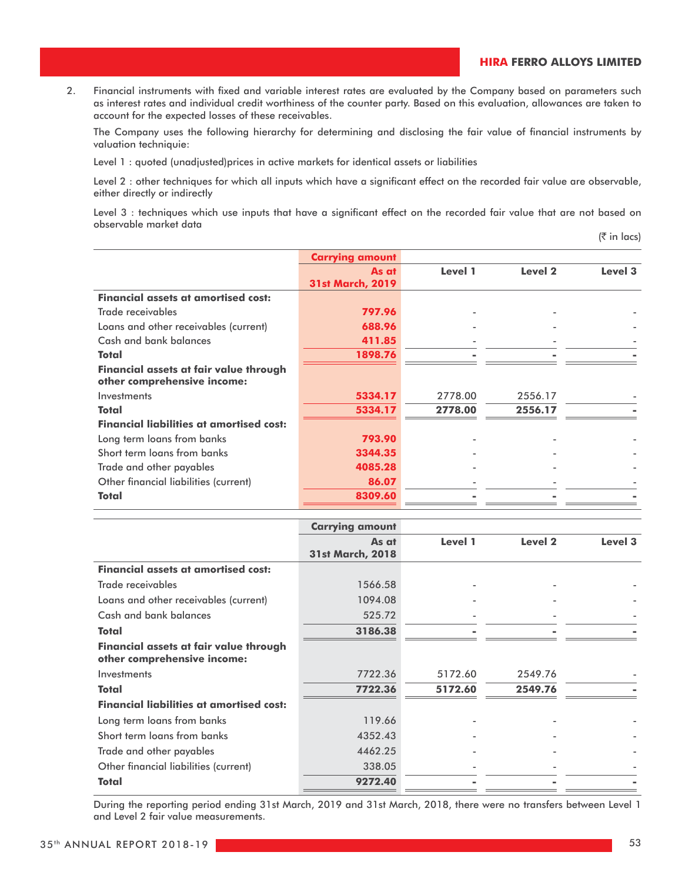2. Financial instruments with fixed and variable interest rates are evaluated by the Company based on parameters such as interest rates and individual credit worthiness of the counter party. Based on this evaluation, allowances are taken to account for the expected losses of these receivables.

The Company uses the following hierarchy for determining and disclosing the fair value of financial instruments by valuation techniquie:

Level 1 : quoted (unadjusted)prices in active markets for identical assets or liabilities

Level 2 : other techniques for which all inputs which have a significant effect on the recorded fair value are observable, either directly or indirectly

Level 3 : techniques which use inputs that have a significant effect on the recorded fair value that are not based on observable market data

(₹ in lacs)

| | Carrying amount | | | |
|---|---|---|---|---|
| | As at 31st March, 2019 | Level 1 | Level 2 | Level 3 |
| **Financial assets at amortised cost:** | | | | |
| Trade receivables | 797.96 | - | - | - |
| Loans and other receivables (current) | 688.96 | - | - | - |
| Cash and bank balances | 411.85 | - | - | - |
| **Total** | **1898.76** | **-** | **-** | **-** |
| **Financial assets at fair value through other comprehensive income:** | | | | |
| Investments | 5334.17 | 2778.00 | 2556.17 | - |
| **Total** | **5334.17** | **2778.00** | **2556.17** | **-** |
| **Financial liabilities at amortised cost:** | | | | |
| Long term loans from banks | 793.90 | - | - | - |
| Short term loans from banks | 3344.35 | - | - | - |
| Trade and other payables | 4085.28 | - | - | - |
| Other financial liabilities (current) | 86.07 | - | - | - |
| **Total** | **8309.60** | **-** | **-** | **-** |

| | Carrying amount | | | |
|---|---|---|---|---|
| | As at 31st March, 2018 | Level 1 | Level 2 | Level 3 |
| **Financial assets at amortised cost:** | | | | |
| Trade receivables | 1566.58 | - | - | - |
| Loans and other receivables (current) | 1094.08 | - | - | - |
| Cash and bank balances | 525.72 | - | - | - |
| **Total** | **3186.38** | **-** | **-** | **-** |
| **Financial assets at fair value through other comprehensive income:** | | | | |
| Investments | 7722.36 | 5172.60 | 2549.76 | - |
| **Total** | **7722.36** | **5172.60** | **2549.76** | **-** |
| **Financial liabilities at amortised cost:** | | | | |
| Long term loans from banks | 119.66 | - | - | - |
| Short term loans from banks | 4352.43 | - | - | - |
| Trade and other payables | 4462.25 | - | - | - |
| Other financial liabilities (current) | 338.05 | - | - | - |
| **Total** | **9272.40** | **-** | **-** | **-** |

During the reporting period ending 31st March, 2019 and 31st March, 2018, there were no transfers between Level 1 and Level 2 fair value measurements.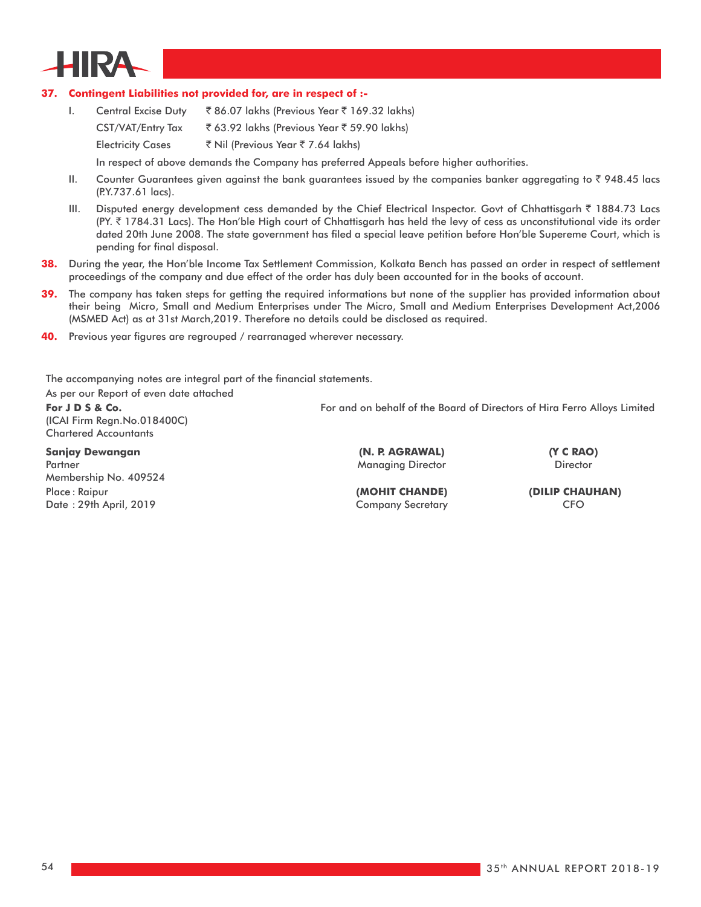**37. Contingent Liabilities not provided for, are in respect of :-**

I. Central Excise Duty ₹ 86.07 lakhs (Previous Year ₹ 169.32 lakhs)

CST/VAT/Entry Tax ₹ 63.92 lakhs (Previous Year ₹ 59.90 lakhs)

Electricity Cases ₹ Nil (Previous Year ₹ 7.64 lakhs)

In respect of above demands the Company has preferred Appeals before higher authorities.

II. Counter Guarantees given against the bank guarantees issued by the companies banker aggregating to ₹ 948.45 lacs (P.Y.737.61 lacs).

III. Disputed energy development cess demanded by the Chief Electrical Inspector. Govt of Chhattisgarh ₹ 1884.73 Lacs (PY. ₹ 1784.31 Lacs). The Hon'ble High court of Chhattisgarh has held the levy of cess as unconstitutional vide its order dated 20th June 2008. The state government has filed a special leave petition before Hon'ble Supereme Court, which is pending for final disposal.

**38.** During the year, the Hon'ble Income Tax Settlement Commission, Kolkata Bench has passed an order in respect of settlement proceedings of the company and due effect of the order has duly been accounted for in the books of account.

**39.** The company has taken steps for getting the required informations but none of the supplier has provided information about their being Micro, Small and Medium Enterprises under The Micro, Small and Medium Enterprises Development Act,2006 (MSMED Act) as at 31st March,2019. Therefore no details could be disclosed as required.

**40.** Previous year figures are regrouped / rearranaged wherever necessary.

The accompanying notes are integral part of the financial statements.

As per our Report of even date attached

**For J D S & Co.**
(ICAI Firm Regn.No.018400C)
Chartered Accountants

**Sanjay Dewangan**
Partner
Membership No. 409524
Place : Raipur
Date : 29th April, 2019

For and on behalf of the Board of Directors of Hira Ferro Alloys Limited

**(N. P. AGRAWAL)**
Managing Director

**(Y C RAO)**
Director

**(MOHIT CHANDE)**
Company Secretary

**(DILIP CHAUHAN)**
CFO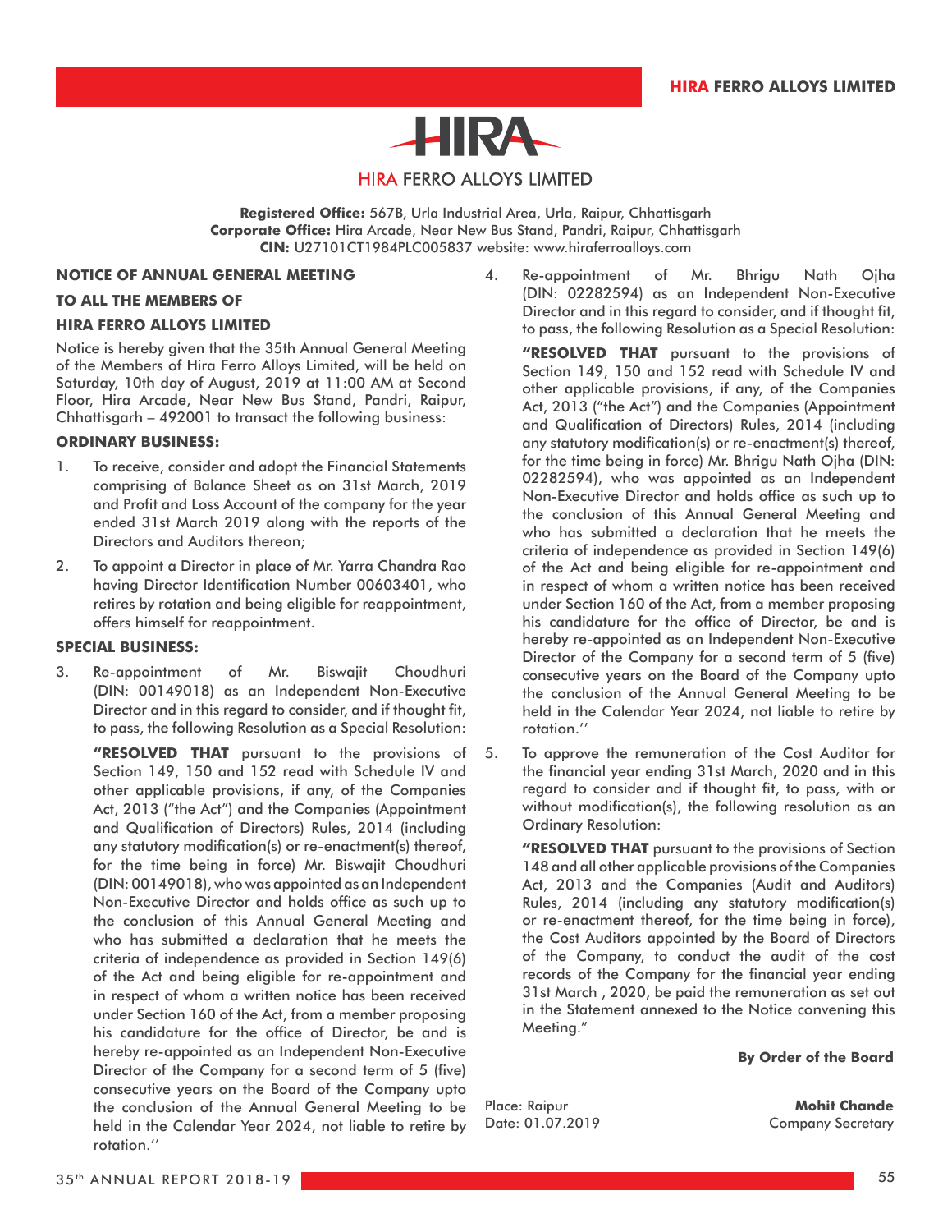# HIRA FERRO ALLOYS LIMITED

**Registered Office:** 567B, Urla Industrial Area, Urla, Raipur, Chhattisgarh
**Corporate Office:** Hira Arcade, Near New Bus Stand, Pandri, Raipur, Chhattisgarh
**CIN:** U27101CT1984PLC005837 website: www.hiraferroalloys.com

## NOTICE OF ANNUAL GENERAL MEETING

**TO ALL THE MEMBERS OF**

**HIRA FERRO ALLOYS LIMITED**

Notice is hereby given that the 35th Annual General Meeting of the Members of Hira Ferro Alloys Limited, will be held on Saturday, 10th day of August, 2019 at 11:00 AM at Second Floor, Hira Arcade, Near New Bus Stand, Pandri, Raipur, Chhattisgarh – 492001 to transact the following business:

### ORDINARY BUSINESS:

1. To receive, consider and adopt the Financial Statements comprising of Balance Sheet as on 31st March, 2019 and Profit and Loss Account of the company for the year ended 31st March 2019 along with the reports of the Directors and Auditors thereon;

2. To appoint a Director in place of Mr. Yarra Chandra Rao having Director Identification Number 00603401, who retires by rotation and being eligible for reappointment, offers himself for reappointment.

### SPECIAL BUSINESS:

3. Re-appointment of Mr. Biswajit Choudhuri (DIN: 00149018) as an Independent Non-Executive Director and in this regard to consider, and if thought fit, to pass, the following Resolution as a Special Resolution:

   **"RESOLVED THAT** pursuant to the provisions of Section 149, 150 and 152 read with Schedule IV and other applicable provisions, if any, of the Companies Act, 2013 ("the Act") and the Companies (Appointment and Qualification of Directors) Rules, 2014 (including any statutory modification(s) or re-enactment(s) thereof, for the time being in force) Mr. Biswajit Choudhuri (DIN: 00149018), who was appointed as an Independent Non-Executive Director and holds office as such up to the conclusion of this Annual General Meeting and who has submitted a declaration that he meets the criteria of independence as provided in Section 149(6) of the Act and being eligible for re-appointment and in respect of whom a written notice has been received under Section 160 of the Act, from a member proposing his candidature for the office of Director, be and is hereby re-appointed as an Independent Non-Executive Director of the Company for a second term of 5 (five) consecutive years on the Board of the Company upto the conclusion of the Annual General Meeting to be held in the Calendar Year 2024, not liable to retire by rotation.''

4. Re-appointment of Mr. Bhrigu Nath Ojha (DIN: 02282594) as an Independent Non-Executive Director and in this regard to consider, and if thought fit, to pass, the following Resolution as a Special Resolution:

   **"RESOLVED THAT** pursuant to the provisions of Section 149, 150 and 152 read with Schedule IV and other applicable provisions, if any, of the Companies Act, 2013 ("the Act") and the Companies (Appointment and Qualification of Directors) Rules, 2014 (including any statutory modification(s) or re-enactment(s) thereof, for the time being in force) Mr. Bhrigu Nath Ojha (DIN: 02282594), who was appointed as an Independent Non-Executive Director and holds office as such up to the conclusion of this Annual General Meeting and who has submitted a declaration that he meets the criteria of independence as provided in Section 149(6) of the Act and being eligible for re-appointment and in respect of whom a written notice has been received under Section 160 of the Act, from a member proposing his candidature for the office of Director, be and is hereby re-appointed as an Independent Non-Executive Director of the Company for a second term of 5 (five) consecutive years on the Board of the Company upto the conclusion of the Annual General Meeting to be held in the Calendar Year 2024, not liable to retire by rotation.''

5. To approve the remuneration of the Cost Auditor for the financial year ending 31st March, 2020 and in this regard to consider and if thought fit, to pass, with or without modification(s), the following resolution as an Ordinary Resolution:

   **"RESOLVED THAT** pursuant to the provisions of Section 148 and all other applicable provisions of the Companies Act, 2013 and the Companies (Audit and Auditors) Rules, 2014 (including any statutory modification(s) or re-enactment thereof, for the time being in force), the Cost Auditors appointed by the Board of Directors of the Company, to conduct the audit of the cost records of the Company for the financial year ending 31st March , 2020, be paid the remuneration as set out in the Statement annexed to the Notice convening this Meeting."

**By Order of the Board**

Place: Raipur
Date: 01.07.2019

**Mohit Chande**
Company Secretary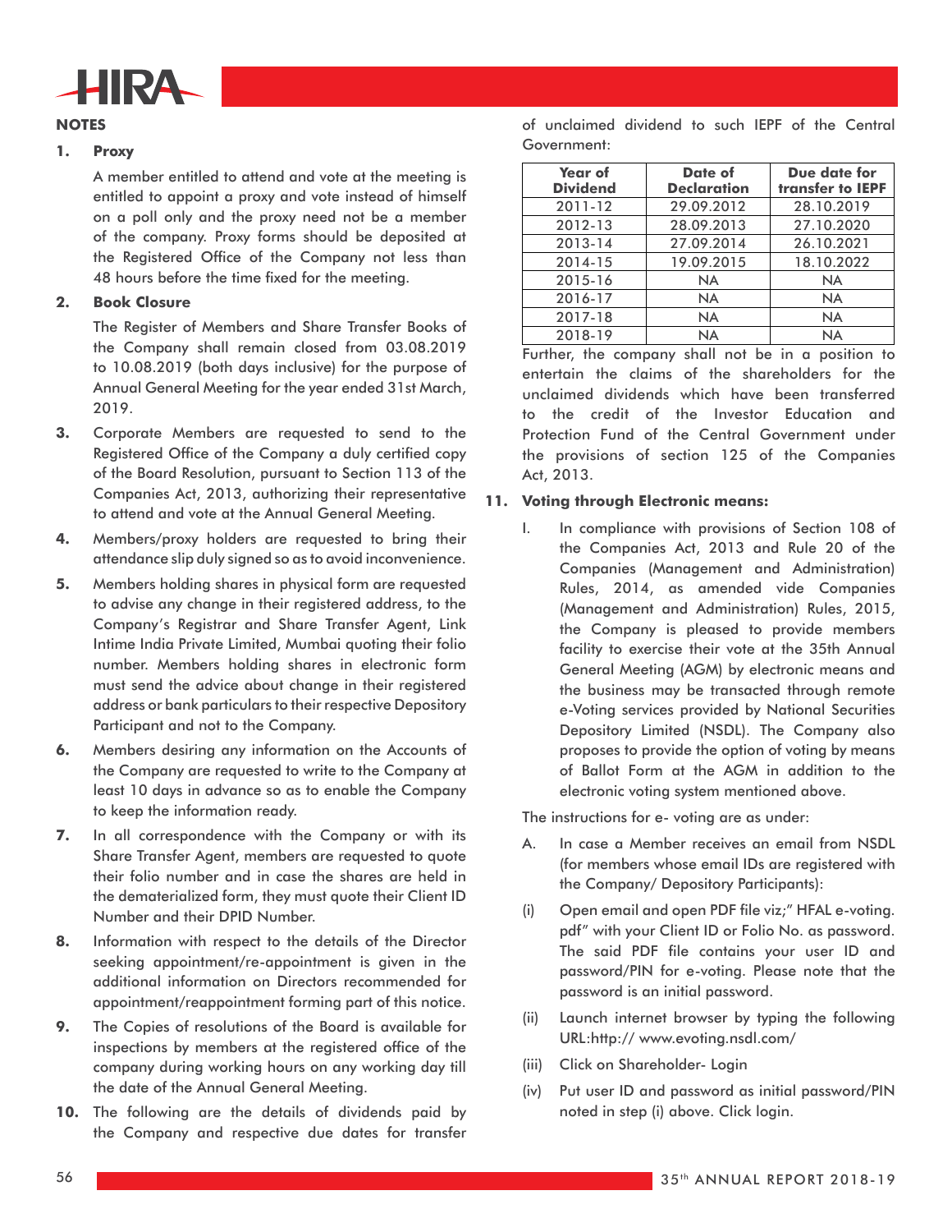## NOTES

1. **Proxy**

   A member entitled to attend and vote at the meeting is entitled to appoint a proxy and vote instead of himself on a poll only and the proxy need not be a member of the company. Proxy forms should be deposited at the Registered Office of the Company not less than 48 hours before the time fixed for the meeting.

2. **Book Closure**

   The Register of Members and Share Transfer Books of the Company shall remain closed from 03.08.2019 to 10.08.2019 (both days inclusive) for the purpose of Annual General Meeting for the year ended 31st March, 2019.

3. Corporate Members are requested to send to the Registered Office of the Company a duly certified copy of the Board Resolution, pursuant to Section 113 of the Companies Act, 2013, authorizing their representative to attend and vote at the Annual General Meeting.

4. Members/proxy holders are requested to bring their attendance slip duly signed so as to avoid inconvenience.

5. Members holding shares in physical form are requested to advise any change in their registered address, to the Company's Registrar and Share Transfer Agent, Link Intime India Private Limited, Mumbai quoting their folio number. Members holding shares in electronic form must send the advice about change in their registered address or bank particulars to their respective Depository Participant and not to the Company.

6. Members desiring any information on the Accounts of the Company are requested to write to the Company at least 10 days in advance so as to enable the Company to keep the information ready.

7. In all correspondence with the Company or with its Share Transfer Agent, members are requested to quote their folio number and in case the shares are held in the dematerialized form, they must quote their Client ID Number and their DPID Number.

8. Information with respect to the details of the Director seeking appointment/re-appointment is given in the additional information on Directors recommended for appointment/reappointment forming part of this notice.

9. The Copies of resolutions of the Board is available for inspections by members at the registered office of the company during working hours on any working day till the date of the Annual General Meeting.

10. The following are the details of dividends paid by the Company and respective due dates for transfer of unclaimed dividend to such IEPF of the Central Government:

| Year of Dividend | Date of Declaration | Due date for transfer to IEPF |
|---|---|---|
| 2011-12 | 29.09.2012 | 28.10.2019 |
| 2012-13 | 28.09.2013 | 27.10.2020 |
| 2013-14 | 27.09.2014 | 26.10.2021 |
| 2014-15 | 19.09.2015 | 18.10.2022 |
| 2015-16 | NA | NA |
| 2016-17 | NA | NA |
| 2017-18 | NA | NA |
| 2018-19 | NA | NA |

Further, the company shall not be in a position to entertain the claims of the shareholders for the unclaimed dividends which have been transferred to the credit of the Investor Education and Protection Fund of the Central Government under the provisions of section 125 of the Companies Act, 2013.

11. **Voting through Electronic means:**

   I. In compliance with provisions of Section 108 of the Companies Act, 2013 and Rule 20 of the Companies (Management and Administration) Rules, 2014, as amended vide Companies (Management and Administration) Rules, 2015, the Company is pleased to provide members facility to exercise their vote at the 35th Annual General Meeting (AGM) by electronic means and the business may be transacted through remote e-Voting services provided by National Securities Depository Limited (NSDL). The Company also proposes to provide the option of voting by means of Ballot Form at the AGM in addition to the electronic voting system mentioned above.

The instructions for e- voting are as under:

A. In case a Member receives an email from NSDL (for members whose email IDs are registered with the Company/ Depository Participants):

(i) Open email and open PDF file viz;" HFAL e-voting. pdf" with your Client ID or Folio No. as password. The said PDF file contains your user ID and password/PIN for e-voting. Please note that the password is an initial password.

(ii) Launch internet browser by typing the following URL:http:// www.evoting.nsdl.com/

(iii) Click on Shareholder- Login

(iv) Put user ID and password as initial password/PIN noted in step (i) above. Click login.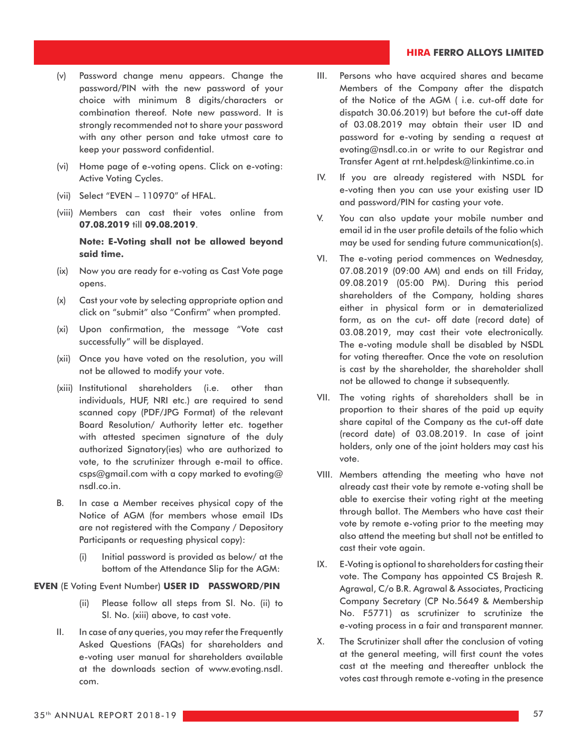(v) Password change menu appears. Change the password/PIN with the new password of your choice with minimum 8 digits/characters or combination thereof. Note new password. It is strongly recommended not to share your password with any other person and take utmost care to keep your password confidential.

(vi) Home page of e-voting opens. Click on e-voting: Active Voting Cycles.

(vii) Select "EVEN – 110970" of HFAL.

(viii) Members can cast their votes online from **07.08.2019** till **09.08.2019**.

**Note: E-Voting shall not be allowed beyond said time.**

(ix) Now you are ready for e-voting as Cast Vote page opens.

(x) Cast your vote by selecting appropriate option and click on "submit" also "Confirm" when prompted.

(xi) Upon confirmation, the message "Vote cast successfully" will be displayed.

(xii) Once you have voted on the resolution, you will not be allowed to modify your vote.

(xiii) Institutional shareholders (i.e. other than individuals, HUF, NRI etc.) are required to send scanned copy (PDF/JPG Format) of the relevant Board Resolution/ Authority letter etc. together with attested specimen signature of the duly authorized Signatory(ies) who are authorized to vote, to the scrutinizer through e-mail to office. csps@gmail.com with a copy marked to evoting@ nsdl.co.in.

B. In case a Member receives physical copy of the Notice of AGM (for members whose email IDs are not registered with the Company / Depository Participants or requesting physical copy):

(i) Initial password is provided as below/ at the bottom of the Attendance Slip for the AGM:

**EVEN** (E Voting Event Number) **USER ID PASSWORD/PIN**

(ii) Please follow all steps from Sl. No. (ii) to Sl. No. (xiii) above, to cast vote.

II. In case of any queries, you may refer the Frequently Asked Questions (FAQs) for shareholders and e-voting user manual for shareholders available at the downloads section of www.evoting.nsdl.com.

III. Persons who have acquired shares and became Members of the Company after the dispatch of the Notice of the AGM ( i.e. cut-off date for dispatch 30.06.2019) but before the cut-off date of 03.08.2019 may obtain their user ID and password for e-voting by sending a request at evoting@nsdl.co.in or write to our Registrar and Transfer Agent at rnt.helpdesk@linkintime.co.in

IV. If you are already registered with NSDL for e-voting then you can use your existing user ID and password/PIN for casting your vote.

V. You can also update your mobile number and email id in the user profile details of the folio which may be used for sending future communication(s).

VI. The e-voting period commences on Wednesday, 07.08.2019 (09:00 AM) and ends on till Friday, 09.08.2019 (05:00 PM). During this period shareholders of the Company, holding shares either in physical form or in dematerialized form, as on the cut- off date (record date) of 03.08.2019, may cast their vote electronically. The e-voting module shall be disabled by NSDL for voting thereafter. Once the vote on resolution is cast by the shareholder, the shareholder shall not be allowed to change it subsequently.

VII. The voting rights of shareholders shall be in proportion to their shares of the paid up equity share capital of the Company as the cut-off date (record date) of 03.08.2019. In case of joint holders, only one of the joint holders may cast his vote.

VIII. Members attending the meeting who have not already cast their vote by remote e-voting shall be able to exercise their voting right at the meeting through ballot. The Members who have cast their vote by remote e-voting prior to the meeting may also attend the meeting but shall not be entitled to cast their vote again.

IX. E-Voting is optional to shareholders for casting their vote. The Company has appointed CS Brajesh R. Agrawal, C/o B.R. Agrawal & Associates, Practicing Company Secretary (CP No.5649 & Membership No. F5771) as scrutinizer to scrutinize the e-voting process in a fair and transparent manner.

X. The Scrutinizer shall after the conclusion of voting at the general meeting, will first count the votes cast at the meeting and thereafter unblock the votes cast through remote e-voting in the presence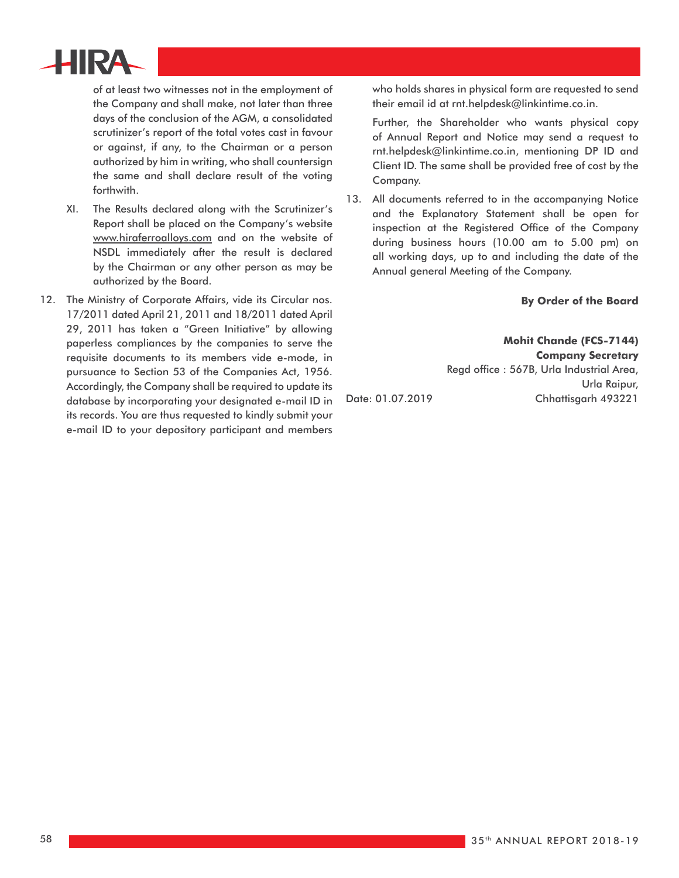of at least two witnesses not in the employment of the Company and shall make, not later than three days of the conclusion of the AGM, a consolidated scrutinizer's report of the total votes cast in favour or against, if any, to the Chairman or a person authorized by him in writing, who shall countersign the same and shall declare result of the voting forthwith.

XI. The Results declared along with the Scrutinizer's Report shall be placed on the Company's website www.hiraferroalloys.com and on the website of NSDL immediately after the result is declared by the Chairman or any other person as may be authorized by the Board.

12. The Ministry of Corporate Affairs, vide its Circular nos. 17/2011 dated April 21, 2011 and 18/2011 dated April 29, 2011 has taken a "Green Initiative" by allowing paperless compliances by the companies to serve the requisite documents to its members vide e-mode, in pursuance to Section 53 of the Companies Act, 1956. Accordingly, the Company shall be required to update its database by incorporating your designated e-mail ID in its records. You are thus requested to kindly submit your e-mail ID to your depository participant and members who holds shares in physical form are requested to send their email id at rnt.helpdesk@linkintime.co.in.

    Further, the Shareholder who wants physical copy of Annual Report and Notice may send a request to rnt.helpdesk@linkintime.co.in, mentioning DP ID and Client ID. The same shall be provided free of cost by the Company.

13. All documents referred to in the accompanying Notice and the Explanatory Statement shall be open for inspection at the Registered Office of the Company during business hours (10.00 am to 5.00 pm) on all working days, up to and including the date of the Annual general Meeting of the Company.

**By Order of the Board**

**Mohit Chande (FCS-7144)**
**Company Secretary**
Regd office : 567B, Urla Industrial Area,
Urla Raipur,
Chhattisgarh 493221

Date: 01.07.2019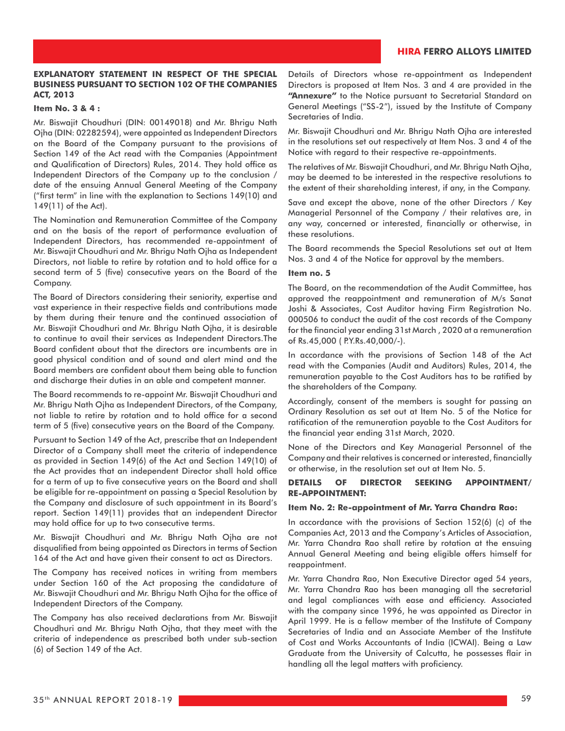## EXPLANATORY STATEMENT IN RESPECT OF THE SPECIAL BUSINESS PURSUANT TO SECTION 102 OF THE COMPANIES ACT, 2013

### Item No. 3 & 4 :

Mr. Biswajit Choudhuri (DIN: 00149018) and Mr. Bhrigu Nath Ojha (DIN: 02282594), were appointed as Independent Directors on the Board of the Company pursuant to the provisions of Section 149 of the Act read with the Companies (Appointment and Qualification of Directors) Rules, 2014. They hold office as Independent Directors of the Company up to the conclusion / date of the ensuing Annual General Meeting of the Company ("first term" in line with the explanation to Sections 149(10) and 149(11) of the Act).

The Nomination and Remuneration Committee of the Company and on the basis of the report of performance evaluation of Independent Directors, has recommended re-appointment of Mr. Biswajit Choudhuri and Mr. Bhrigu Nath Ojha as Independent Directors, not liable to retire by rotation and to hold office for a second term of 5 (five) consecutive years on the Board of the Company.

The Board of Directors considering their seniority, expertise and vast experience in their respective fields and contributions made by them during their tenure and the continued association of Mr. Biswajit Choudhuri and Mr. Bhrigu Nath Ojha, it is desirable to continue to avail their services as Independent Directors.The Board confident about that the directors are incumbents are in good physical condition and of sound and alert mind and the Board members are confident about them being able to function and discharge their duties in an able and competent manner.

The Board recommends to re-appoint Mr. Biswajit Choudhuri and Mr. Bhrigu Nath Ojha as Independent Directors, of the Company, not liable to retire by rotation and to hold office for a second term of 5 (five) consecutive years on the Board of the Company.

Pursuant to Section 149 of the Act, prescribe that an Independent Director of a Company shall meet the criteria of independence as provided in Section 149(6) of the Act and Section 149(10) of the Act provides that an independent Director shall hold office for a term of up to five consecutive years on the Board and shall be eligible for re-appointment on passing a Special Resolution by the Company and disclosure of such appointment in its Board's report. Section 149(11) provides that an independent Director may hold office for up to two consecutive terms.

Mr. Biswajit Choudhuri and Mr. Bhrigu Nath Ojha are not disqualified from being appointed as Directors in terms of Section 164 of the Act and have given their consent to act as Directors.

The Company has received notices in writing from members under Section 160 of the Act proposing the candidature of Mr. Biswajit Choudhuri and Mr. Bhrigu Nath Ojha for the office of Independent Directors of the Company.

The Company has also received declarations from Mr. Biswajit Choudhuri and Mr. Bhrigu Nath Ojha, that they meet with the criteria of independence as prescribed both under sub-section (6) of Section 149 of the Act.

Details of Directors whose re-appointment as Independent Directors is proposed at Item Nos. 3 and 4 are provided in the **"Annexure"** to the Notice pursuant to Secretarial Standard on General Meetings ("SS-2"), issued by the Institute of Company Secretaries of India.

Mr. Biswajit Choudhuri and Mr. Bhrigu Nath Ojha are interested in the resolutions set out respectively at Item Nos. 3 and 4 of the Notice with regard to their respective re-appointments.

The relatives of Mr. Biswajit Choudhuri, and Mr. Bhrigu Nath Ojha, may be deemed to be interested in the respective resolutions to the extent of their shareholding interest, if any, in the Company.

Save and except the above, none of the other Directors / Key Managerial Personnel of the Company / their relatives are, in any way, concerned or interested, financially or otherwise, in these resolutions.

The Board recommends the Special Resolutions set out at Item Nos. 3 and 4 of the Notice for approval by the members.

### Item no. 5

The Board, on the recommendation of the Audit Committee, has approved the reappointment and remuneration of M/s Sanat Joshi & Associates, Cost Auditor having Firm Registration No. 000506 to conduct the audit of the cost records of the Company for the financial year ending 31st March , 2020 at a remuneration of Rs.45,000 ( P.Y.Rs.40,000/-).

In accordance with the provisions of Section 148 of the Act read with the Companies (Audit and Auditors) Rules, 2014, the remuneration payable to the Cost Auditors has to be ratified by the shareholders of the Company.

Accordingly, consent of the members is sought for passing an Ordinary Resolution as set out at Item No. 5 of the Notice for ratification of the remuneration payable to the Cost Auditors for the financial year ending 31st March, 2020.

None of the Directors and Key Managerial Personnel of the Company and their relatives is concerned or interested, financially or otherwise, in the resolution set out at Item No. 5.

## DETAILS OF DIRECTOR SEEKING APPOINTMENT/ RE-APPOINTMENT:

### Item No. 2: Re-appointment of Mr. Yarra Chandra Rao:

In accordance with the provisions of Section 152(6) (c) of the Companies Act, 2013 and the Company's Articles of Association, Mr. Yarra Chandra Rao shall retire by rotation at the ensuing Annual General Meeting and being eligible offers himself for reappointment.

Mr. Yarra Chandra Rao, Non Executive Director aged 54 years, Mr. Yarra Chandra Rao has been managing all the secretarial and legal compliances with ease and efficiency. Associated with the company since 1996, he was appointed as Director in April 1999. He is a fellow member of the Institute of Company Secretaries of India and an Associate Member of the Institute of Cost and Works Accountants of India (ICWAI). Being a Law Graduate from the University of Calcutta, he possesses flair in handling all the legal matters with proficiency.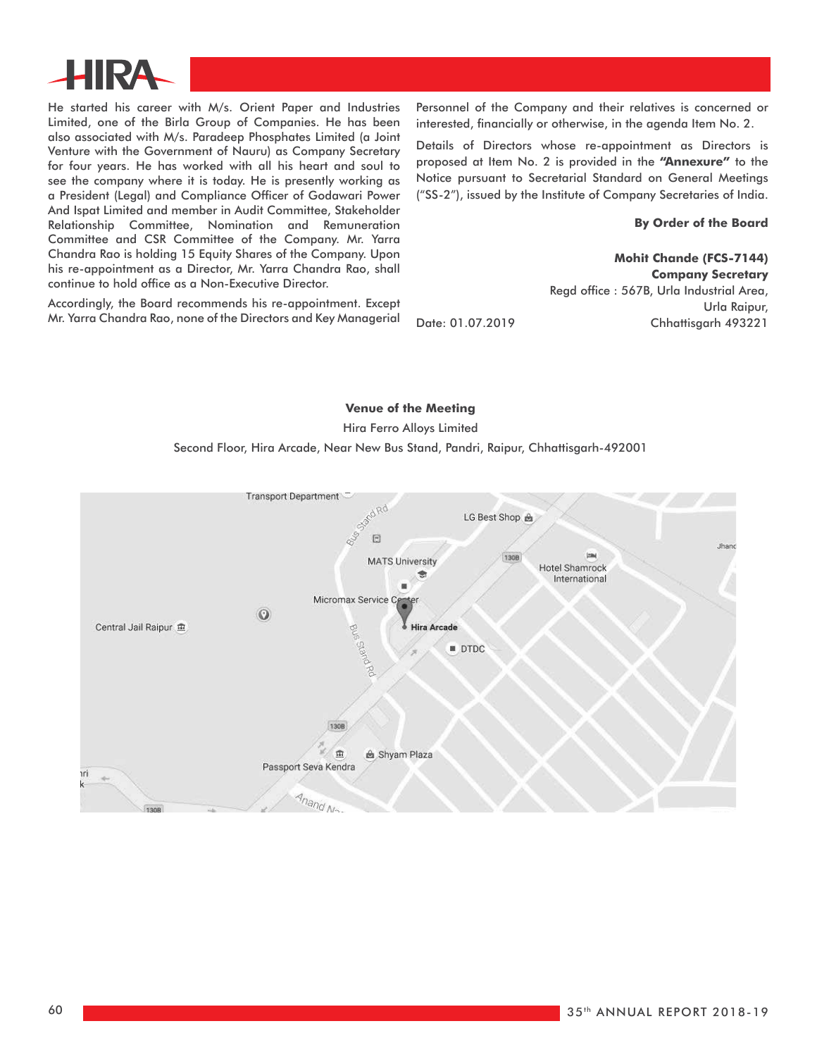He started his career with M/s. Orient Paper and Industries Limited, one of the Birla Group of Companies. He has been also associated with M/s. Paradeep Phosphates Limited (a Joint Venture with the Government of Nauru) as Company Secretary for four years. He has worked with all his heart and soul to see the company where it is today. He is presently working as a President (Legal) and Compliance Officer of Godawari Power And Ispat Limited and member in Audit Committee, Stakeholder Relationship Committee, Nomination and Remuneration Committee and CSR Committee of the Company. Mr. Yarra Chandra Rao is holding 15 Equity Shares of the Company. Upon his re-appointment as a Director, Mr. Yarra Chandra Rao, shall continue to hold office as a Non-Executive Director.

Accordingly, the Board recommends his re-appointment. Except Mr. Yarra Chandra Rao, none of the Directors and Key Managerial Personnel of the Company and their relatives is concerned or interested, financially or otherwise, in the agenda Item No. 2.

Details of Directors whose re-appointment as Directors is proposed at Item No. 2 is provided in the **"Annexure"** to the Notice pursuant to Secretarial Standard on General Meetings ("SS-2"), issued by the Institute of Company Secretaries of India.

**By Order of the Board**

**Mohit Chande (FCS-7144)**
**Company Secretary**
Regd office : 567B, Urla Industrial Area,
Urla Raipur,
Chhattisgarh 493221

Date: 01.07.2019

**Venue of the Meeting**

Hira Ferro Alloys Limited

Second Floor, Hira Arcade, Near New Bus Stand, Pandri, Raipur, Chhattisgarh-492001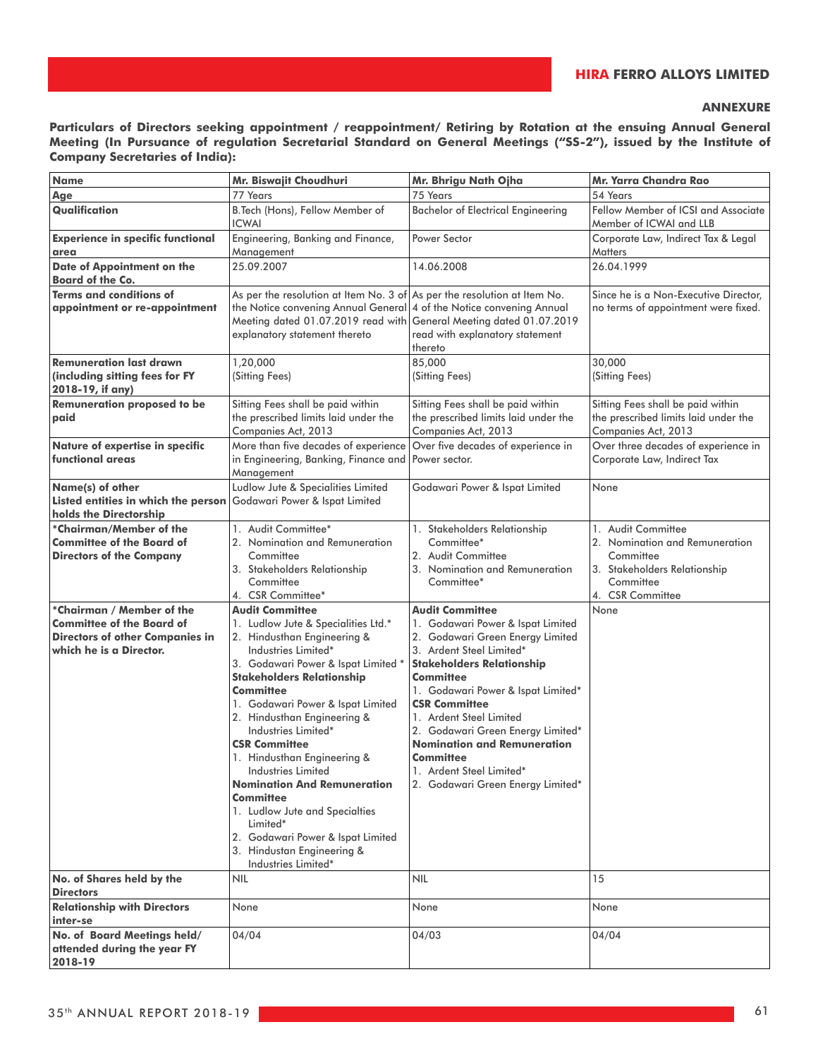## ANNEXURE

**Particulars of Directors seeking appointment / reappointment/ Retiring by Rotation at the ensuing Annual General Meeting (In Pursuance of regulation Secretarial Standard on General Meetings ("SS-2"), issued by the Institute of Company Secretaries of India):**

| **Name** | **Mr. Biswajit Choudhuri** | **Mr. Bhrigu Nath Ojha** | **Mr. Yarra Chandra Rao** |
|---|---|---|---|
| **Age** | 77 Years | 75 Years | 54 Years |
| **Qualification** | B.Tech (Hons), Fellow Member of ICWAI | Bachelor of Electrical Engineering | Fellow Member of ICSI and Associate Member of ICWAI and LLB |
| **Experience in specific functional area** | Engineering, Banking and Finance, Management | Power Sector | Corporate Law, Indirect Tax & Legal Matters |
| **Date of Appointment on the Board of the Co.** | 25.09.2007 | 14.06.2008 | 26.04.1999 |
| **Terms and conditions of appointment or re-appointment** | As per the resolution at Item No. 3 of the Notice convening Annual General Meeting dated 01.07.2019 read with explanatory statement thereto | As per the resolution at Item No. 4 of the Notice convening Annual General Meeting dated 01.07.2019 read with explanatory statement thereto | Since he is a Non-Executive Director, no terms of appointment were fixed. |
| **Remuneration last drawn (including sitting fees for FY 2018-19, if any)** | 1,20,000 (Sitting Fees) | 85,000 (Sitting Fees) | 30,000 (Sitting Fees) |
| **Remuneration proposed to be paid** | Sitting Fees shall be paid within the prescribed limits laid under the Companies Act, 2013 | Sitting Fees shall be paid within the prescribed limits laid under the Companies Act, 2013 | Sitting Fees shall be paid within the prescribed limits laid under the Companies Act, 2013 |
| **Nature of expertise in specific functional areas** | More than five decades of experience in Engineering, Banking, Finance and Management | Over five decades of experience in Power sector. | Over three decades of experience in Corporate Law, Indirect Tax |
| **Name(s) of other Listed entities in which the person holds the Directorship** | Ludlow Jute & Specialities Limited<br>Godawari Power & Ispat Limited | Godawari Power & Ispat Limited | None |
| **\*Chairman/Member of the Committee of the Board of Directors of the Company** | 1. Audit Committee*<br>2. Nomination and Remuneration Committee<br>3. Stakeholders Relationship Committee<br>4. CSR Committee* | 1. Stakeholders Relationship Committee*<br>2. Audit Committee<br>3. Nomination and Remuneration Committee* | 1. Audit Committee<br>2. Nomination and Remuneration Committee<br>3. Stakeholders Relationship Committee<br>4. CSR Committee |
| **\*Chairman / Member of the Committee of the Board of Directors of other Companies in which he is a Director.** | **Audit Committee**<br>1. Ludlow Jute & Specialities Ltd.*<br>2. Hindusthan Engineering & Industries Limited*<br>3. Godawari Power & Ispat Limited *<br>**Stakeholders Relationship Committee**<br>1. Godawari Power & Ispat Limited<br>2. Hindusthan Engineering & Industries Limited*<br>**CSR Committee**<br>1. Hindusthan Engineering & Industries Limited<br>**Nomination And Remuneration Committee**<br>1. Ludlow Jute and Specialties Limited*<br>2. Godawari Power & Ispat Limited<br>3. Hindustan Engineering & Industries Limited* | **Audit Committee**<br>1. Godawari Power & Ispat Limited<br>2. Godawari Green Energy Limited<br>3. Ardent Steel Limited*<br>**Stakeholders Relationship Committee**<br>1. Godawari Power & Ispat Limited*<br>**CSR Committee**<br>1. Ardent Steel Limited<br>2. Godawari Green Energy Limited*<br>**Nomination and Remuneration Committee**<br>1. Ardent Steel Limited*<br>2. Godawari Green Energy Limited* | None |
| **No. of Shares held by the Directors** | NIL | NIL | 15 |
| **Relationship with Directors inter-se** | None | None | None |
| **No. of Board Meetings held/ attended during the year FY 2018-19** | 04/04 | 04/03 | 04/04 |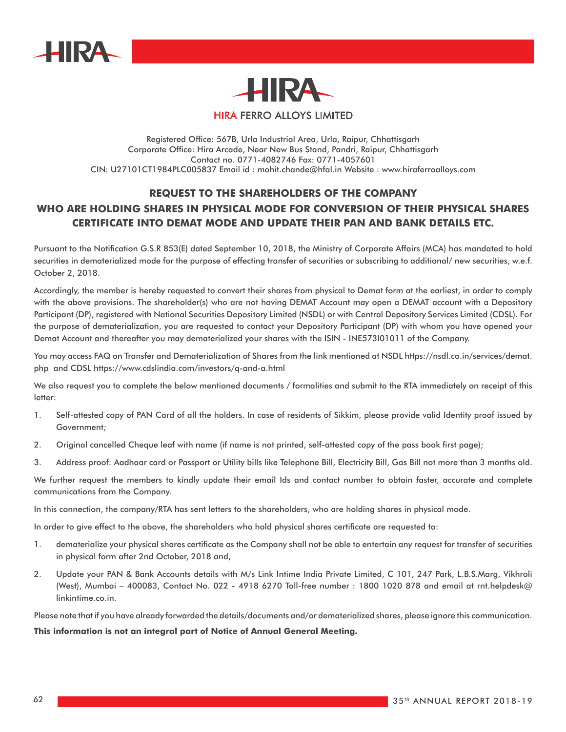# HIRA FERRO ALLOYS LIMITED

Registered Office: 567B, Urla Industrial Area, Urla, Raipur, Chhattisgarh
Corporate Office: Hira Arcade, Near New Bus Stand, Pandri, Raipur, Chhattisgarh
Contact no. 0771-4082746 Fax: 0771-4057601
CIN: U27101CT1984PLC005837 Email id : mohit.chande@hfal.in Website : www.hiraferroalloys.com

## REQUEST TO THE SHAREHOLDERS OF THE COMPANY WHO ARE HOLDING SHARES IN PHYSICAL MODE FOR CONVERSION OF THEIR PHYSICAL SHARES CERTIFICATE INTO DEMAT MODE AND UPDATE THEIR PAN AND BANK DETAILS ETC.

Pursuant to the Notification G.S.R 853(E) dated September 10, 2018, the Ministry of Corporate Affairs (MCA) has mandated to hold securities in dematerialized mode for the purpose of effecting transfer of securities or subscribing to additional/ new securities, w.e.f. October 2, 2018.

Accordingly, the member is hereby requested to convert their shares from physical to Demat form at the earliest, in order to comply with the above provisions. The shareholder(s) who are not having DEMAT Account may open a DEMAT account with a Depository Participant (DP), registered with National Securities Depository Limited (NSDL) or with Central Depository Services Limited (CDSL). For the purpose of dematerialization, you are requested to contact your Depository Participant (DP) with whom you have opened your Demat Account and thereafter you may dematerialized your shares with the ISIN - INE573I01011 of the Company.

You may access FAQ on Transfer and Dematerialization of Shares from the link mentioned at NSDL https://nsdl.co.in/services/demat.php and CDSL https://www.cdslindia.com/investors/q-and-a.html

We also request you to complete the below mentioned documents / formalities and submit to the RTA immediately on receipt of this letter:

1. Self-attested copy of PAN Card of all the holders. In case of residents of Sikkim, please provide valid Identity proof issued by Government;
2. Original cancelled Cheque leaf with name (if name is not printed, self-attested copy of the pass book first page);
3. Address proof: Aadhaar card or Passport or Utility bills like Telephone Bill, Electricity Bill, Gas Bill not more than 3 months old.

We further request the members to kindly update their email Ids and contact number to obtain faster, accurate and complete communications from the Company.

In this connection, the company/RTA has sent letters to the shareholders, who are holding shares in physical mode.

In order to give effect to the above, the shareholders who hold physical shares certificate are requested to:

1. dematerialize your physical shares certificate as the Company shall not be able to entertain any request for transfer of securities in physical form after 2nd October, 2018 and,
2. Update your PAN & Bank Accounts details with M/s Link Intime India Private Limited, C 101, 247 Park, L.B.S.Marg, Vikhroli (West), Mumbai – 400083, Contact No. 022 - 4918 6270 Toll-free number : 1800 1020 878 and email at rnt.helpdesk@linkintime.co.in.

Please note that if you have already forwarded the details/documents and/or dematerialized shares, please ignore this communication.

**This information is not an integral part of Notice of Annual General Meeting.**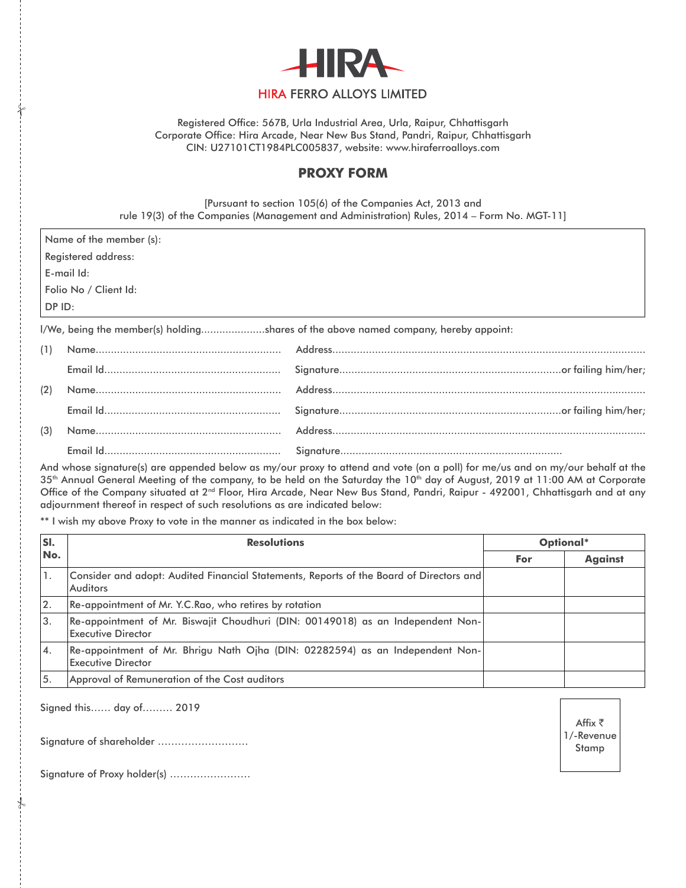HIRA

HIRA FERRO ALLOYS LIMITED

Registered Office: 567B, Urla Industrial Area, Urla, Raipur, Chhattisgarh
Corporate Office: Hira Arcade, Near New Bus Stand, Pandri, Raipur, Chhattisgarh
CIN: U27101CT1984PLC005837, website: www.hiraferroalloys.com

## PROXY FORM

[Pursuant to section 105(6) of the Companies Act, 2013 and
rule 19(3) of the Companies (Management and Administration) Rules, 2014 – Form No. MGT-11]

Name of the member (s):
Registered address:
E-mail Id:
Folio No / Client Id:
DP ID:

I/We, being the member(s) holding....................shares of the above named company, hereby appoint:

(1) Name............................................................ Address......................................................................................................
Email Id......................................................... Signature........................................................................or failing him/her;

(2) Name............................................................ Address......................................................................................................
Email Id......................................................... Signature........................................................................or failing him/her;

(3) Name............................................................ Address......................................................................................................
Email Id......................................................... Signature........................................................................

And whose signature(s) are appended below as my/our proxy to attend and vote (on a poll) for me/us and on my/our behalf at the 35th Annual General Meeting of the company, to be held on the Saturday the 10th day of August, 2019 at 11:00 AM at Corporate Office of the Company situated at 2nd Floor, Hira Arcade, Near New Bus Stand, Pandri, Raipur - 492001, Chhattisgarh and at any adjournment thereof in respect of such resolutions as are indicated below:

** I wish my above Proxy to vote in the manner as indicated in the box below:

| Sl. No. | Resolutions | Optional* | |
|---|---|---|---|
| | | For | Against |
| 1. | Consider and adopt: Audited Financial Statements, Reports of the Board of Directors and Auditors | | |
| 2. | Re-appointment of Mr. Y.C.Rao, who retires by rotation | | |
| 3. | Re-appointment of Mr. Biswajit Choudhuri (DIN: 00149018) as an Independent Non-Executive Director | | |
| 4. | Re-appointment of Mr. Bhrigu Nath Ojha (DIN: 02282594) as an Independent Non-Executive Director | | |
| 5. | Approval of Remuneration of the Cost auditors | | |

Signed this...... day of......... 2019

Signature of shareholder ...........................

Signature of Proxy holder(s) ........................

Affix ₹ 1/-Revenue Stamp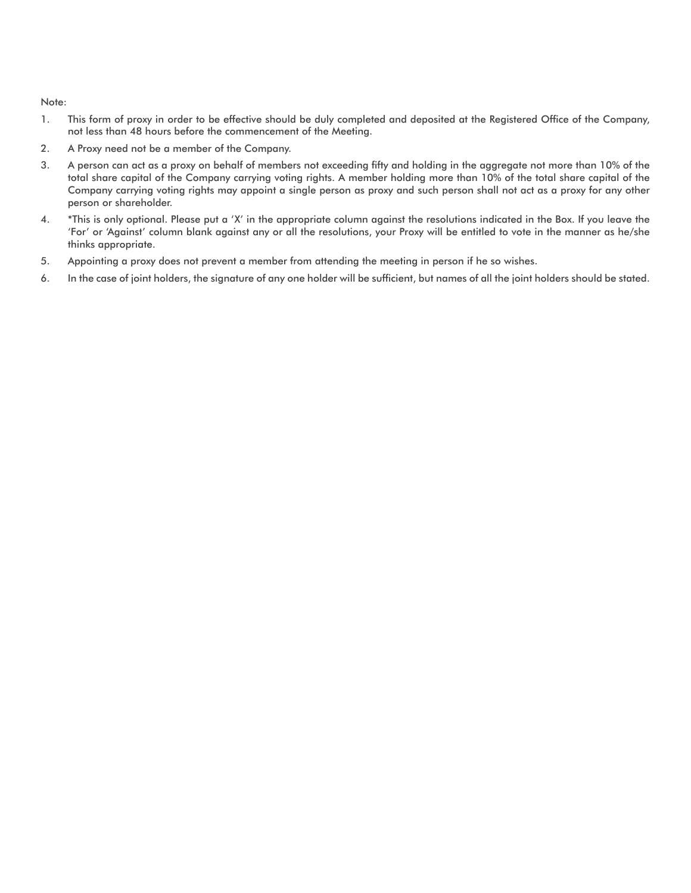Note:

1. This form of proxy in order to be effective should be duly completed and deposited at the Registered Office of the Company, not less than 48 hours before the commencement of the Meeting.
2. A Proxy need not be a member of the Company.
3. A person can act as a proxy on behalf of members not exceeding fifty and holding in the aggregate not more than 10% of the total share capital of the Company carrying voting rights. A member holding more than 10% of the total share capital of the Company carrying voting rights may appoint a single person as proxy and such person shall not act as a proxy for any other person or shareholder.
4. *This is only optional. Please put a 'X' in the appropriate column against the resolutions indicated in the Box. If you leave the 'For' or 'Against' column blank against any or all the resolutions, your Proxy will be entitled to vote in the manner as he/she thinks appropriate.
5. Appointing a proxy does not prevent a member from attending the meeting in person if he so wishes.
6. In the case of joint holders, the signature of any one holder will be sufficient, but names of all the joint holders should be stated.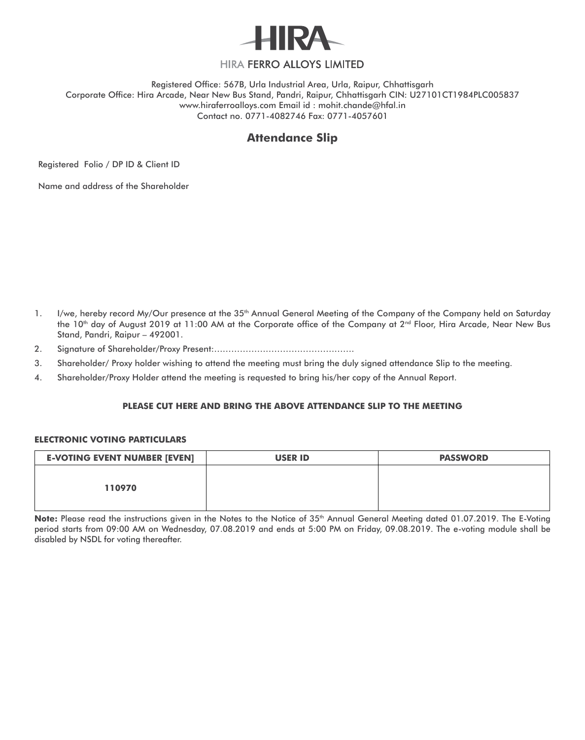# HIRA

HIRA FERRO ALLOYS LIMITED

Registered Office: 567B, Urla Industrial Area, Urla, Raipur, Chhattisgarh
Corporate Office: Hira Arcade, Near New Bus Stand, Pandri, Raipur, Chhattisgarh CIN: U27101CT1984PLC005837
www.hiraferroalloys.com Email id : mohit.chande@hfal.in
Contact no. 0771-4082746 Fax: 0771-4057601

## Attendance Slip

Registered Folio / DP ID & Client ID

Name and address of the Shareholder

1. I/we, hereby record My/Our presence at the 35th Annual General Meeting of the Company of the Company held on Saturday the 10th day of August 2019 at 11:00 AM at the Corporate office of the Company at 2nd Floor, Hira Arcade, Near New Bus Stand, Pandri, Raipur – 492001.
2. Signature of Shareholder/Proxy Present:…………………………………………
3. Shareholder/ Proxy holder wishing to attend the meeting must bring the duly signed attendance Slip to the meeting.
4. Shareholder/Proxy Holder attend the meeting is requested to bring his/her copy of the Annual Report.

**PLEASE CUT HERE AND BRING THE ABOVE ATTENDANCE SLIP TO THE MEETING**

**ELECTRONIC VOTING PARTICULARS**

| E-VOTING EVENT NUMBER [EVEN] | USER ID | PASSWORD |
|---|---|---|
| 110970 | | |

**Note:** Please read the instructions given in the Notes to the Notice of 35th Annual General Meeting dated 01.07.2019. The E-Voting period starts from 09:00 AM on Wednesday, 07.08.2019 and ends at 5:00 PM on Friday, 09.08.2019. The e-voting module shall be disabled by NSDL for voting thereafter.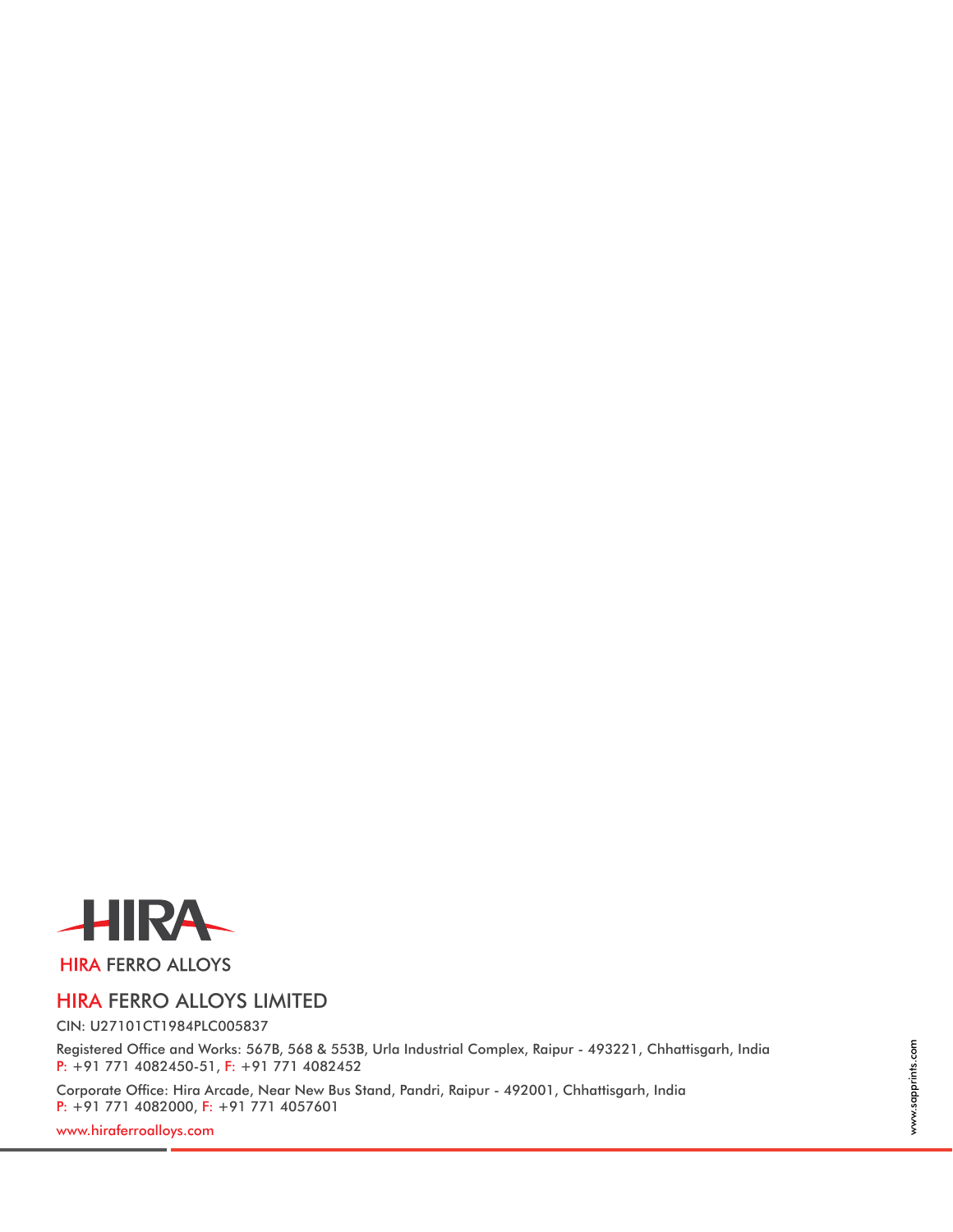HIRA

HIRA FERRO ALLOYS

## HIRA FERRO ALLOYS LIMITED

CIN: U27101CT1984PLC005837

Registered Office and Works: 567B, 568 & 553B, Urla Industrial Complex, Raipur - 493221, Chhattisgarh, India
P: +91 771 4082450-51, F: +91 771 4082452

Corporate Office: Hira Arcade, Near New Bus Stand, Pandri, Raipur - 492001, Chhattisgarh, India
P: +91 771 4082000, F: +91 771 4057601

www.hiraferroalloys.com

www.sapprints.com